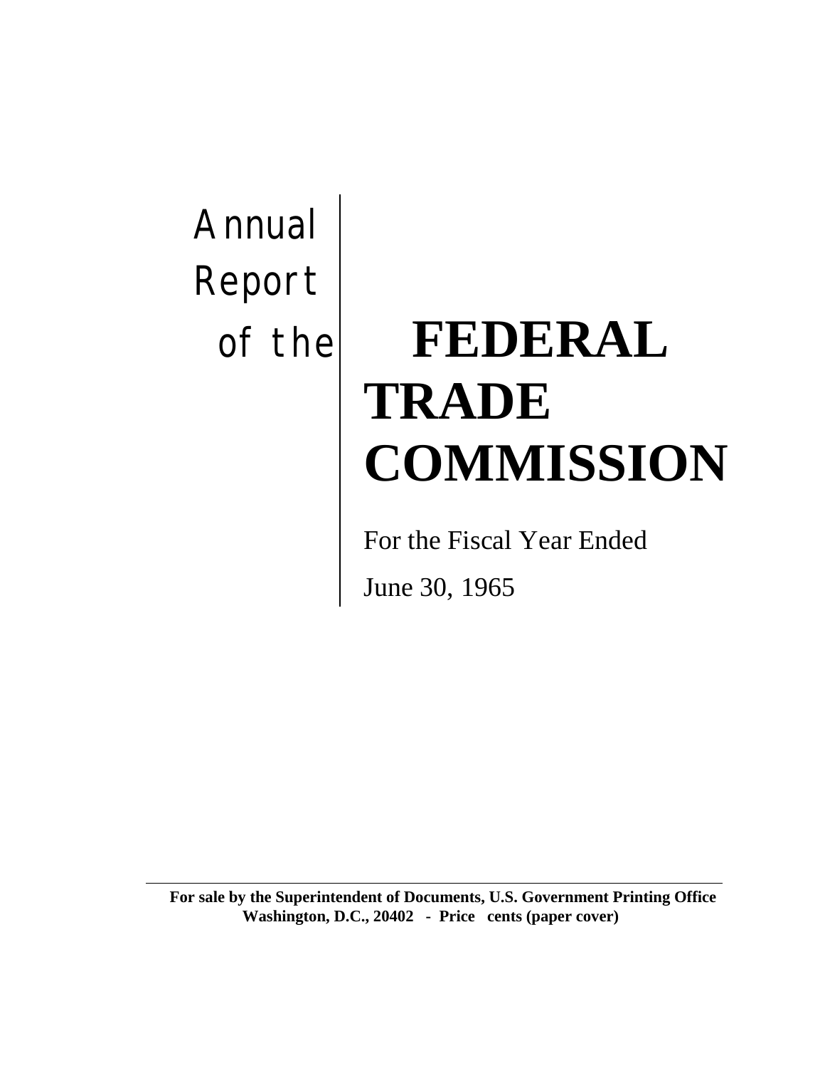# Annual Report of the FEDERAL TRADE COMMISSION

For the Fiscal Year Ended

June 30, 1965

---

**For sale by the Superintendent of Documents, U.S. Government Printing Office Washington, D.C., 20402 - Price cents (paper cover)**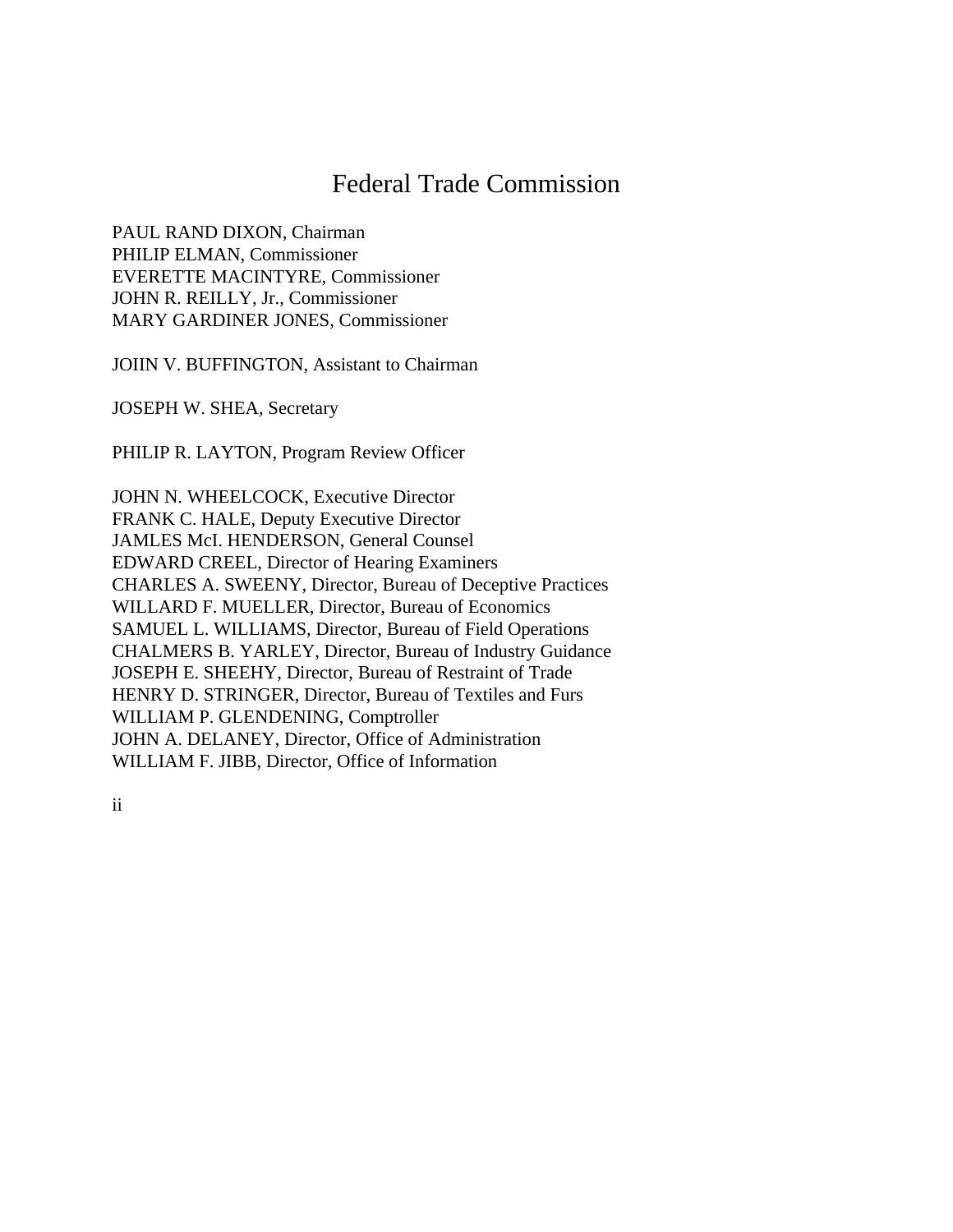# Federal Trade Commission

PAUL RAND DIXON, Chairman
PHILIP ELMAN, Commissioner
EVERETTE MACINTYRE, Commissioner
JOHN R. REILLY, Jr., Commissioner
MARY GARDINER JONES, Commissioner

JOIIN V. BUFFINGTON, Assistant to Chairman

JOSEPH W. SHEA, Secretary

PHILIP R. LAYTON, Program Review Officer

JOHN N. WHEELCOCK, Executive Director
FRANK C. HALE, Deputy Executive Director
JAMLES McI. HENDERSON, General Counsel
EDWARD CREEL, Director of Hearing Examiners
CHARLES A. SWEENY, Director, Bureau of Deceptive Practices
WILLARD F. MUELLER, Director, Bureau of Economics
SAMUEL L. WILLIAMS, Director, Bureau of Field Operations
CHALMERS B. YARLEY, Director, Bureau of Industry Guidance
JOSEPH E. SHEEHY, Director, Bureau of Restraint of Trade
HENRY D. STRINGER, Director, Bureau of Textiles and Furs
WILLIAM P. GLENDENING, Comptroller
JOHN A. DELANEY, Director, Office of Administration
WILLIAM F. JIBB, Director, Office of Information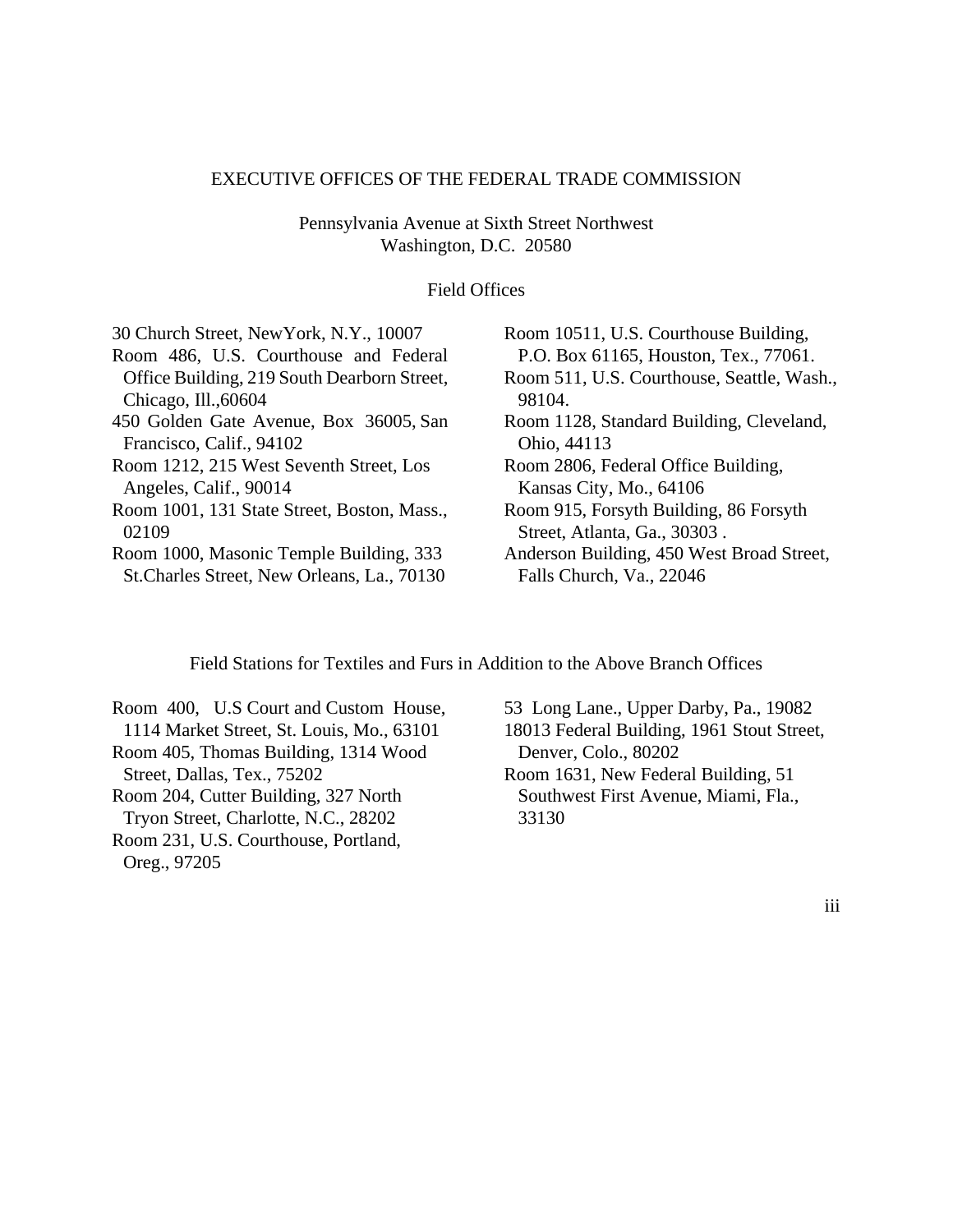# EXECUTIVE OFFICES OF THE FEDERAL TRADE COMMISSION

Pennsylvania Avenue at Sixth Street Northwest
Washington, D.C. 20580

## Field Offices

30 Church Street, NewYork, N.Y., 10007

Room 486, U.S. Courthouse and Federal Office Building, 219 South Dearborn Street, Chicago, Ill.,60604

450 Golden Gate Avenue, Box 36005, San Francisco, Calif., 94102

Room 1212, 215 West Seventh Street, Los Angeles, Calif., 90014

Room 1001, 131 State Street, Boston, Mass., 02109

Room 1000, Masonic Temple Building, 333 St.Charles Street, New Orleans, La., 70130

Room 10511, U.S. Courthouse Building, P.O. Box 61165, Houston, Tex., 77061.

Room 511, U.S. Courthouse, Seattle, Wash., 98104.

Room 1128, Standard Building, Cleveland, Ohio, 44113

Room 2806, Federal Office Building, Kansas City, Mo., 64106

Room 915, Forsyth Building, 86 Forsyth Street, Atlanta, Ga., 30303 .

Anderson Building, 450 West Broad Street, Falls Church, Va., 22046

## Field Stations for Textiles and Furs in Addition to the Above Branch Offices

Room 400, U.S Court and Custom House, 1114 Market Street, St. Louis, Mo., 63101

Room 405, Thomas Building, 1314 Wood Street, Dallas, Tex., 75202

Room 204, Cutter Building, 327 North Tryon Street, Charlotte, N.C., 28202

Room 231, U.S. Courthouse, Portland, Oreg., 97205

53 Long Lane., Upper Darby, Pa., 19082

18013 Federal Building, 1961 Stout Street, Denver, Colo., 80202

Room 1631, New Federal Building, 51 Southwest First Avenue, Miami, Fla., 33130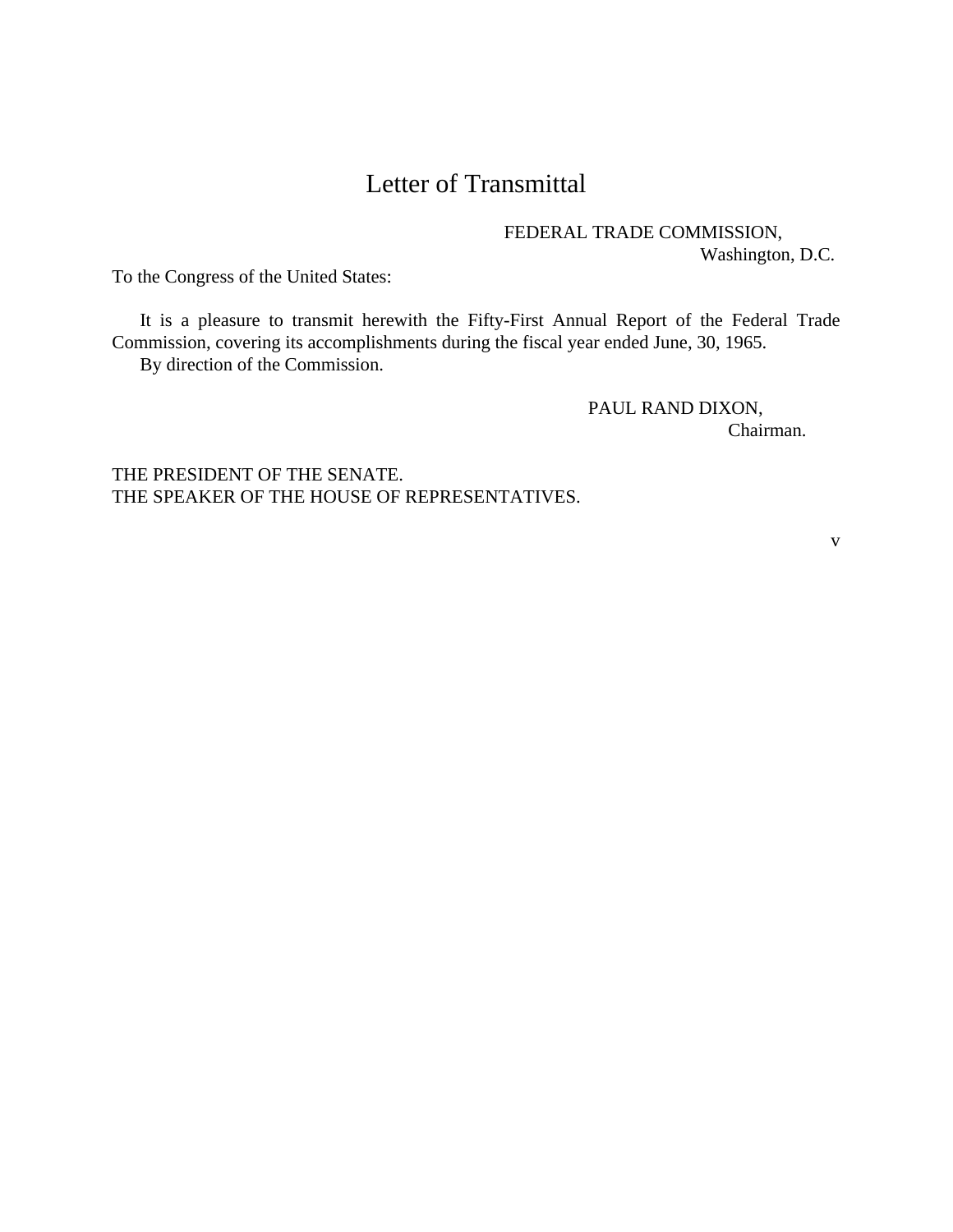# Letter of Transmittal

FEDERAL TRADE COMMISSION,
Washington, D.C.

To the Congress of the United States:

It is a pleasure to transmit herewith the Fifty-First Annual Report of the Federal Trade Commission, covering its accomplishments during the fiscal year ended June, 30, 1965.

By direction of the Commission.

PAUL RAND DIXON,
Chairman.

THE PRESIDENT OF THE SENATE.
THE SPEAKER OF THE HOUSE OF REPRESENTATIVES.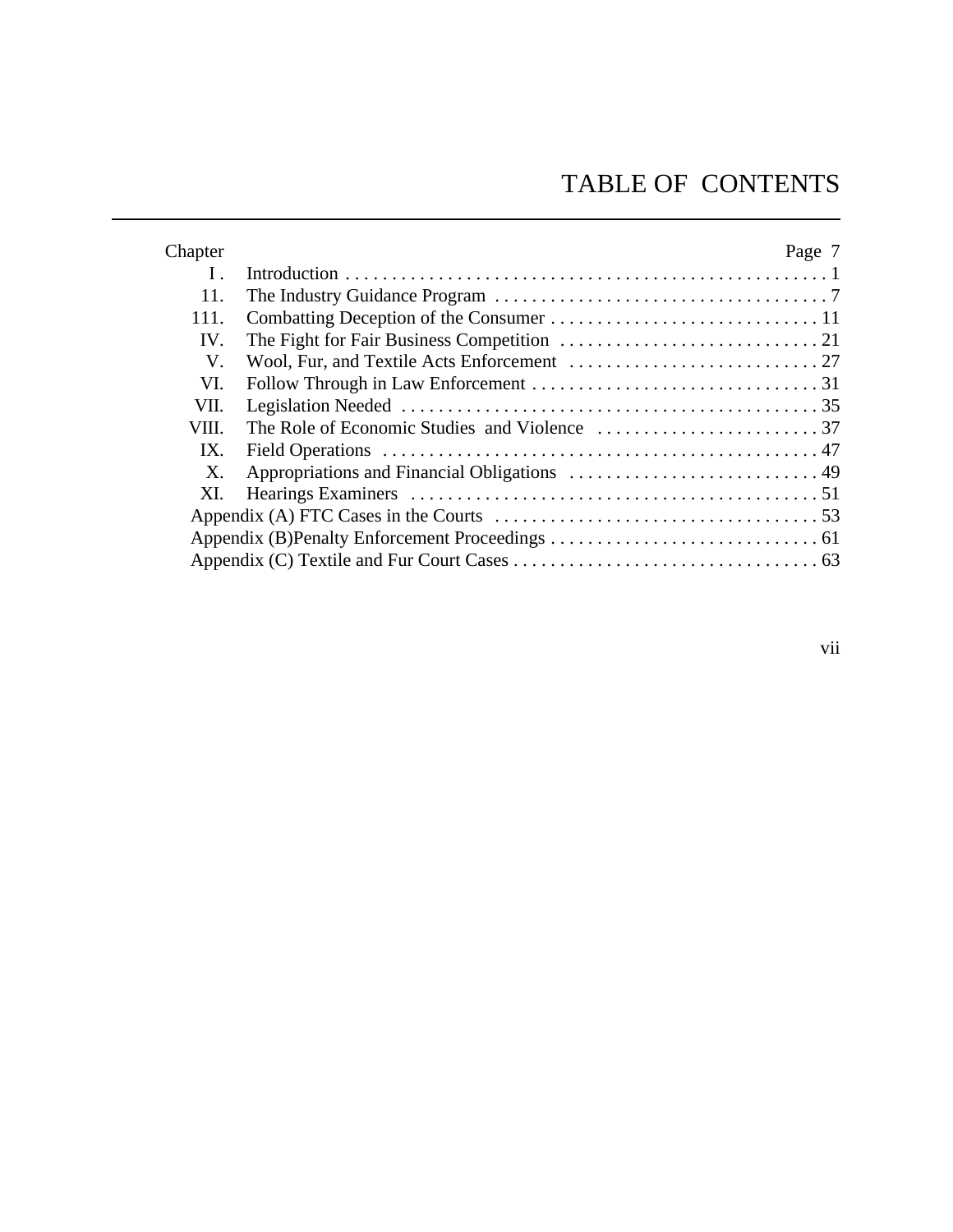# TABLE OF CONTENTS

| Chapter | | Page 7 |
|---|---|---|
| I . | Introduction | 1 |
| 11. | The Industry Guidance Program | 7 |
| 111. | Combatting Deception of the Consumer | 11 |
| IV. | The Fight for Fair Business Competition | 21 |
| V. | Wool, Fur, and Textile Acts Enforcement | 27 |
| VI. | Follow Through in Law Enforcement | 31 |
| VII. | Legislation Needed | 35 |
| VIII. | The Role of Economic Studies and Violence | 37 |
| IX. | Field Operations | 47 |
| X. | Appropriations and Financial Obligations | 49 |
| XI. | Hearings Examiners | 51 |
| | Appendix (A) FTC Cases in the Courts | 53 |
| | Appendix (B)Penalty Enforcement Proceedings | 61 |
| | Appendix (C) Textile and Fur Court Cases | 63 |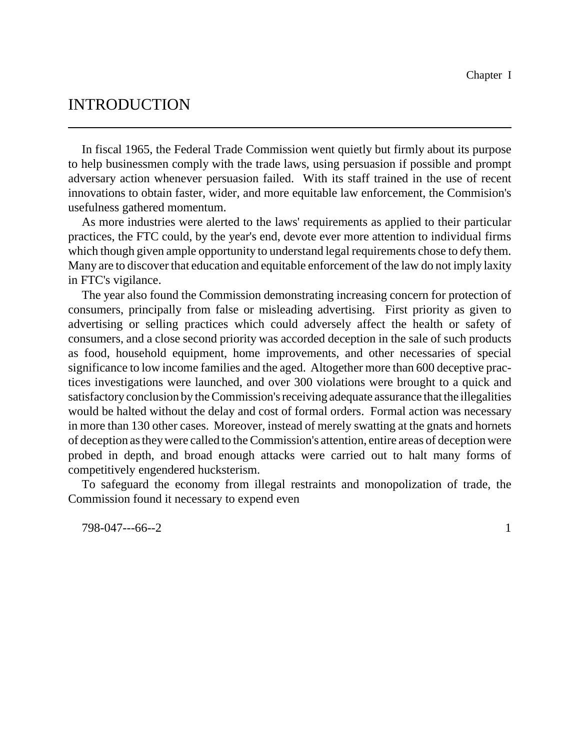Chapter I

# INTRODUCTION

In fiscal 1965, the Federal Trade Commission went quietly but firmly about its purpose to help businessmen comply with the trade laws, using persuasion if possible and prompt adversary action whenever persuasion failed. With its staff trained in the use of recent innovations to obtain faster, wider, and more equitable law enforcement, the Commision's usefulness gathered momentum.

As more industries were alerted to the laws' requirements as applied to their particular practices, the FTC could, by the year's end, devote ever more attention to individual firms which though given ample opportunity to understand legal requirements chose to defy them. Many are to discover that education and equitable enforcement of the law do not imply laxity in FTC's vigilance.

The year also found the Commission demonstrating increasing concern for protection of consumers, principally from false or misleading advertising. First priority as given to advertising or selling practices which could adversely affect the health or safety of consumers, and a close second priority was accorded deception in the sale of such products as food, household equipment, home improvements, and other necessaries of special significance to low income families and the aged. Altogether more than 600 deceptive practices investigations were launched, and over 300 violations were brought to a quick and satisfactory conclusion by the Commission's receiving adequate assurance that the illegalities would be halted without the delay and cost of formal orders. Formal action was necessary in more than 130 other cases. Moreover, instead of merely swatting at the gnats and hornets of deception as they were called to the Commission's attention, entire areas of deception were probed in depth, and broad enough attacks were carried out to halt many forms of competitively engendered hucksterism.

To safeguard the economy from illegal restraints and monopolization of trade, the Commission found it necessary to expend even

798-047---66--2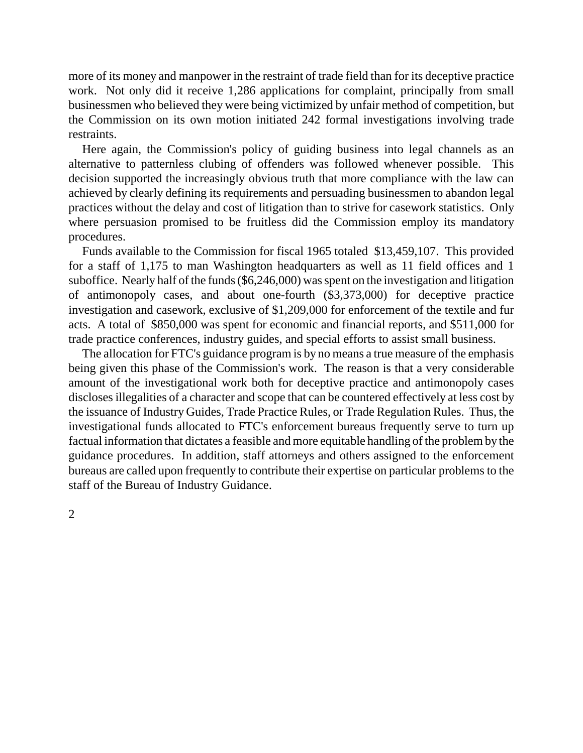more of its money and manpower in the restraint of trade field than for its deceptive practice work. Not only did it receive 1,286 applications for complaint, principally from small businessmen who believed they were being victimized by unfair method of competition, but the Commission on its own motion initiated 242 formal investigations involving trade restraints.

Here again, the Commission's policy of guiding business into legal channels as an alternative to patternless clubing of offenders was followed whenever possible. This decision supported the increasingly obvious truth that more compliance with the law can achieved by clearly defining its requirements and persuading businessmen to abandon legal practices without the delay and cost of litigation than to strive for casework statistics. Only where persuasion promised to be fruitless did the Commission employ its mandatory procedures.

Funds available to the Commission for fiscal 1965 totaled $13,459,107. This provided for a staff of 1,175 to man Washington headquarters as well as 11 field offices and 1 suboffice. Nearly half of the funds ($6,246,000) was spent on the investigation and litigation of antimonopoly cases, and about one-fourth ($3,373,000) for deceptive practice investigation and casework, exclusive of $1,209,000 for enforcement of the textile and fur acts. A total of $850,000 was spent for economic and financial reports, and $511,000 for trade practice conferences, industry guides, and special efforts to assist small business.

The allocation for FTC's guidance program is by no means a true measure of the emphasis being given this phase of the Commission's work. The reason is that a very considerable amount of the investigational work both for deceptive practice and antimonopoly cases discloses illegalities of a character and scope that can be countered effectively at less cost by the issuance of Industry Guides, Trade Practice Rules, or Trade Regulation Rules. Thus, the investigational funds allocated to FTC's enforcement bureaus frequently serve to turn up factual information that dictates a feasible and more equitable handling of the problem by the guidance procedures. In addition, staff attorneys and others assigned to the enforcement bureaus are called upon frequently to contribute their expertise on particular problems to the staff of the Bureau of Industry Guidance.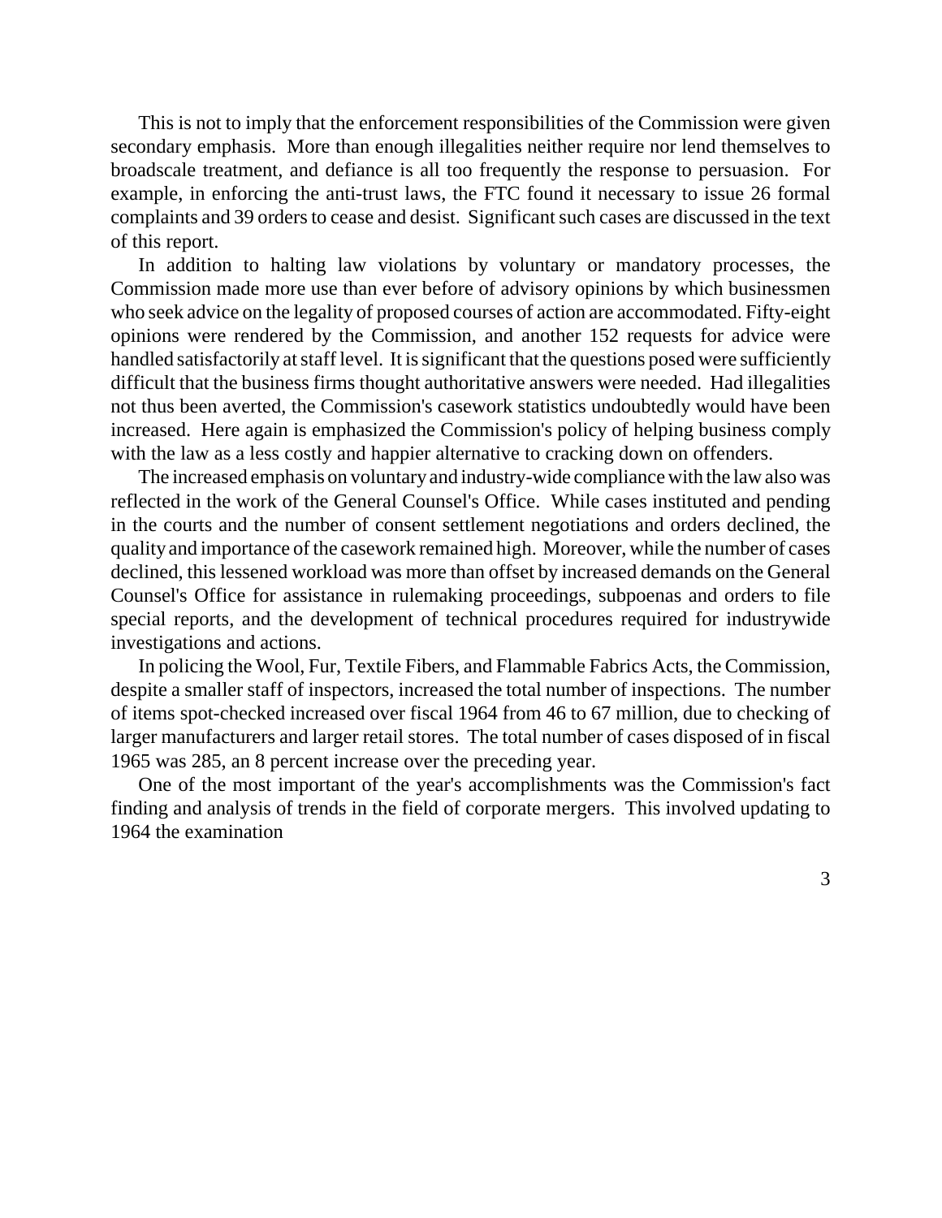This is not to imply that the enforcement responsibilities of the Commission were given secondary emphasis. More than enough illegalities neither require nor lend themselves to broadscale treatment, and defiance is all too frequently the response to persuasion. For example, in enforcing the anti-trust laws, the FTC found it necessary to issue 26 formal complaints and 39 orders to cease and desist. Significant such cases are discussed in the text of this report.

In addition to halting law violations by voluntary or mandatory processes, the Commission made more use than ever before of advisory opinions by which businessmen who seek advice on the legality of proposed courses of action are accommodated. Fifty-eight opinions were rendered by the Commission, and another 152 requests for advice were handled satisfactorily at staff level. It is significant that the questions posed were sufficiently difficult that the business firms thought authoritative answers were needed. Had illegalities not thus been averted, the Commission's casework statistics undoubtedly would have been increased. Here again is emphasized the Commission's policy of helping business comply with the law as a less costly and happier alternative to cracking down on offenders.

The increased emphasis on voluntary and industry-wide compliance with the law also was reflected in the work of the General Counsel's Office. While cases instituted and pending in the courts and the number of consent settlement negotiations and orders declined, the quality and importance of the casework remained high. Moreover, while the number of cases declined, this lessened workload was more than offset by increased demands on the General Counsel's Office for assistance in rulemaking proceedings, subpoenas and orders to file special reports, and the development of technical procedures required for industrywide investigations and actions.

In policing the Wool, Fur, Textile Fibers, and Flammable Fabrics Acts, the Commission, despite a smaller staff of inspectors, increased the total number of inspections. The number of items spot-checked increased over fiscal 1964 from 46 to 67 million, due to checking of larger manufacturers and larger retail stores. The total number of cases disposed of in fiscal 1965 was 285, an 8 percent increase over the preceding year.

One of the most important of the year's accomplishments was the Commission's fact finding and analysis of trends in the field of corporate mergers. This involved updating to 1964 the examination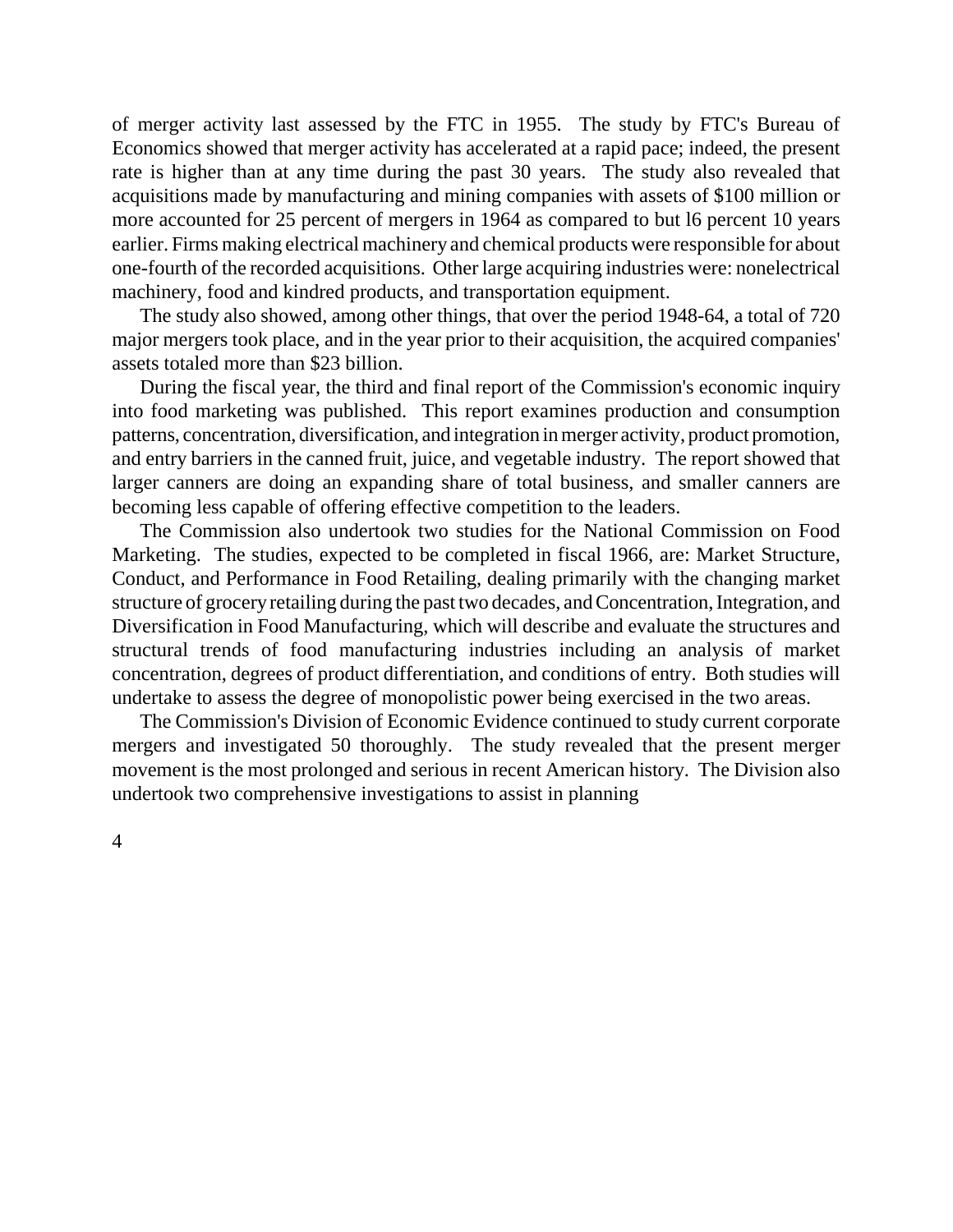of merger activity last assessed by the FTC in 1955. The study by FTC's Bureau of Economics showed that merger activity has accelerated at a rapid pace; indeed, the present rate is higher than at any time during the past 30 years. The study also revealed that acquisitions made by manufacturing and mining companies with assets of $100 million or more accounted for 25 percent of mergers in 1964 as compared to but l6 percent 10 years earlier. Firms making electrical machinery and chemical products were responsible for about one-fourth of the recorded acquisitions. Other large acquiring industries were: nonelectrical machinery, food and kindred products, and transportation equipment.

The study also showed, among other things, that over the period 1948-64, a total of 720 major mergers took place, and in the year prior to their acquisition, the acquired companies' assets totaled more than $23 billion.

During the fiscal year, the third and final report of the Commission's economic inquiry into food marketing was published. This report examines production and consumption patterns, concentration, diversification, and integration in merger activity, product promotion, and entry barriers in the canned fruit, juice, and vegetable industry. The report showed that larger canners are doing an expanding share of total business, and smaller canners are becoming less capable of offering effective competition to the leaders.

The Commission also undertook two studies for the National Commission on Food Marketing. The studies, expected to be completed in fiscal 1966, are: Market Structure, Conduct, and Performance in Food Retailing, dealing primarily with the changing market structure of grocery retailing during the past two decades, and Concentration, Integration, and Diversification in Food Manufacturing, which will describe and evaluate the structures and structural trends of food manufacturing industries including an analysis of market concentration, degrees of product differentiation, and conditions of entry. Both studies will undertake to assess the degree of monopolistic power being exercised in the two areas.

The Commission's Division of Economic Evidence continued to study current corporate mergers and investigated 50 thoroughly. The study revealed that the present merger movement is the most prolonged and serious in recent American history. The Division also undertook two comprehensive investigations to assist in planning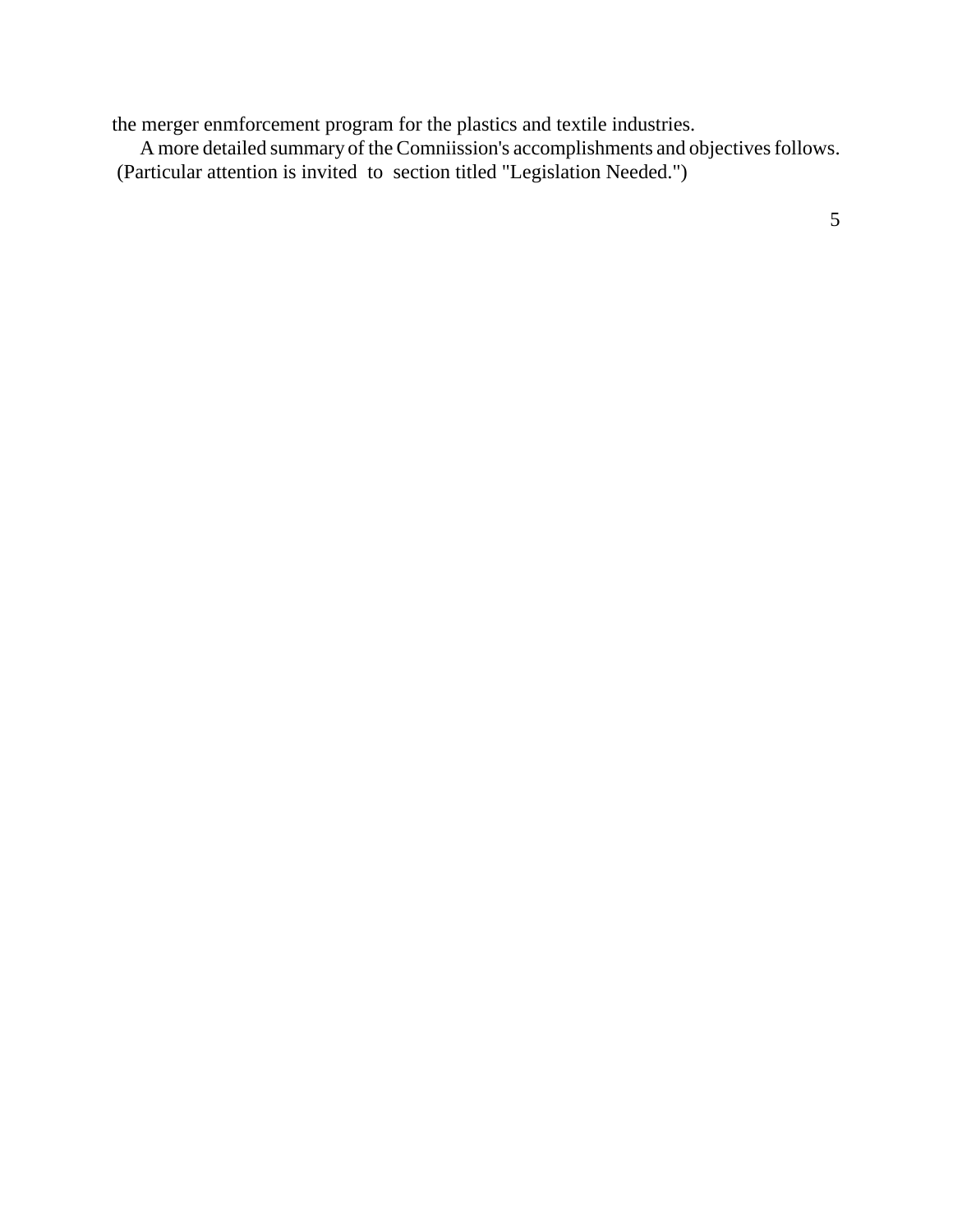the merger enmforcement program for the plastics and textile industries.

A more detailed summary of the Comniission's accomplishments and objectives follows. (Particular attention is invited to section titled "Legislation Needed.")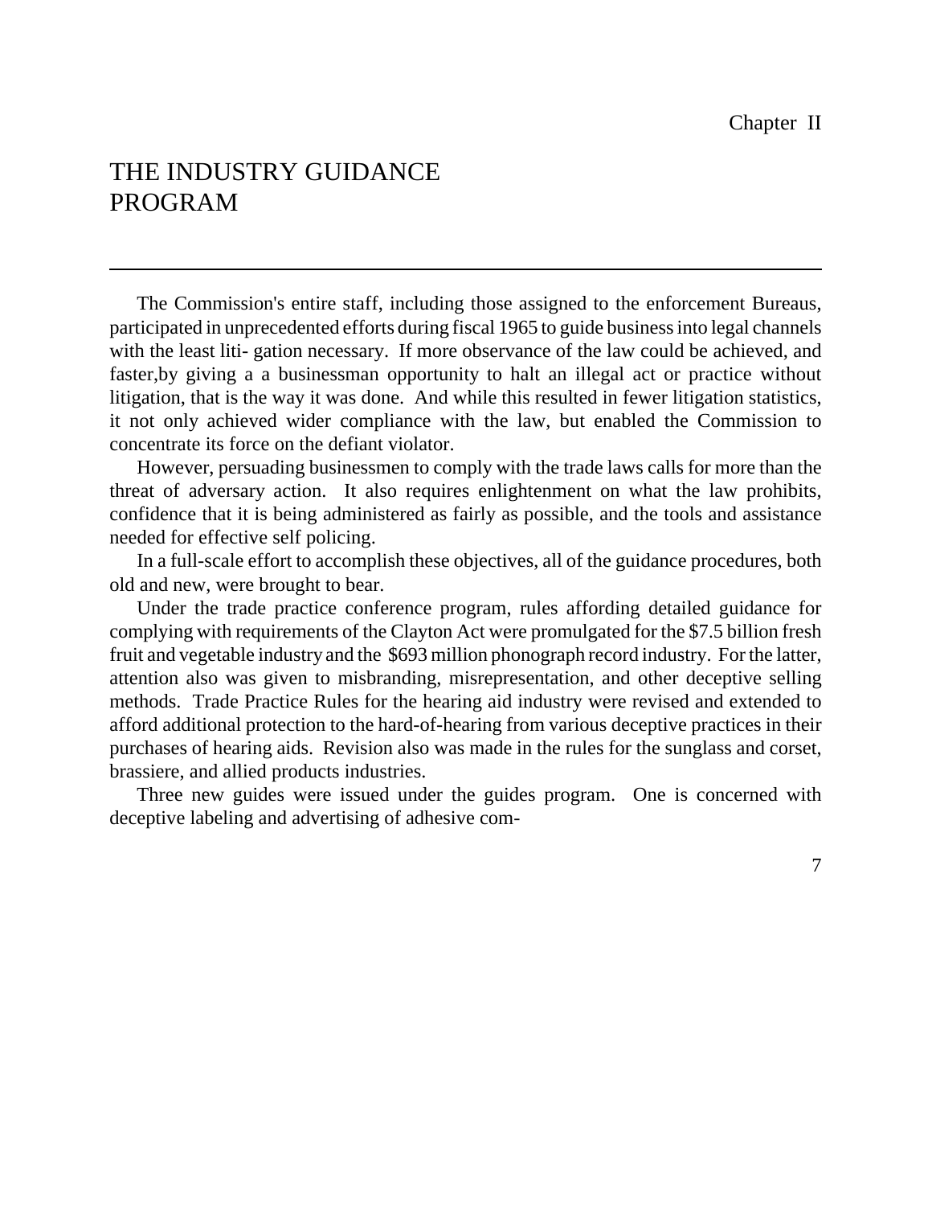Chapter II

# THE INDUSTRY GUIDANCE PROGRAM

The Commission's entire staff, including those assigned to the enforcement Bureaus, participated in unprecedented efforts during fiscal 1965 to guide business into legal channels with the least liti- gation necessary. If more observance of the law could be achieved, and faster,by giving a a businessman opportunity to halt an illegal act or practice without litigation, that is the way it was done. And while this resulted in fewer litigation statistics, it not only achieved wider compliance with the law, but enabled the Commission to concentrate its force on the defiant violator.

However, persuading businessmen to comply with the trade laws calls for more than the threat of adversary action. It also requires enlightenment on what the law prohibits, confidence that it is being administered as fairly as possible, and the tools and assistance needed for effective self policing.

In a full-scale effort to accomplish these objectives, all of the guidance procedures, both old and new, were brought to bear.

Under the trade practice conference program, rules affording detailed guidance for complying with requirements of the Clayton Act were promulgated for the $7.5 billion fresh fruit and vegetable industry and the $693 million phonograph record industry. For the latter, attention also was given to misbranding, misrepresentation, and other deceptive selling methods. Trade Practice Rules for the hearing aid industry were revised and extended to afford additional protection to the hard-of-hearing from various deceptive practices in their purchases of hearing aids. Revision also was made in the rules for the sunglass and corset, brassiere, and allied products industries.

Three new guides were issued under the guides program. One is concerned with deceptive labeling and advertising of adhesive com-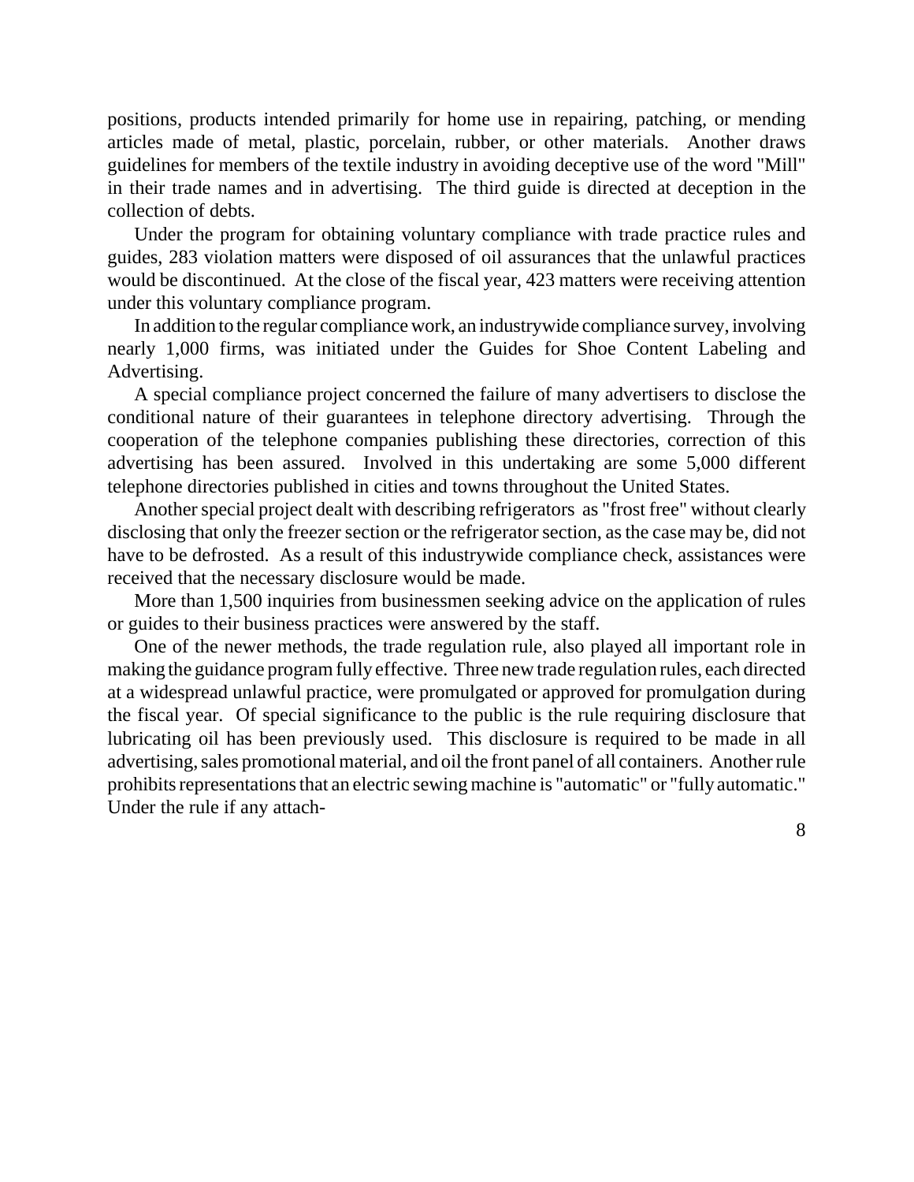positions, products intended primarily for home use in repairing, patching, or mending articles made of metal, plastic, porcelain, rubber, or other materials. Another draws guidelines for members of the textile industry in avoiding deceptive use of the word "Mill" in their trade names and in advertising. The third guide is directed at deception in the collection of debts.

Under the program for obtaining voluntary compliance with trade practice rules and guides, 283 violation matters were disposed of oil assurances that the unlawful practices would be discontinued. At the close of the fiscal year, 423 matters were receiving attention under this voluntary compliance program.

In addition to the regular compliance work, an industrywide compliance survey, involving nearly 1,000 firms, was initiated under the Guides for Shoe Content Labeling and Advertising.

A special compliance project concerned the failure of many advertisers to disclose the conditional nature of their guarantees in telephone directory advertising. Through the cooperation of the telephone companies publishing these directories, correction of this advertising has been assured. Involved in this undertaking are some 5,000 different telephone directories published in cities and towns throughout the United States.

Another special project dealt with describing refrigerators as "frost free" without clearly disclosing that only the freezer section or the refrigerator section, as the case may be, did not have to be defrosted. As a result of this industrywide compliance check, assistances were received that the necessary disclosure would be made.

More than 1,500 inquiries from businessmen seeking advice on the application of rules or guides to their business practices were answered by the staff.

One of the newer methods, the trade regulation rule, also played all important role in making the guidance program fully effective. Three new trade regulation rules, each directed at a widespread unlawful practice, were promulgated or approved for promulgation during the fiscal year. Of special significance to the public is the rule requiring disclosure that lubricating oil has been previously used. This disclosure is required to be made in all advertising, sales promotional material, and oil the front panel of all containers. Another rule prohibits representations that an electric sewing machine is "automatic" or "fully automatic." Under the rule if any attach-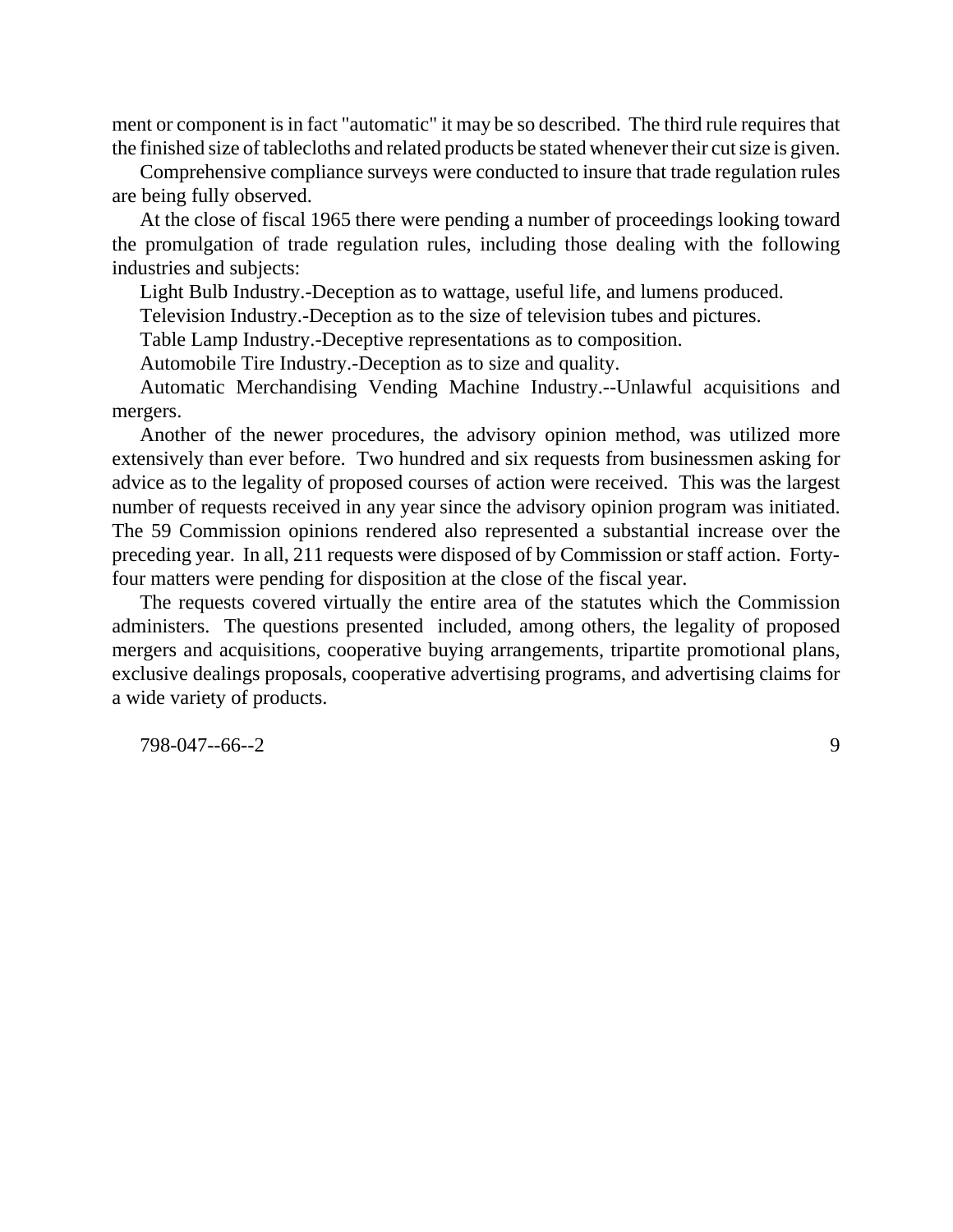ment or component is in fact "automatic" it may be so described. The third rule requires that the finished size of tablecloths and related products be stated whenever their cut size is given.

Comprehensive compliance surveys were conducted to insure that trade regulation rules are being fully observed.

At the close of fiscal 1965 there were pending a number of proceedings looking toward the promulgation of trade regulation rules, including those dealing with the following industries and subjects:

Light Bulb Industry.-Deception as to wattage, useful life, and lumens produced.

Television Industry.-Deception as to the size of television tubes and pictures.

Table Lamp Industry.-Deceptive representations as to composition.

Automobile Tire Industry.-Deception as to size and quality.

Automatic Merchandising Vending Machine Industry.--Unlawful acquisitions and mergers.

Another of the newer procedures, the advisory opinion method, was utilized more extensively than ever before. Two hundred and six requests from businessmen asking for advice as to the legality of proposed courses of action were received. This was the largest number of requests received in any year since the advisory opinion program was initiated. The 59 Commission opinions rendered also represented a substantial increase over the preceding year. In all, 211 requests were disposed of by Commission or staff action. Forty-four matters were pending for disposition at the close of the fiscal year.

The requests covered virtually the entire area of the statutes which the Commission administers. The questions presented included, among others, the legality of proposed mergers and acquisitions, cooperative buying arrangements, tripartite promotional plans, exclusive dealings proposals, cooperative advertising programs, and advertising claims for a wide variety of products.

798-047--66--2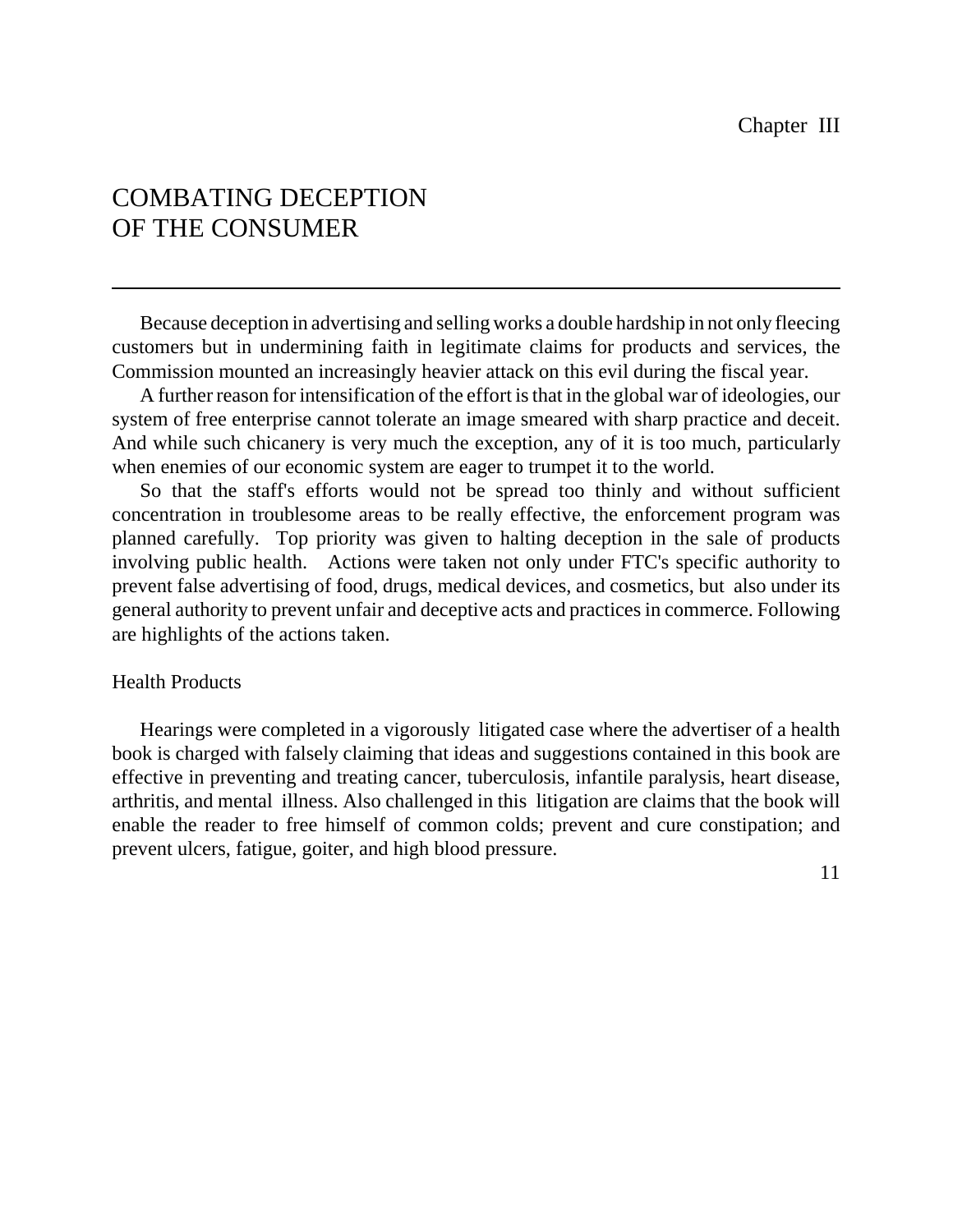Chapter III

# COMBATING DECEPTION OF THE CONSUMER

Because deception in advertising and selling works a double hardship in not only fleecing customers but in undermining faith in legitimate claims for products and services, the Commission mounted an increasingly heavier attack on this evil during the fiscal year.

A further reason for intensification of the effort is that in the global war of ideologies, our system of free enterprise cannot tolerate an image smeared with sharp practice and deceit. And while such chicanery is very much the exception, any of it is too much, particularly when enemies of our economic system are eager to trumpet it to the world.

So that the staff's efforts would not be spread too thinly and without sufficient concentration in troublesome areas to be really effective, the enforcement program was planned carefully. Top priority was given to halting deception in the sale of products involving public health. Actions were taken not only under FTC's specific authority to prevent false advertising of food, drugs, medical devices, and cosmetics, but also under its general authority to prevent unfair and deceptive acts and practices in commerce. Following are highlights of the actions taken.

## Health Products

Hearings were completed in a vigorously litigated case where the advertiser of a health book is charged with falsely claiming that ideas and suggestions contained in this book are effective in preventing and treating cancer, tuberculosis, infantile paralysis, heart disease, arthritis, and mental illness. Also challenged in this litigation are claims that the book will enable the reader to free himself of common colds; prevent and cure constipation; and prevent ulcers, fatigue, goiter, and high blood pressure.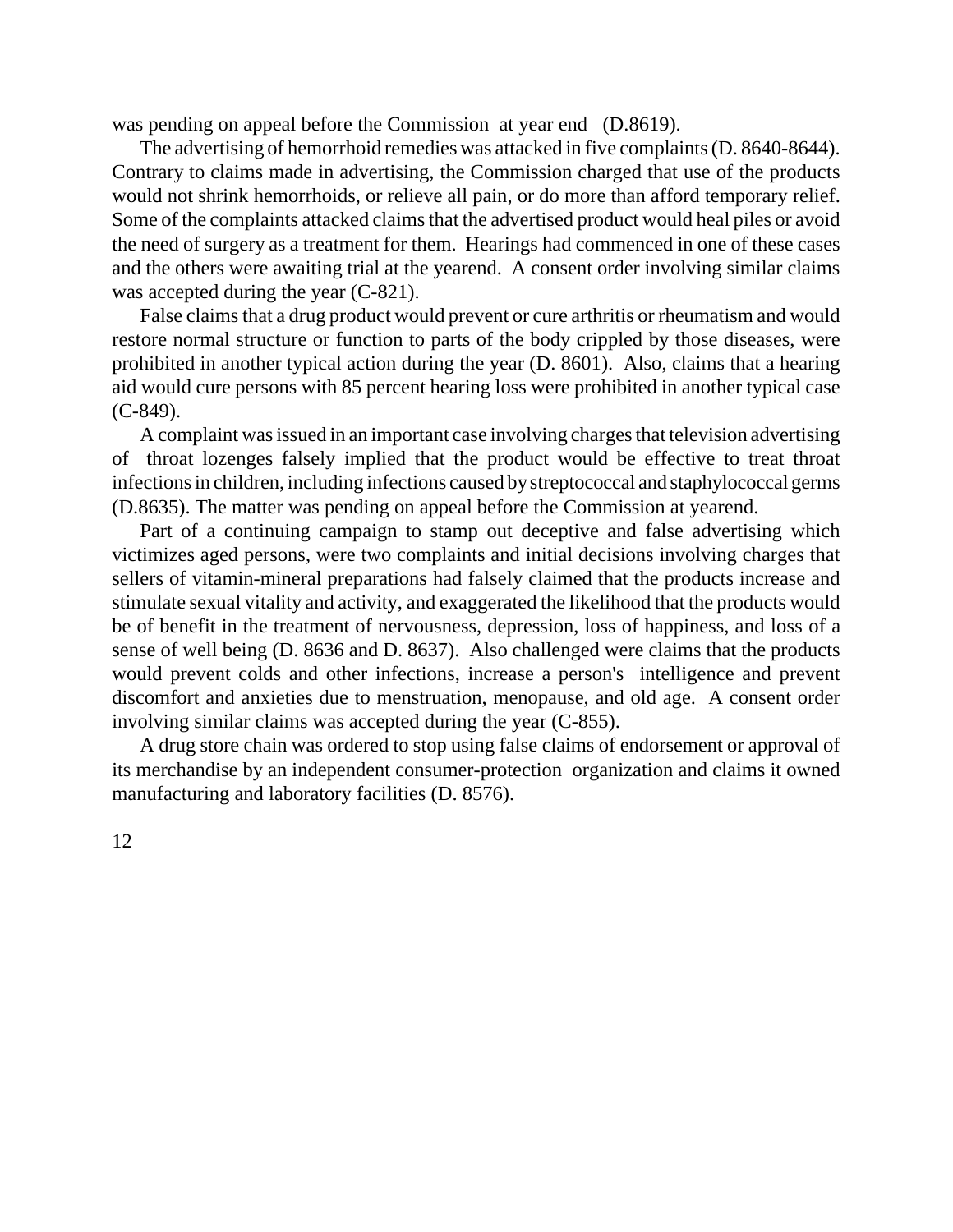was pending on appeal before the Commission at year end (D.8619).

The advertising of hemorrhoid remedies was attacked in five complaints (D. 8640-8644). Contrary to claims made in advertising, the Commission charged that use of the products would not shrink hemorrhoids, or relieve all pain, or do more than afford temporary relief. Some of the complaints attacked claims that the advertised product would heal piles or avoid the need of surgery as a treatment for them. Hearings had commenced in one of these cases and the others were awaiting trial at the yearend. A consent order involving similar claims was accepted during the year (C-821).

False claims that a drug product would prevent or cure arthritis or rheumatism and would restore normal structure or function to parts of the body crippled by those diseases, were prohibited in another typical action during the year (D. 8601). Also, claims that a hearing aid would cure persons with 85 percent hearing loss were prohibited in another typical case (C-849).

A complaint was issued in an important case involving charges that television advertising of throat lozenges falsely implied that the product would be effective to treat throat infections in children, including infections caused by streptococcal and staphylococcal germs (D.8635). The matter was pending on appeal before the Commission at yearend.

Part of a continuing campaign to stamp out deceptive and false advertising which victimizes aged persons, were two complaints and initial decisions involving charges that sellers of vitamin-mineral preparations had falsely claimed that the products increase and stimulate sexual vitality and activity, and exaggerated the likelihood that the products would be of benefit in the treatment of nervousness, depression, loss of happiness, and loss of a sense of well being (D. 8636 and D. 8637). Also challenged were claims that the products would prevent colds and other infections, increase a person's intelligence and prevent discomfort and anxieties due to menstruation, menopause, and old age. A consent order involving similar claims was accepted during the year (C-855).

A drug store chain was ordered to stop using false claims of endorsement or approval of its merchandise by an independent consumer-protection organization and claims it owned manufacturing and laboratory facilities (D. 8576).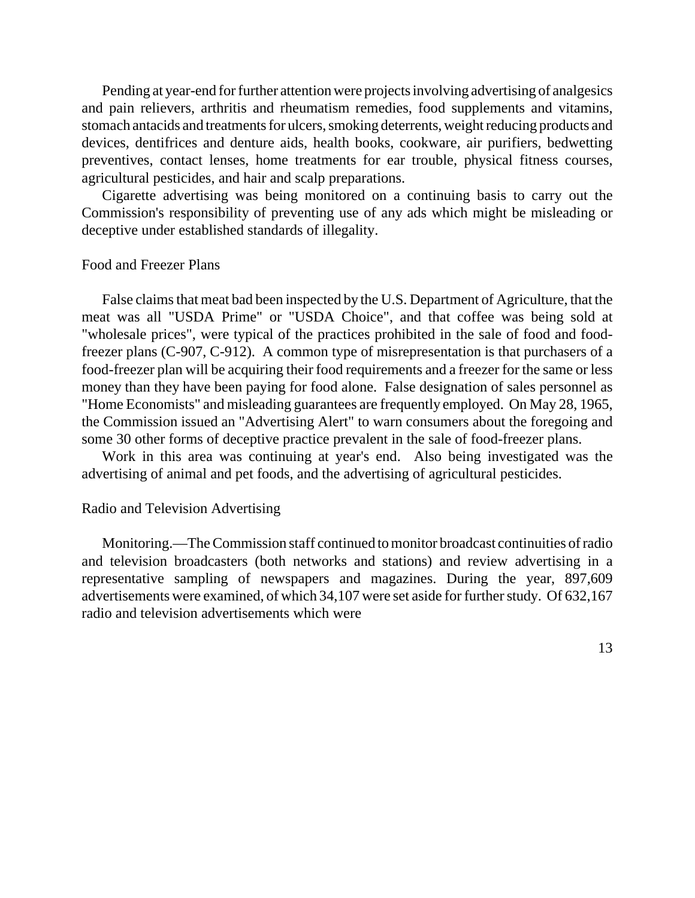Pending at year-end for further attention were projects involving advertising of analgesics and pain relievers, arthritis and rheumatism remedies, food supplements and vitamins, stomach antacids and treatments for ulcers, smoking deterrents, weight reducing products and devices, dentifrices and denture aids, health books, cookware, air purifiers, bedwetting preventives, contact lenses, home treatments for ear trouble, physical fitness courses, agricultural pesticides, and hair and scalp preparations.

Cigarette advertising was being monitored on a continuing basis to carry out the Commission's responsibility of preventing use of any ads which might be misleading or deceptive under established standards of illegality.

### Food and Freezer Plans

False claims that meat bad been inspected by the U.S. Department of Agriculture, that the meat was all "USDA Prime" or "USDA Choice", and that coffee was being sold at "wholesale prices", were typical of the practices prohibited in the sale of food and food-freezer plans (C-907, C-912). A common type of misrepresentation is that purchasers of a food-freezer plan will be acquiring their food requirements and a freezer for the same or less money than they have been paying for food alone. False designation of sales personnel as "Home Economists" and misleading guarantees are frequently employed. On May 28, 1965, the Commission issued an "Advertising Alert" to warn consumers about the foregoing and some 30 other forms of deceptive practice prevalent in the sale of food-freezer plans.

Work in this area was continuing at year's end. Also being investigated was the advertising of animal and pet foods, and the advertising of agricultural pesticides.

### Radio and Television Advertising

Monitoring.—The Commission staff continued to monitor broadcast continuities of radio and television broadcasters (both networks and stations) and review advertising in a representative sampling of newspapers and magazines. During the year, 897,609 advertisements were examined, of which 34,107 were set aside for further study. Of 632,167 radio and television advertisements which were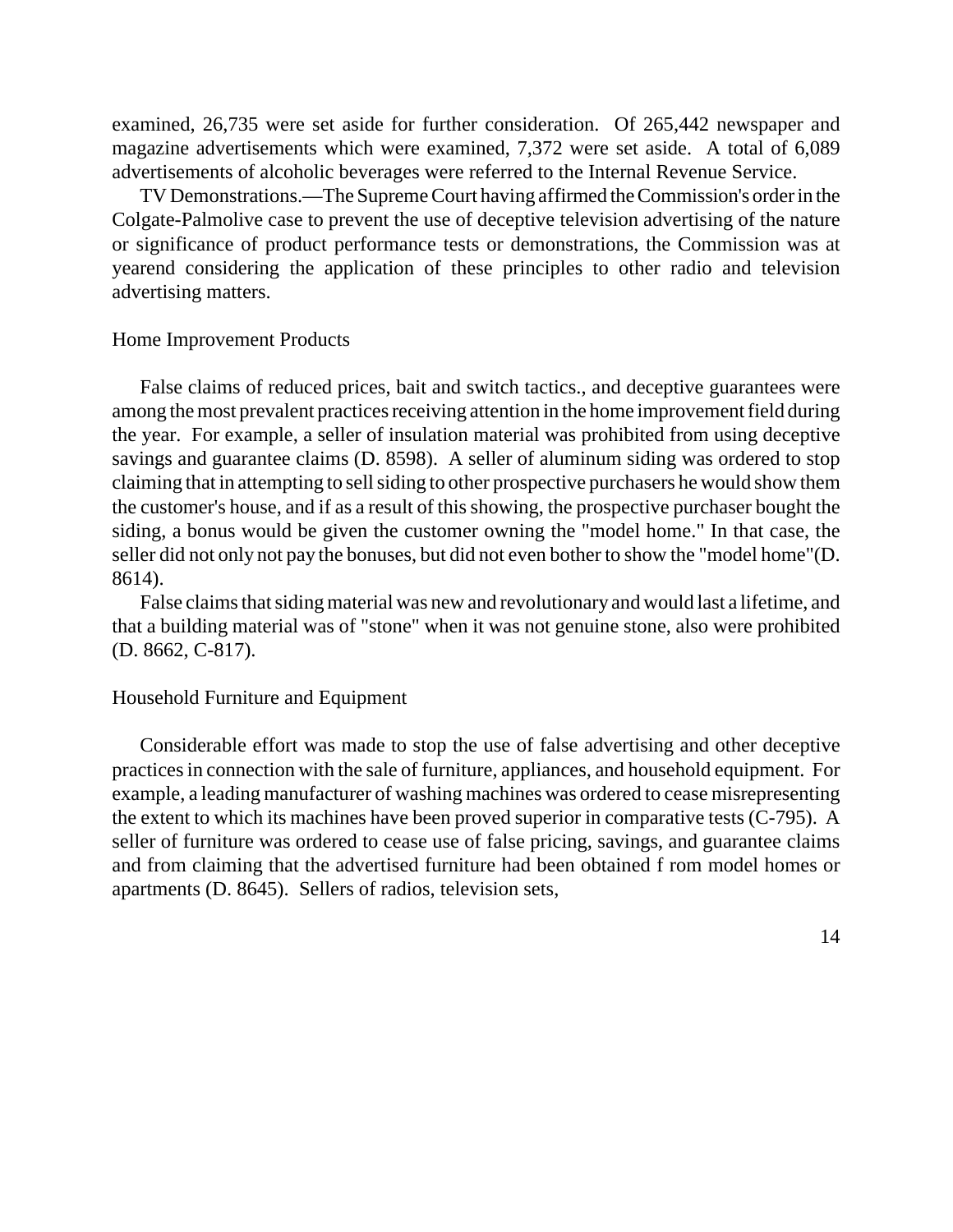examined, 26,735 were set aside for further consideration. Of 265,442 newspaper and magazine advertisements which were examined, 7,372 were set aside. A total of 6,089 advertisements of alcoholic beverages were referred to the Internal Revenue Service.

TV Demonstrations.—The Supreme Court having affirmed the Commission's order in the Colgate-Palmolive case to prevent the use of deceptive television advertising of the nature or significance of product performance tests or demonstrations, the Commission was at yearend considering the application of these principles to other radio and television advertising matters.

## Home Improvement Products

False claims of reduced prices, bait and switch tactics., and deceptive guarantees were among the most prevalent practices receiving attention in the home improvement field during the year. For example, a seller of insulation material was prohibited from using deceptive savings and guarantee claims (D. 8598). A seller of aluminum siding was ordered to stop claiming that in attempting to sell siding to other prospective purchasers he would show them the customer's house, and if as a result of this showing, the prospective purchaser bought the siding, a bonus would be given the customer owning the "model home." In that case, the seller did not only not pay the bonuses, but did not even bother to show the "model home"(D. 8614).

False claims that siding material was new and revolutionary and would last a lifetime, and that a building material was of "stone" when it was not genuine stone, also were prohibited (D. 8662, C-817).

## Household Furniture and Equipment

Considerable effort was made to stop the use of false advertising and other deceptive practices in connection with the sale of furniture, appliances, and household equipment. For example, a leading manufacturer of washing machines was ordered to cease misrepresenting the extent to which its machines have been proved superior in comparative tests (C-795). A seller of furniture was ordered to cease use of false pricing, savings, and guarantee claims and from claiming that the advertised furniture had been obtained f rom model homes or apartments (D. 8645). Sellers of radios, television sets,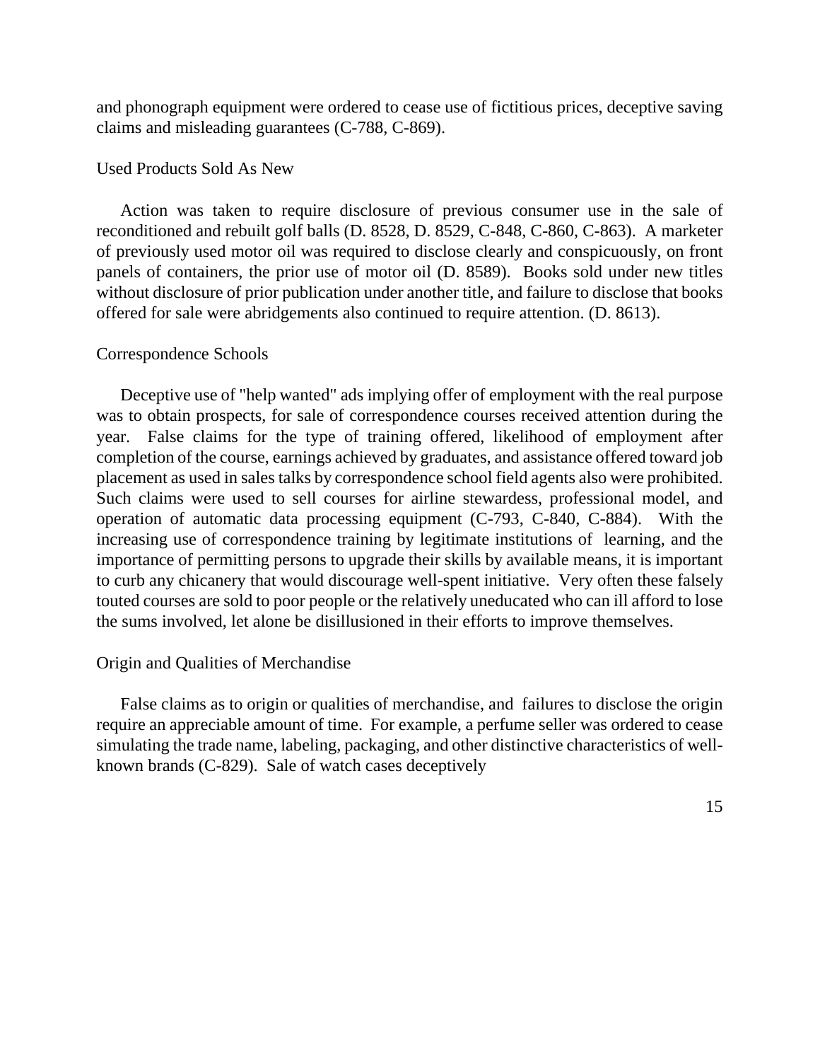and phonograph equipment were ordered to cease use of fictitious prices, deceptive saving claims and misleading guarantees (C-788, C-869).

## Used Products Sold As New

Action was taken to require disclosure of previous consumer use in the sale of reconditioned and rebuilt golf balls (D. 8528, D. 8529, C-848, C-860, C-863). A marketer of previously used motor oil was required to disclose clearly and conspicuously, on front panels of containers, the prior use of motor oil (D. 8589). Books sold under new titles without disclosure of prior publication under another title, and failure to disclose that books offered for sale were abridgements also continued to require attention. (D. 8613).

## Correspondence Schools

Deceptive use of "help wanted" ads implying offer of employment with the real purpose was to obtain prospects, for sale of correspondence courses received attention during the year. False claims for the type of training offered, likelihood of employment after completion of the course, earnings achieved by graduates, and assistance offered toward job placement as used in sales talks by correspondence school field agents also were prohibited. Such claims were used to sell courses for airline stewardess, professional model, and operation of automatic data processing equipment (C-793, C-840, C-884). With the increasing use of correspondence training by legitimate institutions of learning, and the importance of permitting persons to upgrade their skills by available means, it is important to curb any chicanery that would discourage well-spent initiative. Very often these falsely touted courses are sold to poor people or the relatively uneducated who can ill afford to lose the sums involved, let alone be disillusioned in their efforts to improve themselves.

## Origin and Qualities of Merchandise

False claims as to origin or qualities of merchandise, and failures to disclose the origin require an appreciable amount of time. For example, a perfume seller was ordered to cease simulating the trade name, labeling, packaging, and other distinctive characteristics of well-known brands (C-829). Sale of watch cases deceptively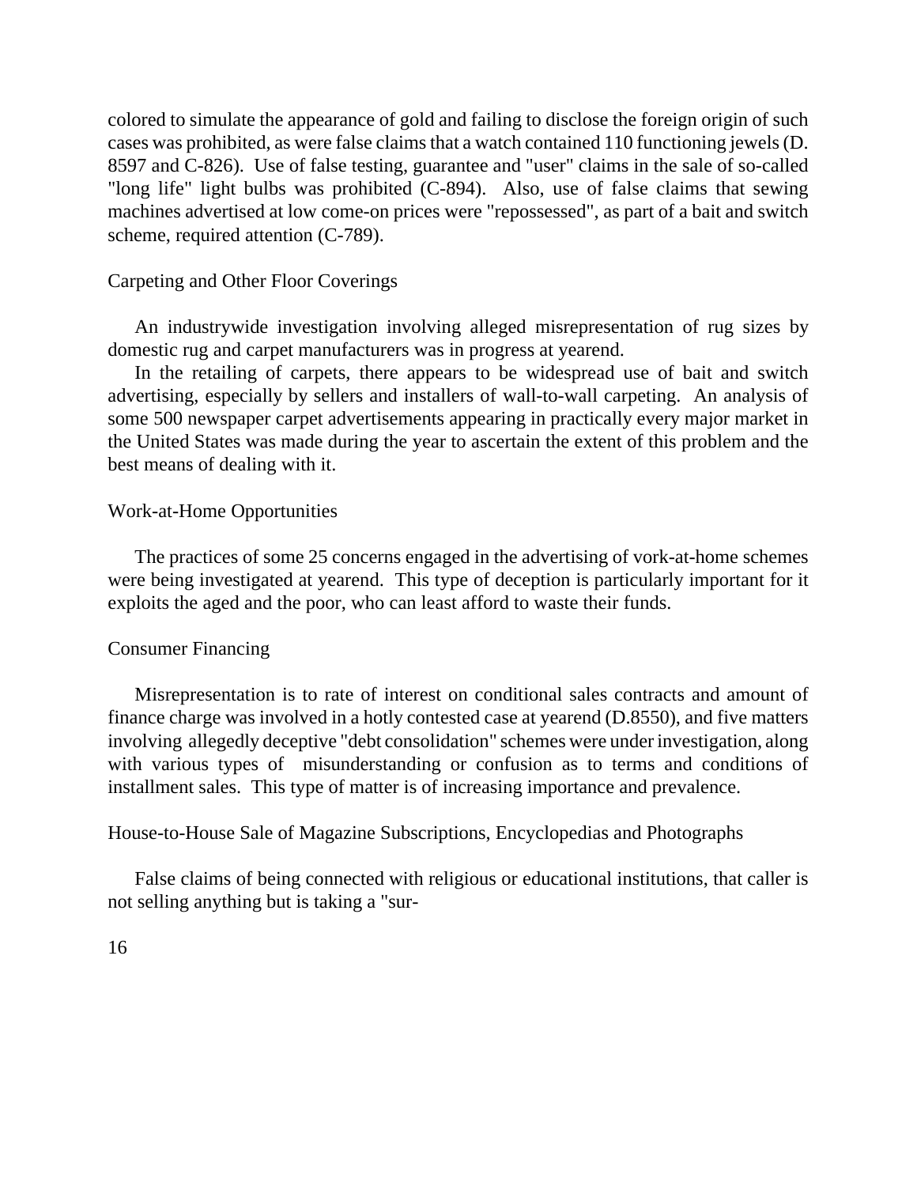colored to simulate the appearance of gold and failing to disclose the foreign origin of such cases was prohibited, as were false claims that a watch contained 110 functioning jewels (D. 8597 and C-826). Use of false testing, guarantee and "user" claims in the sale of so-called "long life" light bulbs was prohibited (C-894). Also, use of false claims that sewing machines advertised at low come-on prices were "repossessed", as part of a bait and switch scheme, required attention (C-789).

### Carpeting and Other Floor Coverings

An industrywide investigation involving alleged misrepresentation of rug sizes by domestic rug and carpet manufacturers was in progress at yearend.

In the retailing of carpets, there appears to be widespread use of bait and switch advertising, especially by sellers and installers of wall-to-wall carpeting. An analysis of some 500 newspaper carpet advertisements appearing in practically every major market in the United States was made during the year to ascertain the extent of this problem and the best means of dealing with it.

### Work-at-Home Opportunities

The practices of some 25 concerns engaged in the advertising of vork-at-home schemes were being investigated at yearend. This type of deception is particularly important for it exploits the aged and the poor, who can least afford to waste their funds.

### Consumer Financing

Misrepresentation is to rate of interest on conditional sales contracts and amount of finance charge was involved in a hotly contested case at yearend (D.8550), and five matters involving allegedly deceptive "debt consolidation" schemes were under investigation, along with various types of misunderstanding or confusion as to terms and conditions of installment sales. This type of matter is of increasing importance and prevalence.

### House-to-House Sale of Magazine Subscriptions, Encyclopedias and Photographs

False claims of being connected with religious or educational institutions, that caller is not selling anything but is taking a "sur-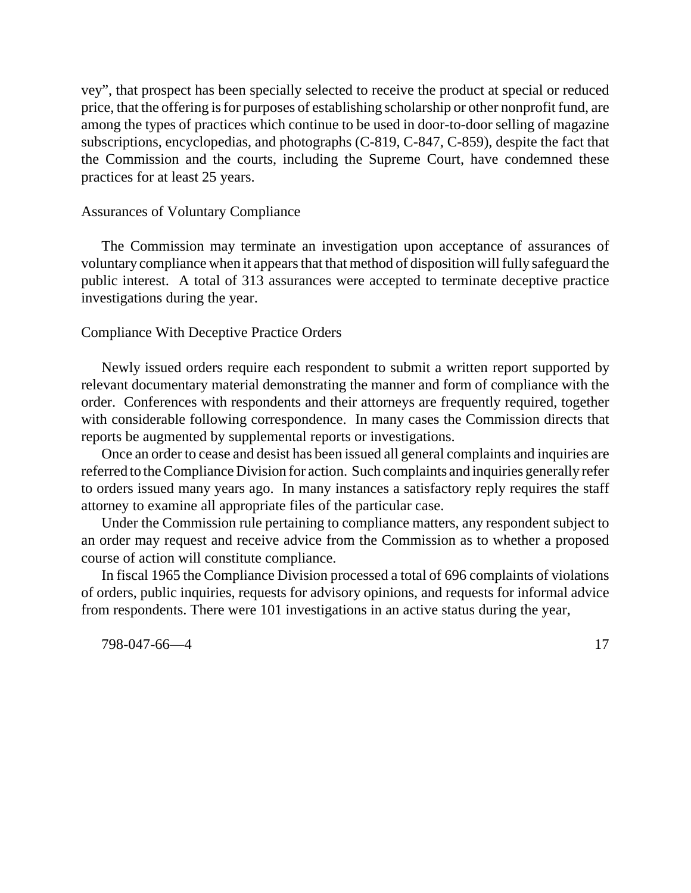vey", that prospect has been specially selected to receive the product at special or reduced price, that the offering is for purposes of establishing scholarship or other nonprofit fund, are among the types of practices which continue to be used in door-to-door selling of magazine subscriptions, encyclopedias, and photographs (C-819, C-847, C-859), despite the fact that the Commission and the courts, including the Supreme Court, have condemned these practices for at least 25 years.

### Assurances of Voluntary Compliance

The Commission may terminate an investigation upon acceptance of assurances of voluntary compliance when it appears that that method of disposition will fully safeguard the public interest. A total of 313 assurances were accepted to terminate deceptive practice investigations during the year.

### Compliance With Deceptive Practice Orders

Newly issued orders require each respondent to submit a written report supported by relevant documentary material demonstrating the manner and form of compliance with the order. Conferences with respondents and their attorneys are frequently required, together with considerable following correspondence. In many cases the Commission directs that reports be augmented by supplemental reports or investigations.

Once an order to cease and desist has been issued all general complaints and inquiries are referred to the Compliance Division for action. Such complaints and inquiries generally refer to orders issued many years ago. In many instances a satisfactory reply requires the staff attorney to examine all appropriate files of the particular case.

Under the Commission rule pertaining to compliance matters, any respondent subject to an order may request and receive advice from the Commission as to whether a proposed course of action will constitute compliance.

In fiscal 1965 the Compliance Division processed a total of 696 complaints of violations of orders, public inquiries, requests for advisory opinions, and requests for informal advice from respondents. There were 101 investigations in an active status during the year,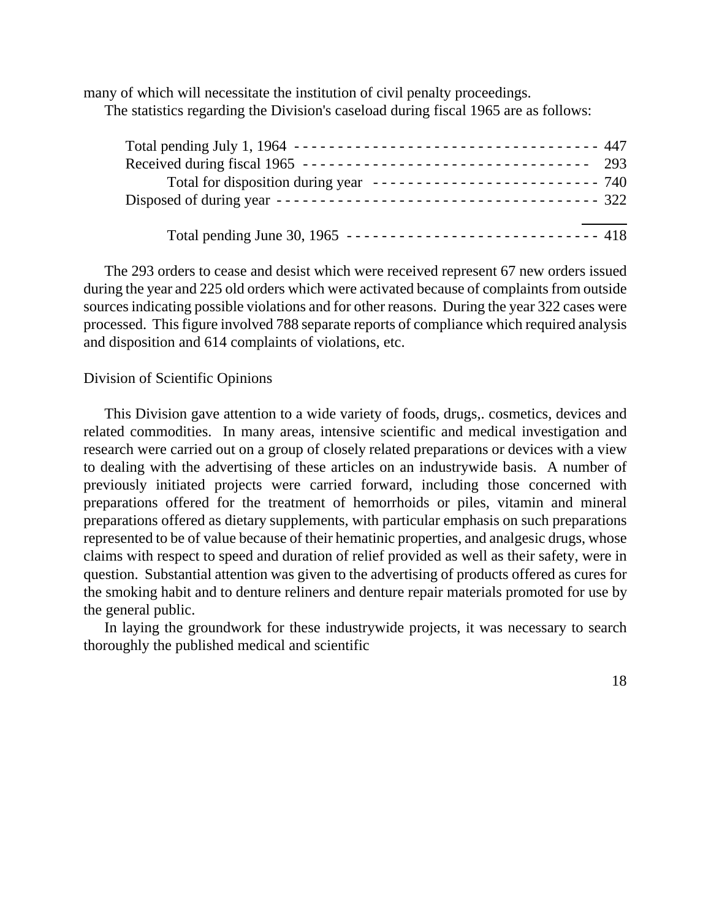many of which will necessitate the institution of civil penalty proceedings.

The statistics regarding the Division's caseload during fiscal 1965 are as follows:

| | |
|---|---|
| Total pending July 1, 1964 | 447 |
| Received during fiscal 1965 | 293 |
| Total for disposition during year | 740 |
| Disposed of during year | 322 |
| Total pending June 30, 1965 | 418 |

The 293 orders to cease and desist which were received represent 67 new orders issued during the year and 225 old orders which were activated because of complaints from outside sources indicating possible violations and for other reasons. During the year 322 cases were processed. This figure involved 788 separate reports of compliance which required analysis and disposition and 614 complaints of violations, etc.

Division of Scientific Opinions

This Division gave attention to a wide variety of foods, drugs,. cosmetics, devices and related commodities. In many areas, intensive scientific and medical investigation and research were carried out on a group of closely related preparations or devices with a view to dealing with the advertising of these articles on an industrywide basis. A number of previously initiated projects were carried forward, including those concerned with preparations offered for the treatment of hemorrhoids or piles, vitamin and mineral preparations offered as dietary supplements, with particular emphasis on such preparations represented to be of value because of their hematinic properties, and analgesic drugs, whose claims with respect to speed and duration of relief provided as well as their safety, were in question. Substantial attention was given to the advertising of products offered as cures for the smoking habit and to denture reliners and denture repair materials promoted for use by the general public.

In laying the groundwork for these industrywide projects, it was necessary to search thoroughly the published medical and scientific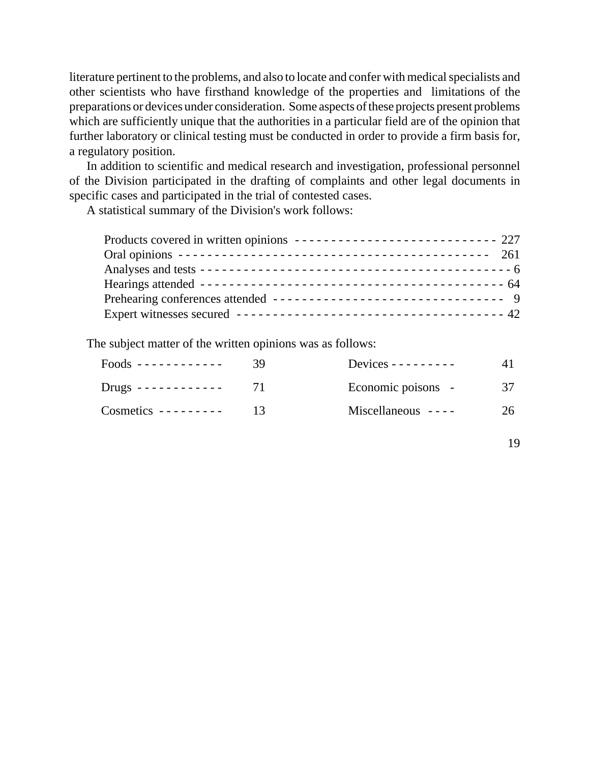literature pertinent to the problems, and also to locate and confer with medical specialists and other scientists who have firsthand knowledge of the properties and limitations of the preparations or devices under consideration. Some aspects of these projects present problems which are sufficiently unique that the authorities in a particular field are of the opinion that further laboratory or clinical testing must be conducted in order to provide a firm basis for, a regulatory position.

In addition to scientific and medical research and investigation, professional personnel of the Division participated in the drafting of complaints and other legal documents in specific cases and participated in the trial of contested cases.

A statistical summary of the Division's work follows:

| | |
|---|---|
| Products covered in written opinions | 227 |
| Oral opinions | 261 |
| Analyses and tests | 6 |
| Hearings attended | 64 |
| Prehearing conferences attended | 9 |
| Expert witnesses secured | 42 |

The subject matter of the written opinions was as follows:

| | | | |
|---|---|---|---|
| Foods | 39 | Devices | 41 |
| Drugs | 71 | Economic poisons | 37 |
| Cosmetics | 13 | Miscellaneous | 26 |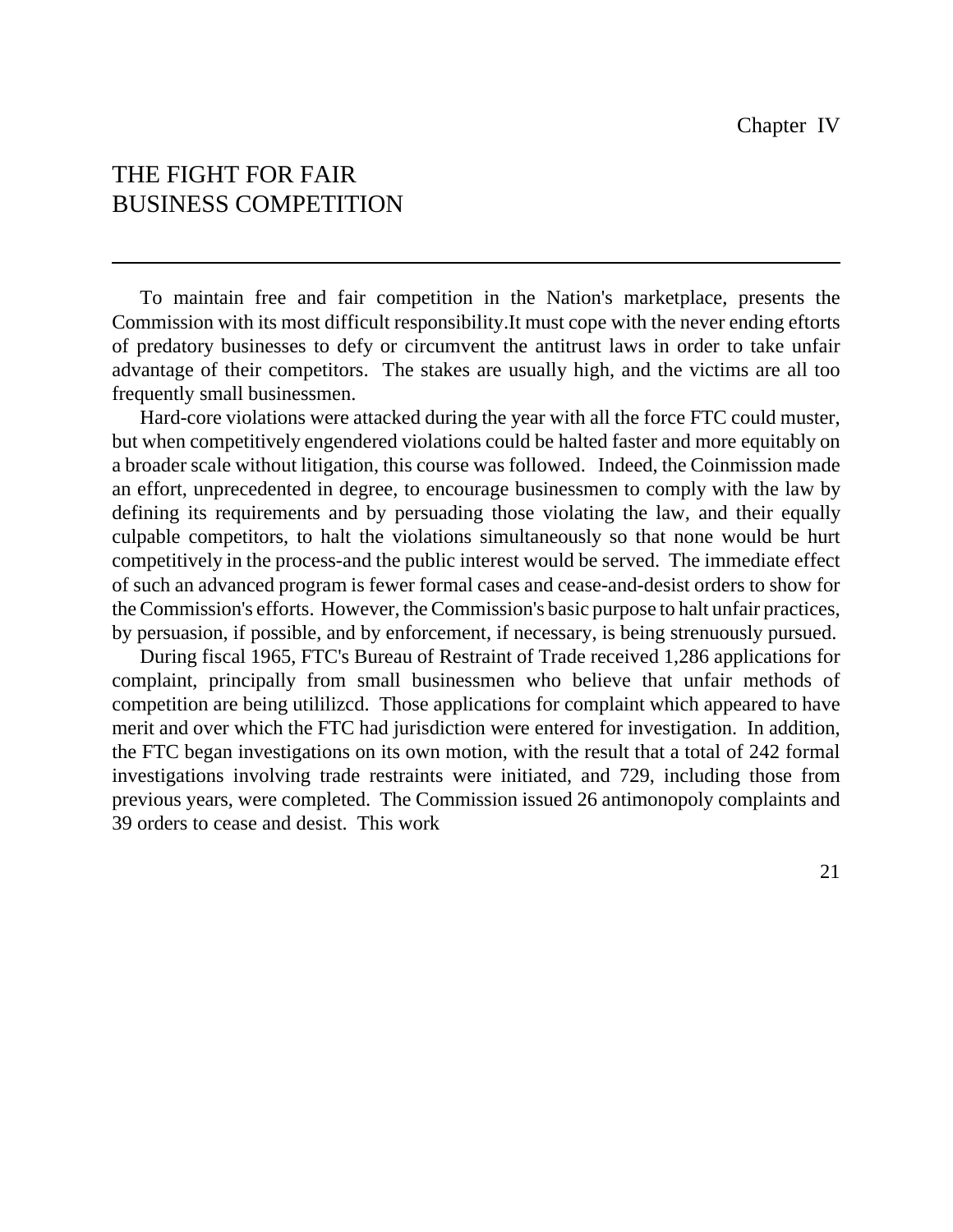Chapter IV

# THE FIGHT FOR FAIR BUSINESS COMPETITION

To maintain free and fair competition in the Nation's marketplace, presents the Commission with its most difficult responsibility.It must cope with the never ending eftorts of predatory businesses to defy or circumvent the antitrust laws in order to take unfair advantage of their competitors. The stakes are usually high, and the victims are all too frequently small businessmen.

Hard-core violations were attacked during the year with all the force FTC could muster, but when competitively engendered violations could be halted faster and more equitably on a broader scale without litigation, this course was followed. Indeed, the Coinmission made an effort, unprecedented in degree, to encourage businessmen to comply with the law by defining its requirements and by persuading those violating the law, and their equally culpable competitors, to halt the violations simultaneously so that none would be hurt competitively in the process-and the public interest would be served. The immediate effect of such an advanced program is fewer formal cases and cease-and-desist orders to show for the Commission's efforts. However, the Commission's basic purpose to halt unfair practices, by persuasion, if possible, and by enforcement, if necessary, is being strenuously pursued.

During fiscal 1965, FTC's Bureau of Restraint of Trade received 1,286 applications for complaint, principally from small businessmen who believe that unfair methods of competition are being utililizcd. Those applications for complaint which appeared to have merit and over which the FTC had jurisdiction were entered for investigation. In addition, the FTC began investigations on its own motion, with the result that a total of 242 formal investigations involving trade restraints were initiated, and 729, including those from previous years, were completed. The Commission issued 26 antimonopoly complaints and 39 orders to cease and desist. This work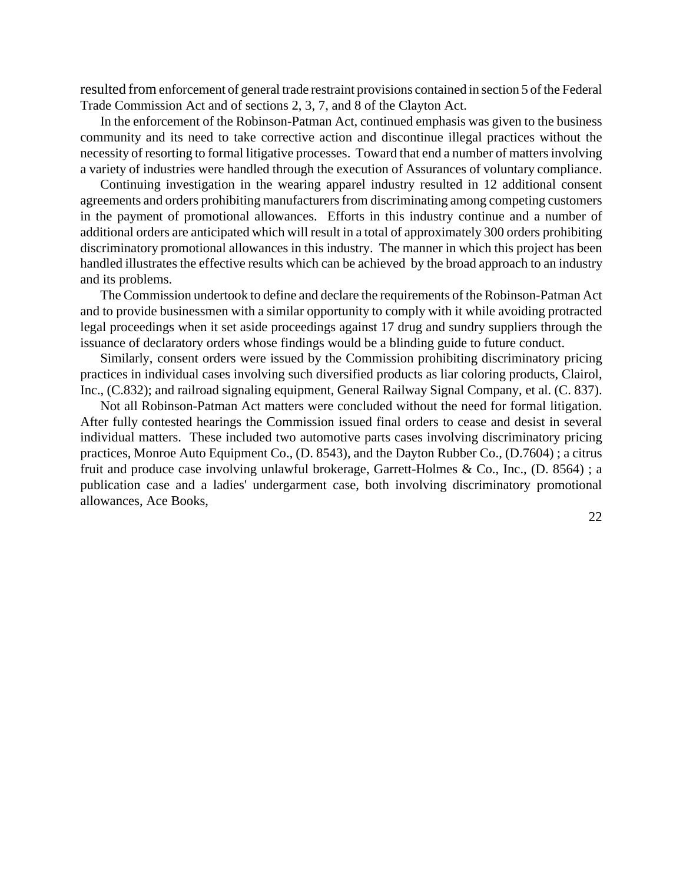resulted from enforcement of general trade restraint provisions contained in section 5 of the Federal Trade Commission Act and of sections 2, 3, 7, and 8 of the Clayton Act.

In the enforcement of the Robinson-Patman Act, continued emphasis was given to the business community and its need to take corrective action and discontinue illegal practices without the necessity of resorting to formal litigative processes. Toward that end a number of matters involving a variety of industries were handled through the execution of Assurances of voluntary compliance.

Continuing investigation in the wearing apparel industry resulted in 12 additional consent agreements and orders prohibiting manufacturers from discriminating among competing customers in the payment of promotional allowances. Efforts in this industry continue and a number of additional orders are anticipated which will result in a total of approximately 300 orders prohibiting discriminatory promotional allowances in this industry. The manner in which this project has been handled illustrates the effective results which can be achieved by the broad approach to an industry and its problems.

The Commission undertook to define and declare the requirements of the Robinson-Patman Act and to provide businessmen with a similar opportunity to comply with it while avoiding protracted legal proceedings when it set aside proceedings against 17 drug and sundry suppliers through the issuance of declaratory orders whose findings would be a blinding guide to future conduct.

Similarly, consent orders were issued by the Commission prohibiting discriminatory pricing practices in individual cases involving such diversified products as liar coloring products, Clairol, Inc., (C.832); and railroad signaling equipment, General Railway Signal Company, et al. (C. 837).

Not all Robinson-Patman Act matters were concluded without the need for formal litigation. After fully contested hearings the Commission issued final orders to cease and desist in several individual matters. These included two automotive parts cases involving discriminatory pricing practices, Monroe Auto Equipment Co., (D. 8543), and the Dayton Rubber Co., (D.7604) ; a citrus fruit and produce case involving unlawful brokerage, Garrett-Holmes & Co., Inc., (D. 8564) ; a publication case and a ladies' undergarment case, both involving discriminatory promotional allowances, Ace Books,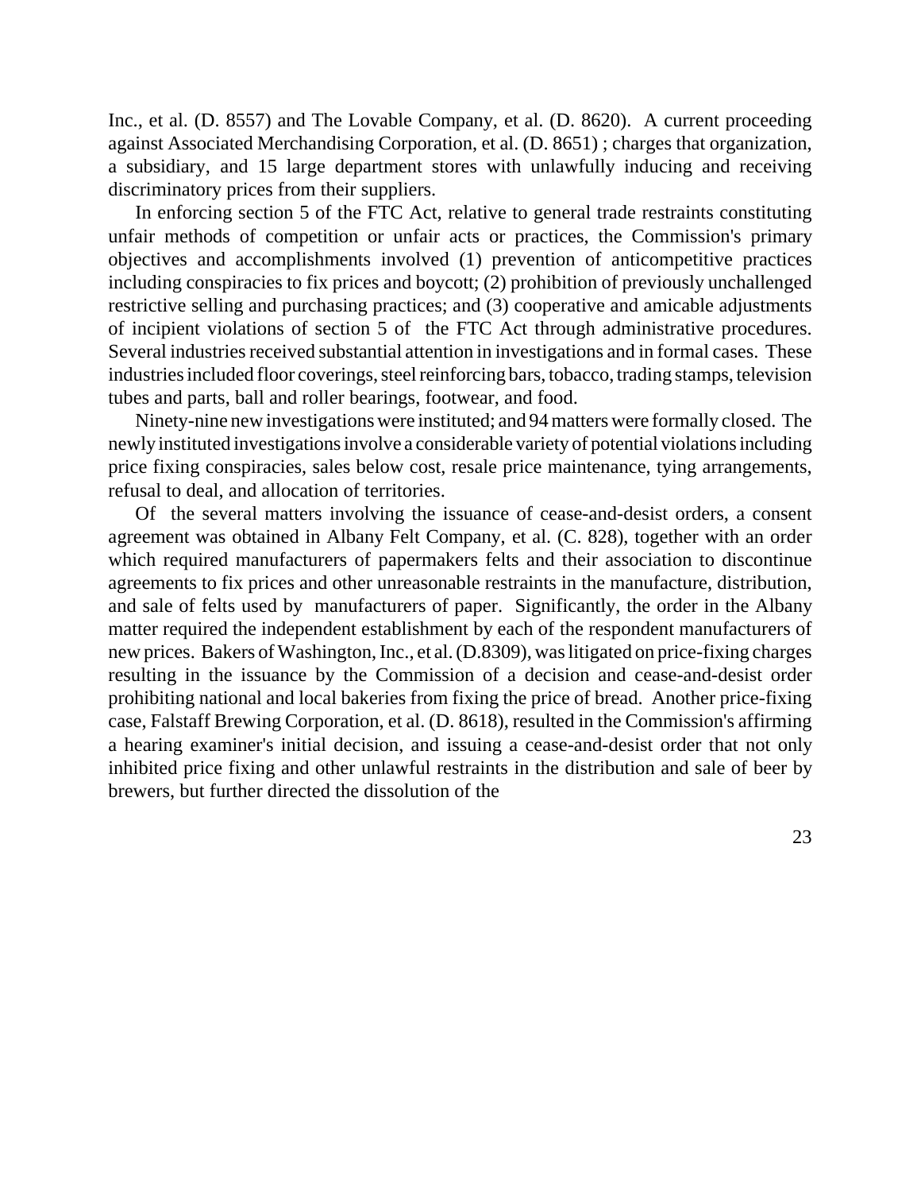Inc., et al. (D. 8557) and The Lovable Company, et al. (D. 8620). A current proceeding against Associated Merchandising Corporation, et al. (D. 8651) ; charges that organization, a subsidiary, and 15 large department stores with unlawfully inducing and receiving discriminatory prices from their suppliers.

In enforcing section 5 of the FTC Act, relative to general trade restraints constituting unfair methods of competition or unfair acts or practices, the Commission's primary objectives and accomplishments involved (1) prevention of anticompetitive practices including conspiracies to fix prices and boycott; (2) prohibition of previously unchallenged restrictive selling and purchasing practices; and (3) cooperative and amicable adjustments of incipient violations of section 5 of the FTC Act through administrative procedures. Several industries received substantial attention in investigations and in formal cases. These industries included floor coverings, steel reinforcing bars, tobacco, trading stamps, television tubes and parts, ball and roller bearings, footwear, and food.

Ninety-nine new investigations were instituted; and 94 matters were formally closed. The newly instituted investigations involve a considerable variety of potential violations including price fixing conspiracies, sales below cost, resale price maintenance, tying arrangements, refusal to deal, and allocation of territories.

Of the several matters involving the issuance of cease-and-desist orders, a consent agreement was obtained in Albany Felt Company, et al. (C. 828), together with an order which required manufacturers of papermakers felts and their association to discontinue agreements to fix prices and other unreasonable restraints in the manufacture, distribution, and sale of felts used by manufacturers of paper. Significantly, the order in the Albany matter required the independent establishment by each of the respondent manufacturers of new prices. Bakers of Washington, Inc., et al. (D.8309), was litigated on price-fixing charges resulting in the issuance by the Commission of a decision and cease-and-desist order prohibiting national and local bakeries from fixing the price of bread. Another price-fixing case, Falstaff Brewing Corporation, et al. (D. 8618), resulted in the Commission's affirming a hearing examiner's initial decision, and issuing a cease-and-desist order that not only inhibited price fixing and other unlawful restraints in the distribution and sale of beer by brewers, but further directed the dissolution of the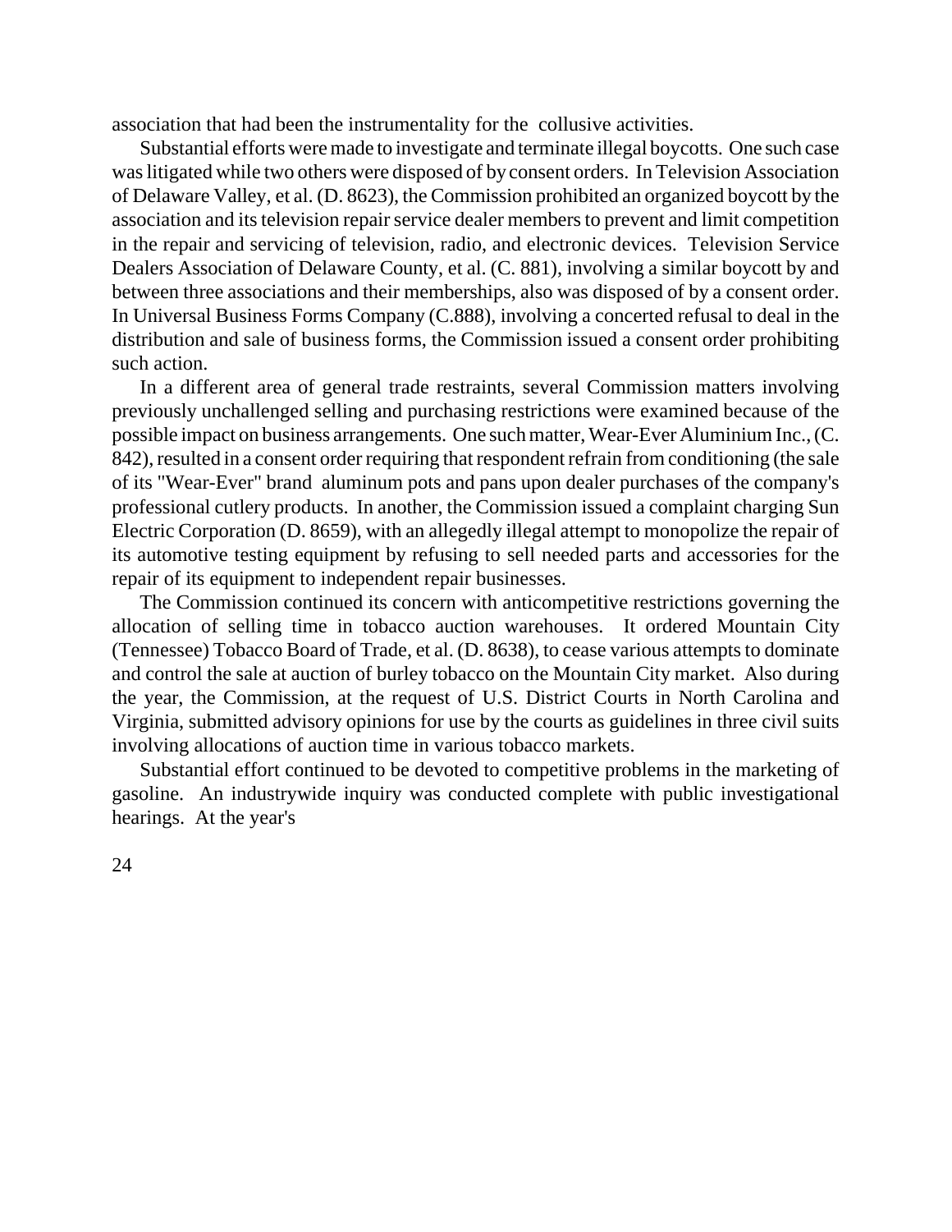association that had been the instrumentality for the collusive activities.

Substantial efforts were made to investigate and terminate illegal boycotts. One such case was litigated while two others were disposed of by consent orders. In Television Association of Delaware Valley, et al. (D. 8623), the Commission prohibited an organized boycott by the association and its television repair service dealer members to prevent and limit competition in the repair and servicing of television, radio, and electronic devices. Television Service Dealers Association of Delaware County, et al. (C. 881), involving a similar boycott by and between three associations and their memberships, also was disposed of by a consent order. In Universal Business Forms Company (C.888), involving a concerted refusal to deal in the distribution and sale of business forms, the Commission issued a consent order prohibiting such action.

In a different area of general trade restraints, several Commission matters involving previously unchallenged selling and purchasing restrictions were examined because of the possible impact on business arrangements. One such matter, Wear-Ever Aluminium Inc., (C. 842), resulted in a consent order requiring that respondent refrain from conditioning (the sale of its "Wear-Ever" brand aluminum pots and pans upon dealer purchases of the company's professional cutlery products. In another, the Commission issued a complaint charging Sun Electric Corporation (D. 8659), with an allegedly illegal attempt to monopolize the repair of its automotive testing equipment by refusing to sell needed parts and accessories for the repair of its equipment to independent repair businesses.

The Commission continued its concern with anticompetitive restrictions governing the allocation of selling time in tobacco auction warehouses. It ordered Mountain City (Tennessee) Tobacco Board of Trade, et al. (D. 8638), to cease various attempts to dominate and control the sale at auction of burley tobacco on the Mountain City market. Also during the year, the Commission, at the request of U.S. District Courts in North Carolina and Virginia, submitted advisory opinions for use by the courts as guidelines in three civil suits involving allocations of auction time in various tobacco markets.

Substantial effort continued to be devoted to competitive problems in the marketing of gasoline. An industrywide inquiry was conducted complete with public investigational hearings. At the year's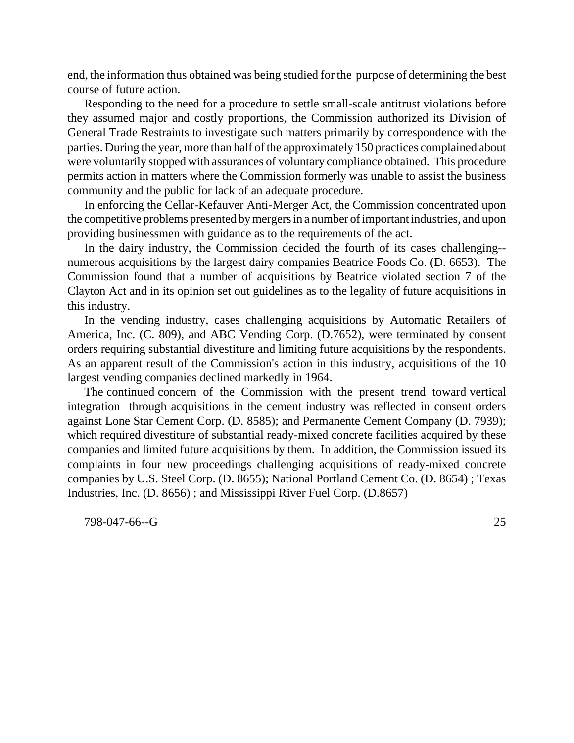end, the information thus obtained was being studied for the purpose of determining the best course of future action.

Responding to the need for a procedure to settle small-scale antitrust violations before they assumed major and costly proportions, the Commission authorized its Division of General Trade Restraints to investigate such matters primarily by correspondence with the parties. During the year, more than half of the approximately 150 practices complained about were voluntarily stopped with assurances of voluntary compliance obtained. This procedure permits action in matters where the Commission formerly was unable to assist the business community and the public for lack of an adequate procedure.

In enforcing the Cellar-Kefauver Anti-Merger Act, the Commission concentrated upon the competitive problems presented by mergers in a number of important industries, and upon providing businessmen with guidance as to the requirements of the act.

In the dairy industry, the Commission decided the fourth of its cases challenging--numerous acquisitions by the largest dairy companies Beatrice Foods Co. (D. 6653). The Commission found that a number of acquisitions by Beatrice violated section 7 of the Clayton Act and in its opinion set out guidelines as to the legality of future acquisitions in this industry.

In the vending industry, cases challenging acquisitions by Automatic Retailers of America, Inc. (C. 809), and ABC Vending Corp. (D.7652), were terminated by consent orders requiring substantial divestiture and limiting future acquisitions by the respondents. As an apparent result of the Commission's action in this industry, acquisitions of the 10 largest vending companies declined markedly in 1964.

The continued concern of the Commission with the present trend toward vertical integration through acquisitions in the cement industry was reflected in consent orders against Lone Star Cement Corp. (D. 8585); and Permanente Cement Company (D. 7939); which required divestiture of substantial ready-mixed concrete facilities acquired by these companies and limited future acquisitions by them. In addition, the Commission issued its complaints in four new proceedings challenging acquisitions of ready-mixed concrete companies by U.S. Steel Corp. (D. 8655); National Portland Cement Co. (D. 8654) ; Texas Industries, Inc. (D. 8656) ; and Mississippi River Fuel Corp. (D.8657)

798-047-66--G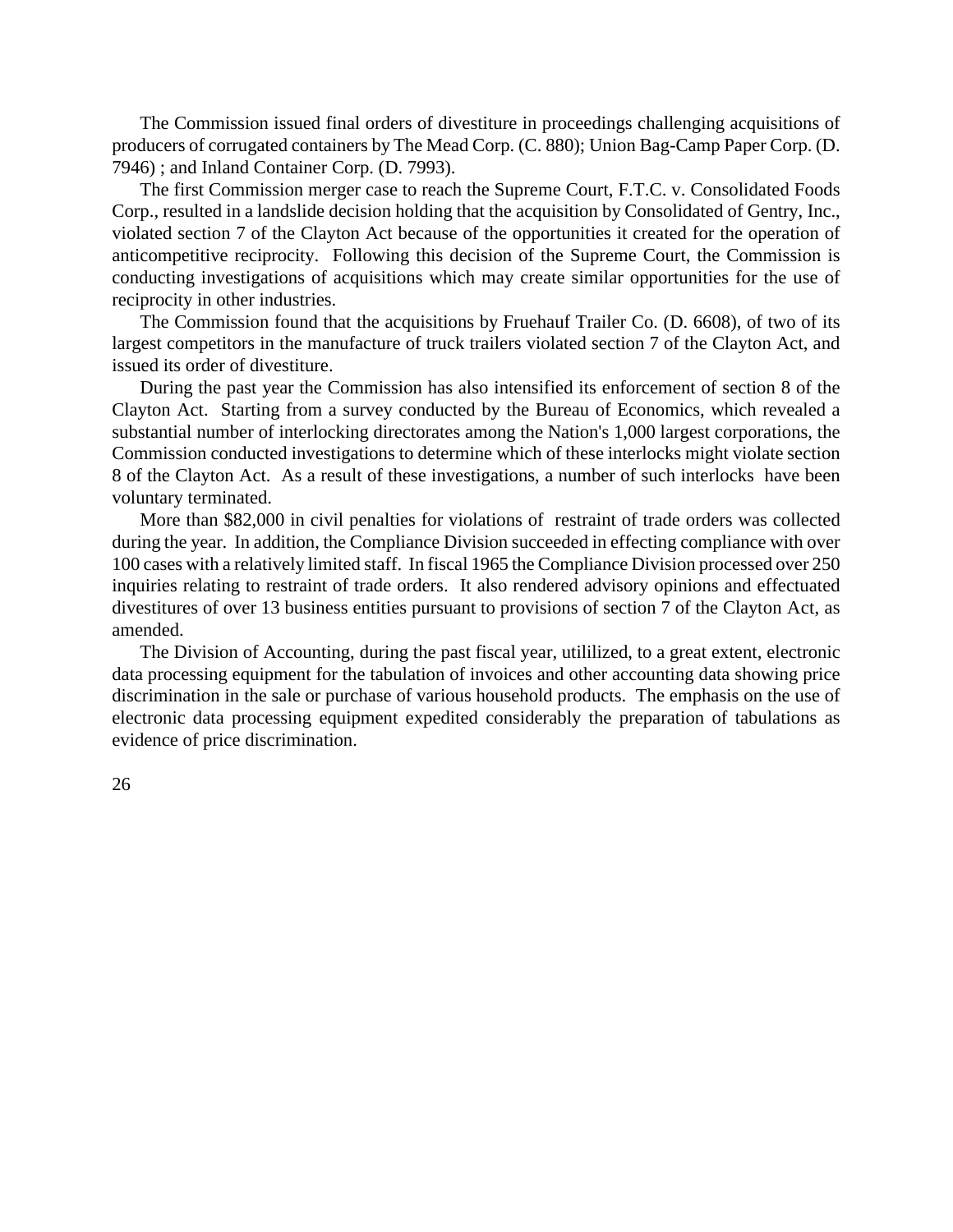The Commission issued final orders of divestiture in proceedings challenging acquisitions of producers of corrugated containers by The Mead Corp. (C. 880); Union Bag-Camp Paper Corp. (D. 7946) ; and Inland Container Corp. (D. 7993).

The first Commission merger case to reach the Supreme Court, F.T.C. v. Consolidated Foods Corp., resulted in a landslide decision holding that the acquisition by Consolidated of Gentry, Inc., violated section 7 of the Clayton Act because of the opportunities it created for the operation of anticompetitive reciprocity. Following this decision of the Supreme Court, the Commission is conducting investigations of acquisitions which may create similar opportunities for the use of reciprocity in other industries.

The Commission found that the acquisitions by Fruehauf Trailer Co. (D. 6608), of two of its largest competitors in the manufacture of truck trailers violated section 7 of the Clayton Act, and issued its order of divestiture.

During the past year the Commission has also intensified its enforcement of section 8 of the Clayton Act. Starting from a survey conducted by the Bureau of Economics, which revealed a substantial number of interlocking directorates among the Nation's 1,000 largest corporations, the Commission conducted investigations to determine which of these interlocks might violate section 8 of the Clayton Act. As a result of these investigations, a number of such interlocks have been voluntary terminated.

More than $82,000 in civil penalties for violations of restraint of trade orders was collected during the year. In addition, the Compliance Division succeeded in effecting compliance with over 100 cases with a relatively limited staff. In fiscal 1965 the Compliance Division processed over 250 inquiries relating to restraint of trade orders. It also rendered advisory opinions and effectuated divestitures of over 13 business entities pursuant to provisions of section 7 of the Clayton Act, as amended.

The Division of Accounting, during the past fiscal year, utililized, to a great extent, electronic data processing equipment for the tabulation of invoices and other accounting data showing price discrimination in the sale or purchase of various household products. The emphasis on the use of electronic data processing equipment expedited considerably the preparation of tabulations as evidence of price discrimination.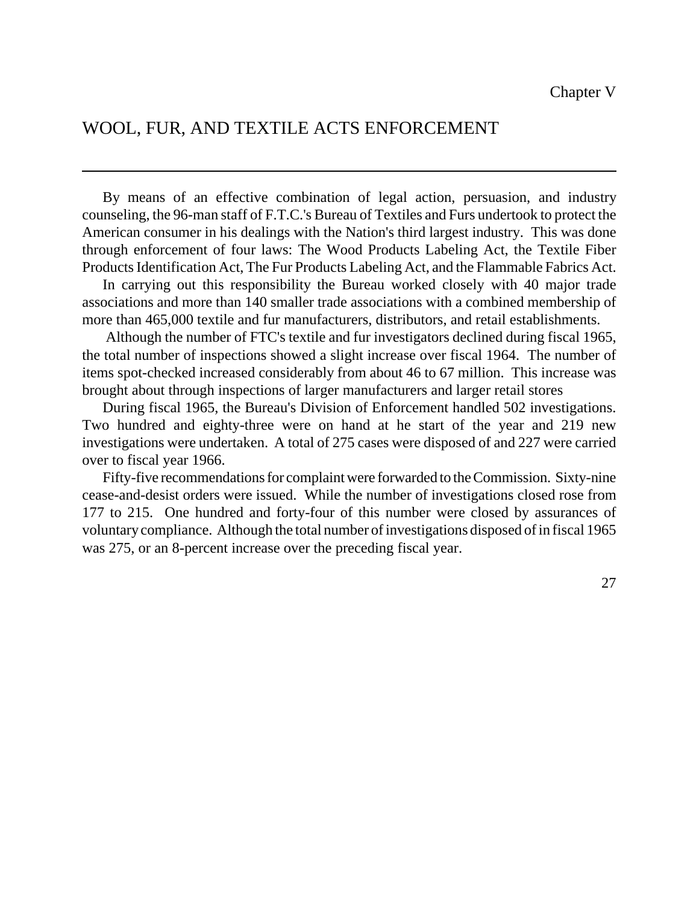Chapter V

# WOOL, FUR, AND TEXTILE ACTS ENFORCEMENT

By means of an effective combination of legal action, persuasion, and industry counseling, the 96-man staff of F.T.C.'s Bureau of Textiles and Furs undertook to protect the American consumer in his dealings with the Nation's third largest industry. This was done through enforcement of four laws: The Wood Products Labeling Act, the Textile Fiber Products Identification Act, The Fur Products Labeling Act, and the Flammable Fabrics Act.

In carrying out this responsibility the Bureau worked closely with 40 major trade associations and more than 140 smaller trade associations with a combined membership of more than 465,000 textile and fur manufacturers, distributors, and retail establishments.

Although the number of FTC's textile and fur investigators declined during fiscal 1965, the total number of inspections showed a slight increase over fiscal 1964. The number of items spot-checked increased considerably from about 46 to 67 million. This increase was brought about through inspections of larger manufacturers and larger retail stores

During fiscal 1965, the Bureau's Division of Enforcement handled 502 investigations. Two hundred and eighty-three were on hand at he start of the year and 219 new investigations were undertaken. A total of 275 cases were disposed of and 227 were carried over to fiscal year 1966.

Fifty-five recommendations for complaint were forwarded to the Commission. Sixty-nine cease-and-desist orders were issued. While the number of investigations closed rose from 177 to 215. One hundred and forty-four of this number were closed by assurances of voluntary compliance. Although the total number of investigations disposed of in fiscal 1965 was 275, or an 8-percent increase over the preceding fiscal year.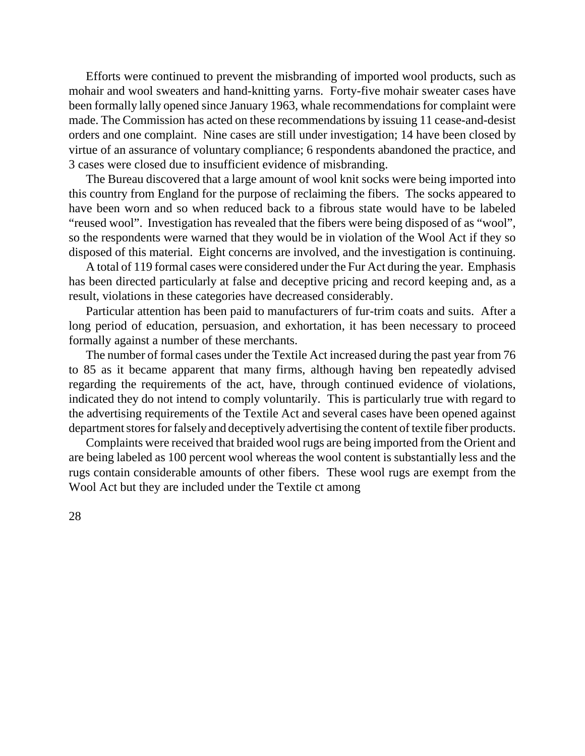Efforts were continued to prevent the misbranding of imported wool products, such as mohair and wool sweaters and hand-knitting yarns. Forty-five mohair sweater cases have been formally lally opened since January 1963, whale recommendations for complaint were made. The Commission has acted on these recommendations by issuing 11 cease-and-desist orders and one complaint. Nine cases are still under investigation; 14 have been closed by virtue of an assurance of voluntary compliance; 6 respondents abandoned the practice, and 3 cases were closed due to insufficient evidence of misbranding.

The Bureau discovered that a large amount of wool knit socks were being imported into this country from England for the purpose of reclaiming the fibers. The socks appeared to have been worn and so when reduced back to a fibrous state would have to be labeled "reused wool". Investigation has revealed that the fibers were being disposed of as "wool", so the respondents were warned that they would be in violation of the Wool Act if they so disposed of this material. Eight concerns are involved, and the investigation is continuing.

A total of 119 formal cases were considered under the Fur Act during the year. Emphasis has been directed particularly at false and deceptive pricing and record keeping and, as a result, violations in these categories have decreased considerably.

Particular attention has been paid to manufacturers of fur-trim coats and suits. After a long period of education, persuasion, and exhortation, it has been necessary to proceed formally against a number of these merchants.

The number of formal cases under the Textile Act increased during the past year from 76 to 85 as it became apparent that many firms, although having ben repeatedly advised regarding the requirements of the act, have, through continued evidence of violations, indicated they do not intend to comply voluntarily. This is particularly true with regard to the advertising requirements of the Textile Act and several cases have been opened against department stores for falsely and deceptively advertising the content of textile fiber products.

Complaints were received that braided wool rugs are being imported from the Orient and are being labeled as 100 percent wool whereas the wool content is substantially less and the rugs contain considerable amounts of other fibers. These wool rugs are exempt from the Wool Act but they are included under the Textile ct among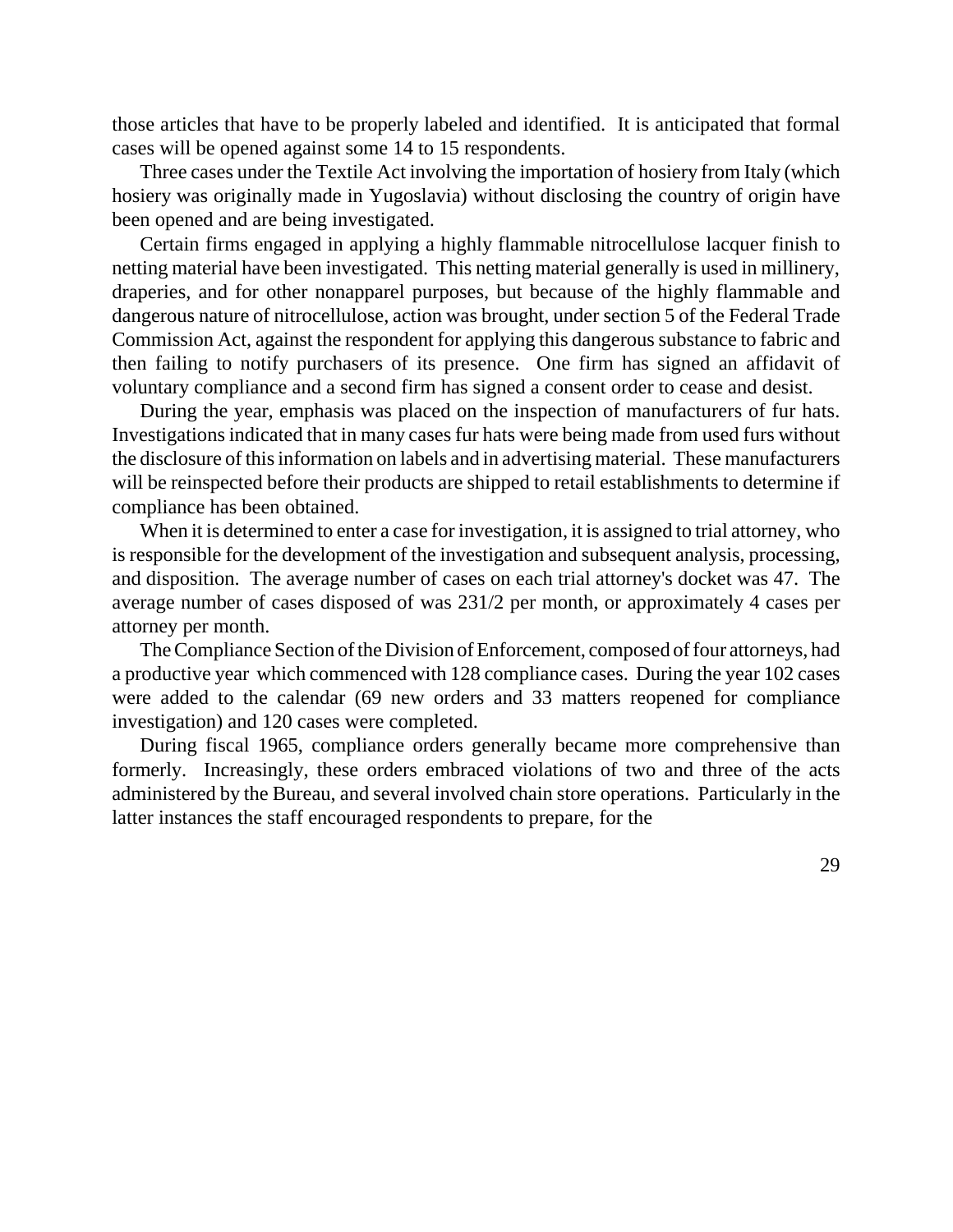those articles that have to be properly labeled and identified. It is anticipated that formal cases will be opened against some 14 to 15 respondents.

Three cases under the Textile Act involving the importation of hosiery from Italy (which hosiery was originally made in Yugoslavia) without disclosing the country of origin have been opened and are being investigated.

Certain firms engaged in applying a highly flammable nitrocellulose lacquer finish to netting material have been investigated. This netting material generally is used in millinery, draperies, and for other nonapparel purposes, but because of the highly flammable and dangerous nature of nitrocellulose, action was brought, under section 5 of the Federal Trade Commission Act, against the respondent for applying this dangerous substance to fabric and then failing to notify purchasers of its presence. One firm has signed an affidavit of voluntary compliance and a second firm has signed a consent order to cease and desist.

During the year, emphasis was placed on the inspection of manufacturers of fur hats. Investigations indicated that in many cases fur hats were being made from used furs without the disclosure of this information on labels and in advertising material. These manufacturers will be reinspected before their products are shipped to retail establishments to determine if compliance has been obtained.

When it is determined to enter a case for investigation, it is assigned to trial attorney, who is responsible for the development of the investigation and subsequent analysis, processing, and disposition. The average number of cases on each trial attorney's docket was 47. The average number of cases disposed of was 231/2 per month, or approximately 4 cases per attorney per month.

The Compliance Section of the Division of Enforcement, composed of four attorneys, had a productive year which commenced with 128 compliance cases. During the year 102 cases were added to the calendar (69 new orders and 33 matters reopened for compliance investigation) and 120 cases were completed.

During fiscal 1965, compliance orders generally became more comprehensive than formerly. Increasingly, these orders embraced violations of two and three of the acts administered by the Bureau, and several involved chain store operations. Particularly in the latter instances the staff encouraged respondents to prepare, for the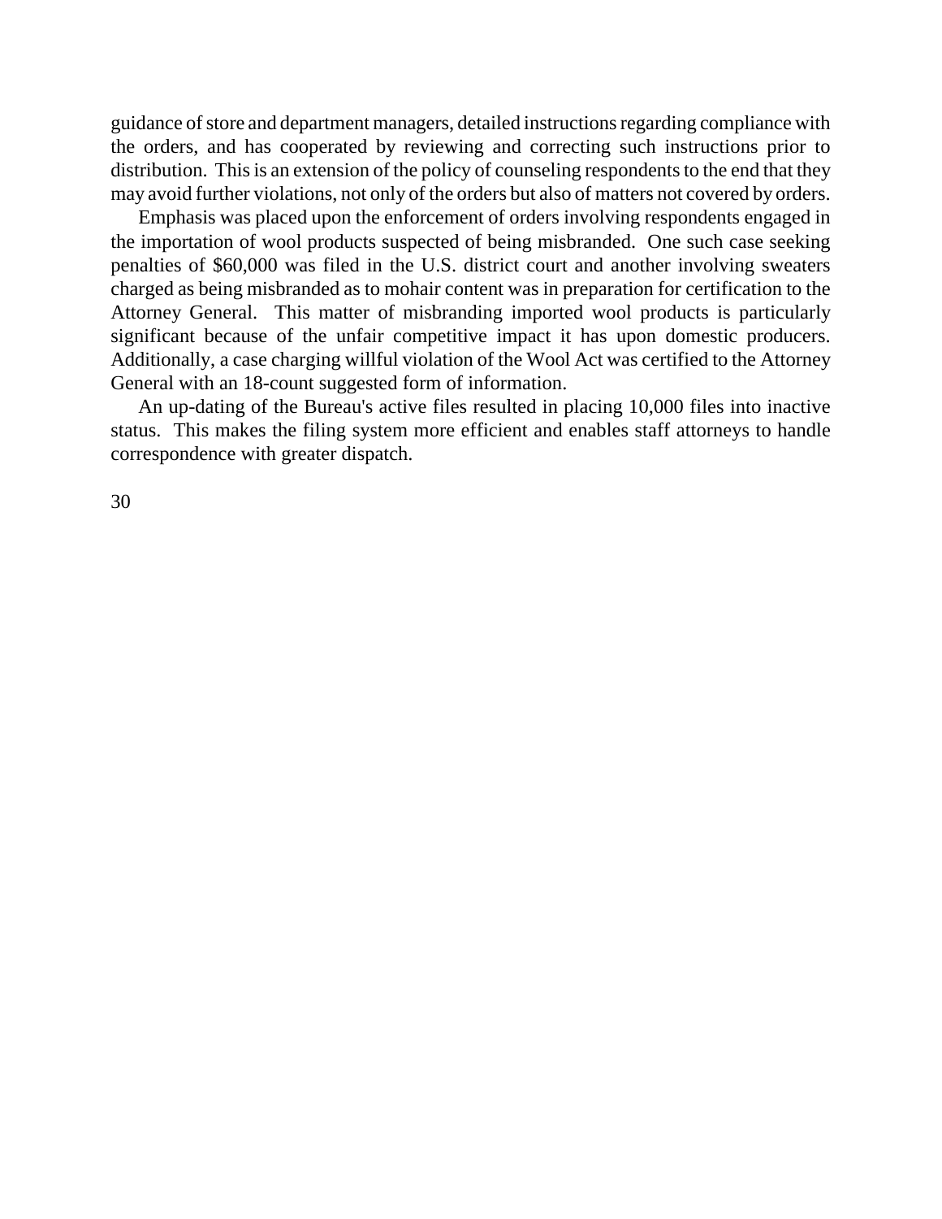guidance of store and department managers, detailed instructions regarding compliance with the orders, and has cooperated by reviewing and correcting such instructions prior to distribution. This is an extension of the policy of counseling respondents to the end that they may avoid further violations, not only of the orders but also of matters not covered by orders.

Emphasis was placed upon the enforcement of orders involving respondents engaged in the importation of wool products suspected of being misbranded. One such case seeking penalties of $60,000 was filed in the U.S. district court and another involving sweaters charged as being misbranded as to mohair content was in preparation for certification to the Attorney General. This matter of misbranding imported wool products is particularly significant because of the unfair competitive impact it has upon domestic producers. Additionally, a case charging willful violation of the Wool Act was certified to the Attorney General with an 18-count suggested form of information.

An up-dating of the Bureau's active files resulted in placing 10,000 files into inactive status. This makes the filing system more efficient and enables staff attorneys to handle correspondence with greater dispatch.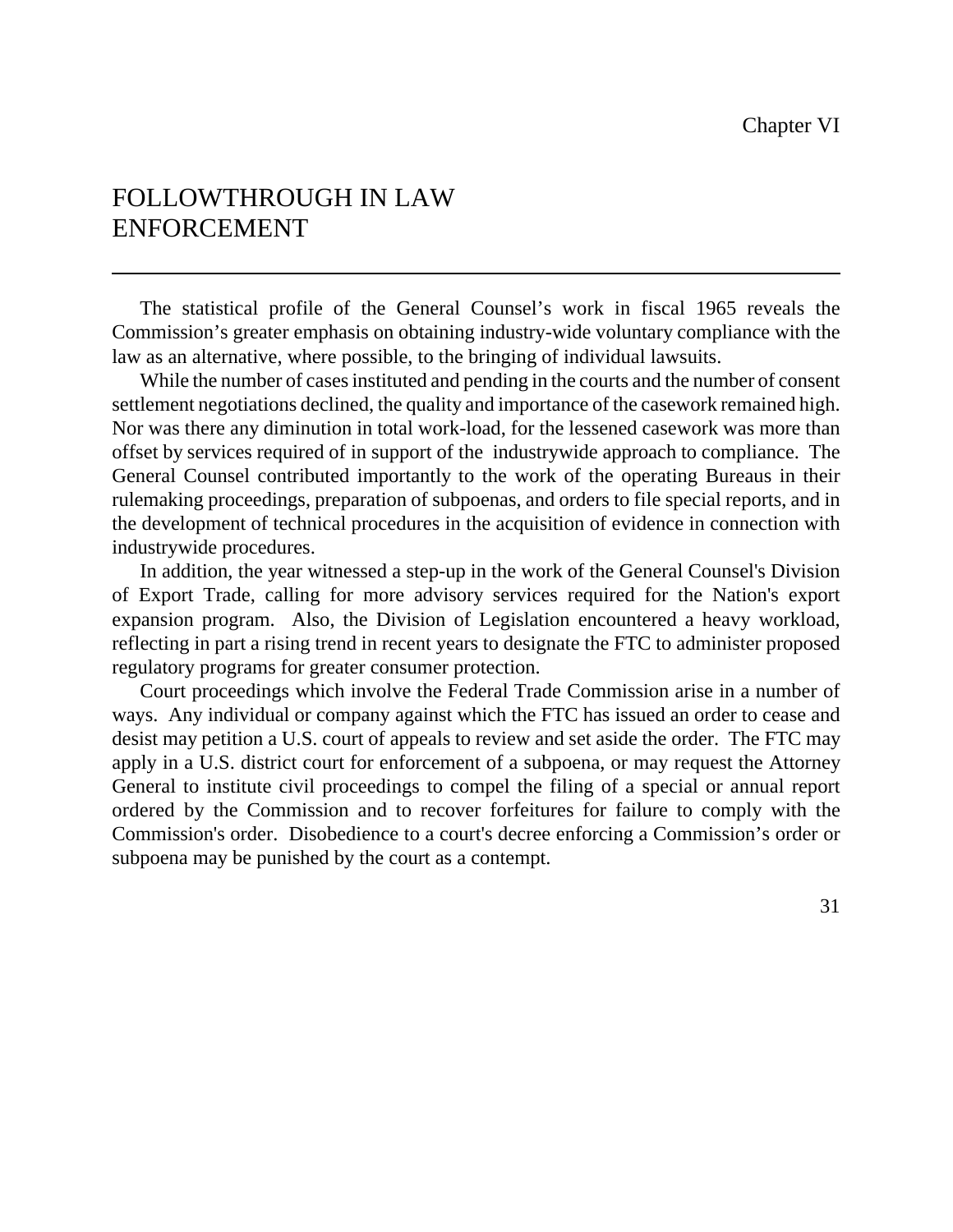Chapter VI

# FOLLOWTHROUGH IN LAW ENFORCEMENT

The statistical profile of the General Counsel's work in fiscal 1965 reveals the Commission's greater emphasis on obtaining industry-wide voluntary compliance with the law as an alternative, where possible, to the bringing of individual lawsuits.

While the number of cases instituted and pending in the courts and the number of consent settlement negotiations declined, the quality and importance of the casework remained high. Nor was there any diminution in total work-load, for the lessened casework was more than offset by services required of in support of the industrywide approach to compliance. The General Counsel contributed importantly to the work of the operating Bureaus in their rulemaking proceedings, preparation of subpoenas, and orders to file special reports, and in the development of technical procedures in the acquisition of evidence in connection with industrywide procedures.

In addition, the year witnessed a step-up in the work of the General Counsel's Division of Export Trade, calling for more advisory services required for the Nation's export expansion program. Also, the Division of Legislation encountered a heavy workload, reflecting in part a rising trend in recent years to designate the FTC to administer proposed regulatory programs for greater consumer protection.

Court proceedings which involve the Federal Trade Commission arise in a number of ways. Any individual or company against which the FTC has issued an order to cease and desist may petition a U.S. court of appeals to review and set aside the order. The FTC may apply in a U.S. district court for enforcement of a subpoena, or may request the Attorney General to institute civil proceedings to compel the filing of a special or annual report ordered by the Commission and to recover forfeitures for failure to comply with the Commission's order. Disobedience to a court's decree enforcing a Commission's order or subpoena may be punished by the court as a contempt.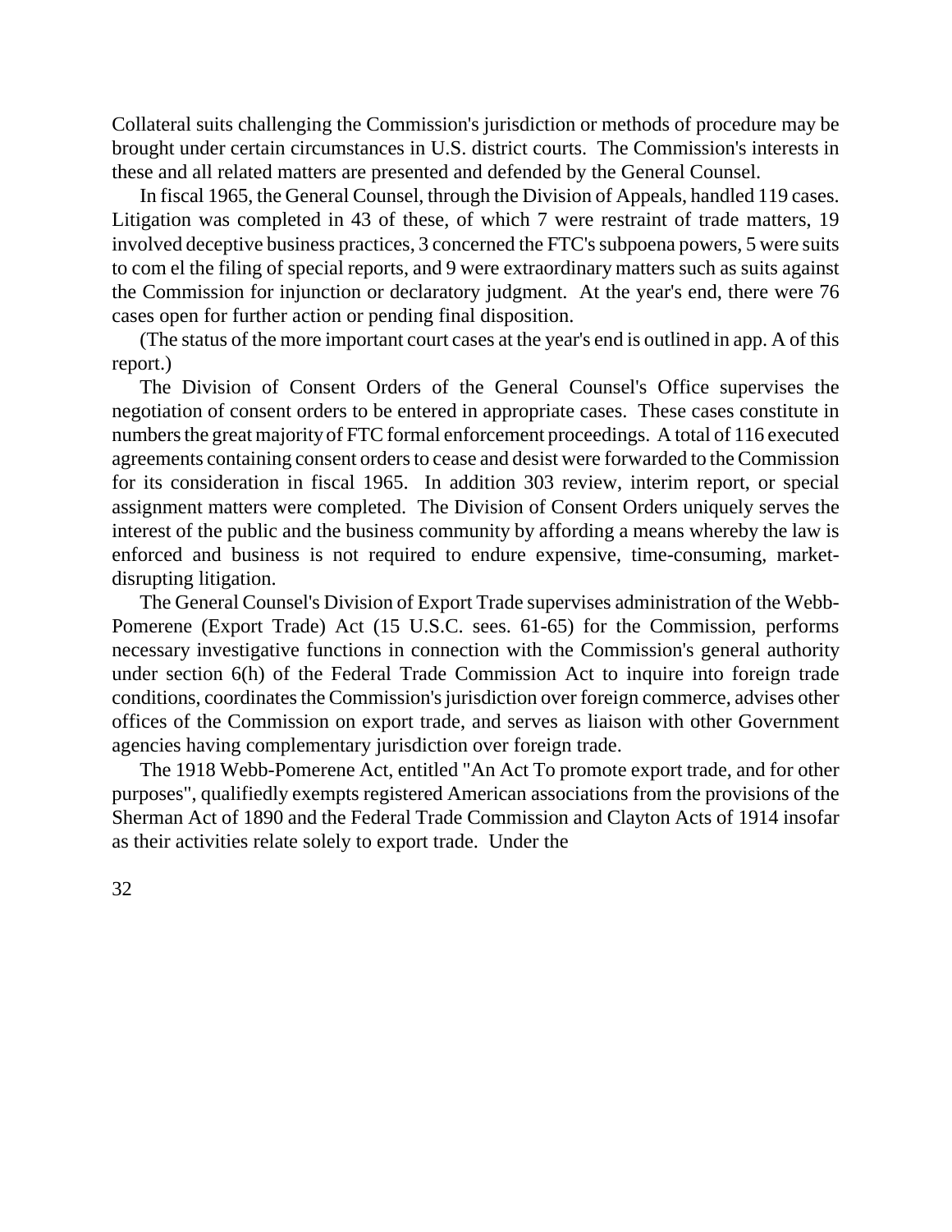Collateral suits challenging the Commission's jurisdiction or methods of procedure may be brought under certain circumstances in U.S. district courts. The Commission's interests in these and all related matters are presented and defended by the General Counsel.

In fiscal 1965, the General Counsel, through the Division of Appeals, handled 119 cases. Litigation was completed in 43 of these, of which 7 were restraint of trade matters, 19 involved deceptive business practices, 3 concerned the FTC's subpoena powers, 5 were suits to com el the filing of special reports, and 9 were extraordinary matters such as suits against the Commission for injunction or declaratory judgment. At the year's end, there were 76 cases open for further action or pending final disposition.

(The status of the more important court cases at the year's end is outlined in app. A of this report.)

The Division of Consent Orders of the General Counsel's Office supervises the negotiation of consent orders to be entered in appropriate cases. These cases constitute in numbers the great majority of FTC formal enforcement proceedings. A total of 116 executed agreements containing consent orders to cease and desist were forwarded to the Commission for its consideration in fiscal 1965. In addition 303 review, interim report, or special assignment matters were completed. The Division of Consent Orders uniquely serves the interest of the public and the business community by affording a means whereby the law is enforced and business is not required to endure expensive, time-consuming, market-disrupting litigation.

The General Counsel's Division of Export Trade supervises administration of the Webb-Pomerene (Export Trade) Act (15 U.S.C. sees. 61-65) for the Commission, performs necessary investigative functions in connection with the Commission's general authority under section 6(h) of the Federal Trade Commission Act to inquire into foreign trade conditions, coordinates the Commission's jurisdiction over foreign commerce, advises other offices of the Commission on export trade, and serves as liaison with other Government agencies having complementary jurisdiction over foreign trade.

The 1918 Webb-Pomerene Act, entitled "An Act To promote export trade, and for other purposes", qualifiedly exempts registered American associations from the provisions of the Sherman Act of 1890 and the Federal Trade Commission and Clayton Acts of 1914 insofar as their activities relate solely to export trade. Under the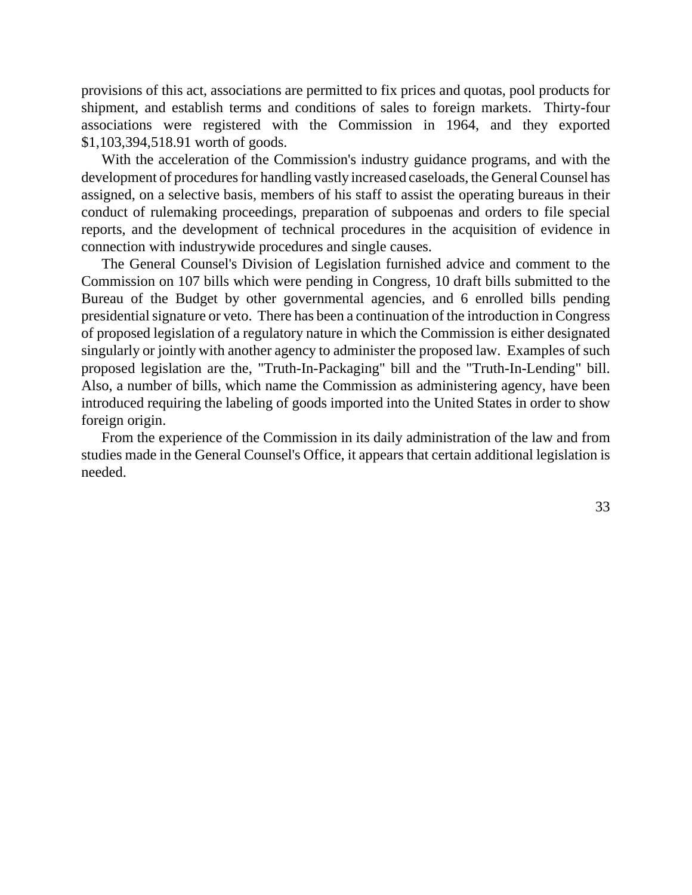provisions of this act, associations are permitted to fix prices and quotas, pool products for shipment, and establish terms and conditions of sales to foreign markets. Thirty-four associations were registered with the Commission in 1964, and they exported $1,103,394,518.91 worth of goods.

With the acceleration of the Commission's industry guidance programs, and with the development of procedures for handling vastly increased caseloads, the General Counsel has assigned, on a selective basis, members of his staff to assist the operating bureaus in their conduct of rulemaking proceedings, preparation of subpoenas and orders to file special reports, and the development of technical procedures in the acquisition of evidence in connection with industrywide procedures and single causes.

The General Counsel's Division of Legislation furnished advice and comment to the Commission on 107 bills which were pending in Congress, 10 draft bills submitted to the Bureau of the Budget by other governmental agencies, and 6 enrolled bills pending presidential signature or veto. There has been a continuation of the introduction in Congress of proposed legislation of a regulatory nature in which the Commission is either designated singularly or jointly with another agency to administer the proposed law. Examples of such proposed legislation are the, "Truth-In-Packaging" bill and the "Truth-In-Lending" bill. Also, a number of bills, which name the Commission as administering agency, have been introduced requiring the labeling of goods imported into the United States in order to show foreign origin.

From the experience of the Commission in its daily administration of the law and from studies made in the General Counsel's Office, it appears that certain additional legislation is needed.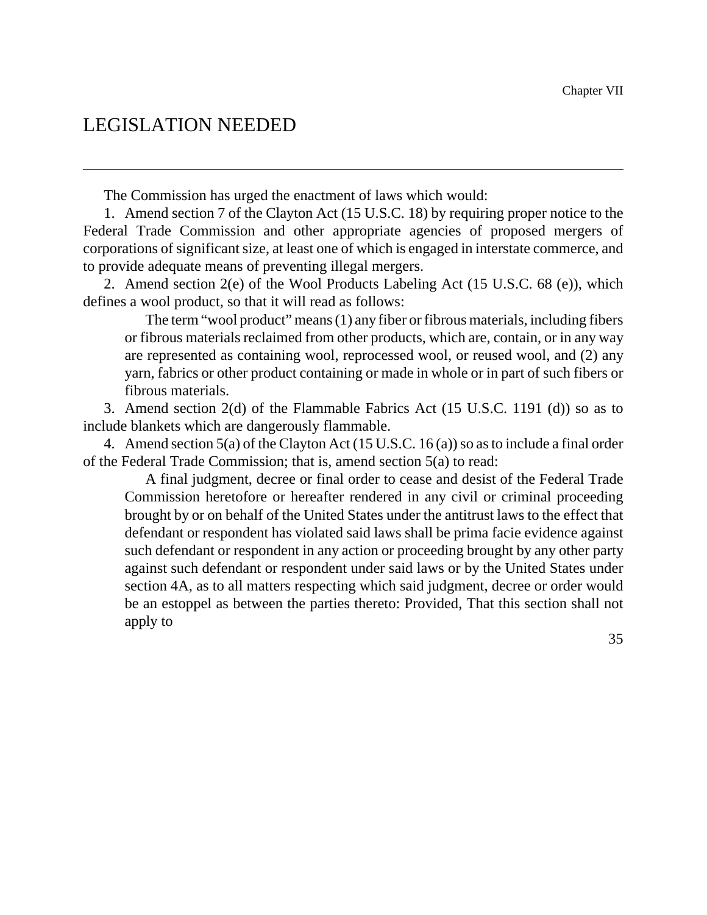# LEGISLATION NEEDED

The Commission has urged the enactment of laws which would:

1. Amend section 7 of the Clayton Act (15 U.S.C. 18) by requiring proper notice to the Federal Trade Commission and other appropriate agencies of proposed mergers of corporations of significant size, at least one of which is engaged in interstate commerce, and to provide adequate means of preventing illegal mergers.

2. Amend section 2(e) of the Wool Products Labeling Act (15 U.S.C. 68 (e)), which defines a wool product, so that it will read as follows:

> The term "wool product" means (1) any fiber or fibrous materials, including fibers or fibrous materials reclaimed from other products, which are, contain, or in any way are represented as containing wool, reprocessed wool, or reused wool, and (2) any yarn, fabrics or other product containing or made in whole or in part of such fibers or fibrous materials.

3. Amend section 2(d) of the Flammable Fabrics Act (15 U.S.C. 1191 (d)) so as to include blankets which are dangerously flammable.

4. Amend section 5(a) of the Clayton Act (15 U.S.C. 16 (a)) so as to include a final order of the Federal Trade Commission; that is, amend section 5(a) to read:

> A final judgment, decree or final order to cease and desist of the Federal Trade Commission heretofore or hereafter rendered in any civil or criminal proceeding brought by or on behalf of the United States under the antitrust laws to the effect that defendant or respondent has violated said laws shall be prima facie evidence against such defendant or respondent in any action or proceeding brought by any other party against such defendant or respondent under said laws or by the United States under section 4A, as to all matters respecting which said judgment, decree or order would be an estoppel as between the parties thereto: Provided, That this section shall not apply to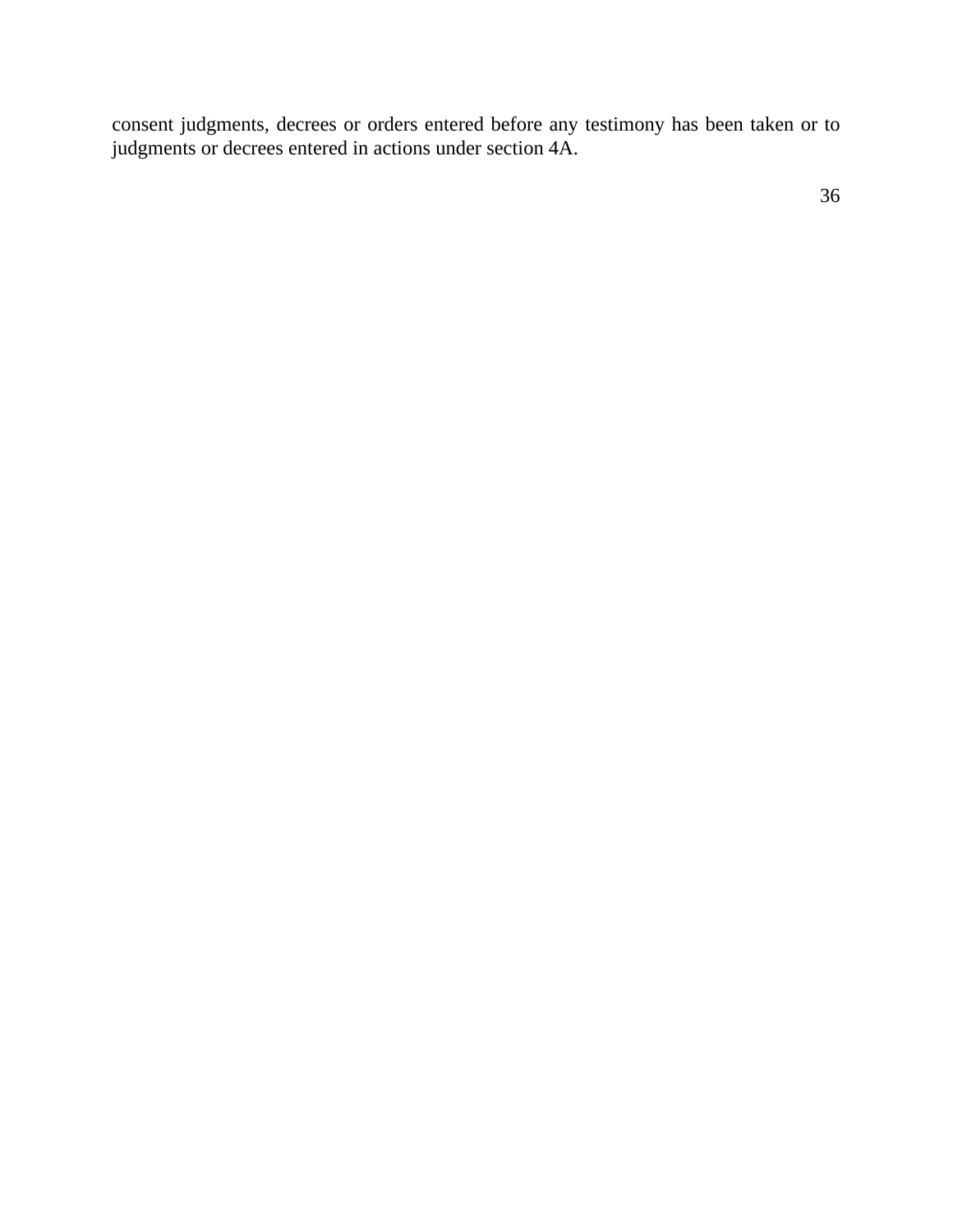consent judgments, decrees or orders entered before any testimony has been taken or to judgments or decrees entered in actions under section 4A.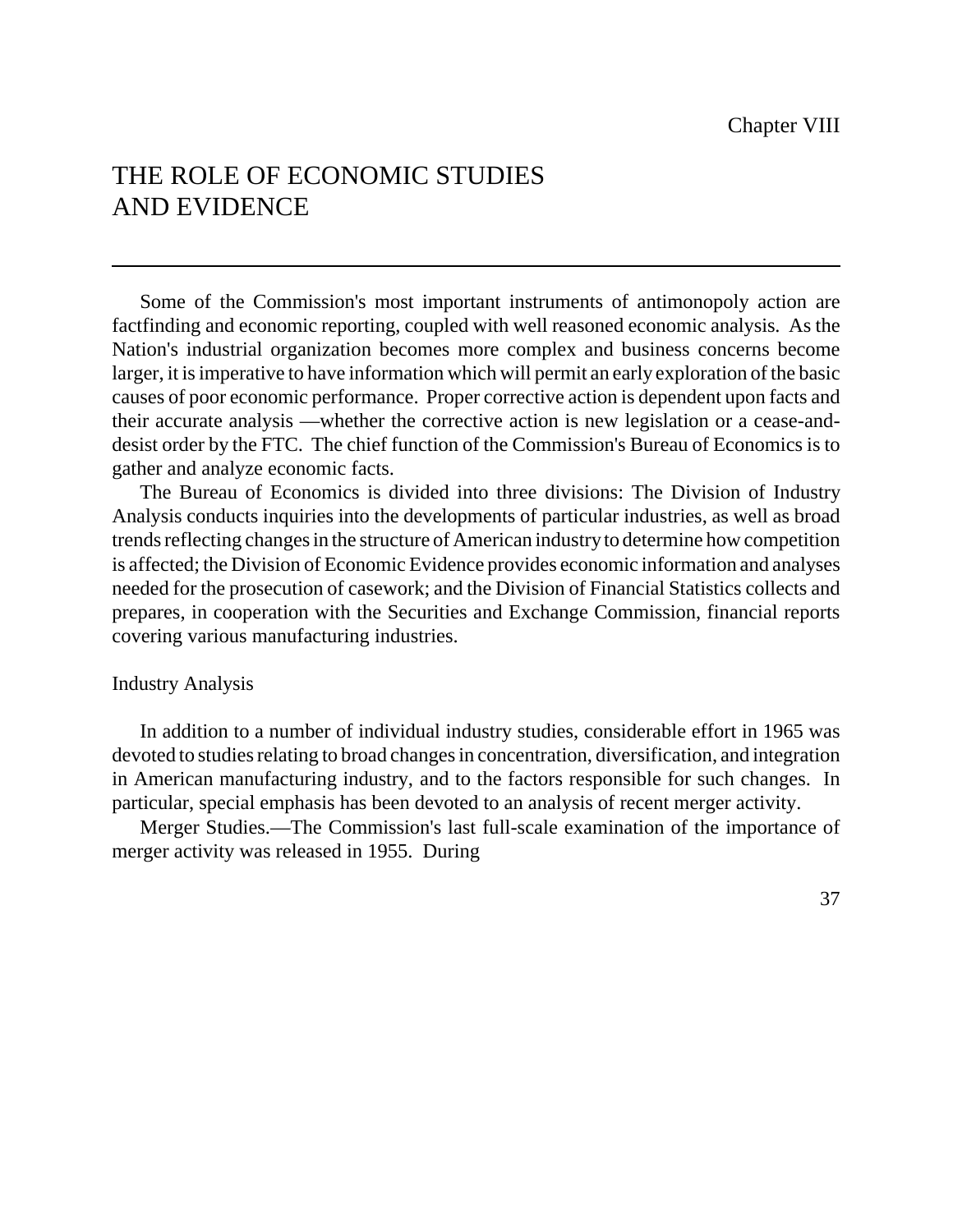Chapter VIII

# THE ROLE OF ECONOMIC STUDIES AND EVIDENCE

Some of the Commission's most important instruments of antimonopoly action are factfinding and economic reporting, coupled with well reasoned economic analysis. As the Nation's industrial organization becomes more complex and business concerns become larger, it is imperative to have information which will permit an early exploration of the basic causes of poor economic performance. Proper corrective action is dependent upon facts and their accurate analysis —whether the corrective action is new legislation or a cease-and-desist order by the FTC. The chief function of the Commission's Bureau of Economics is to gather and analyze economic facts.

The Bureau of Economics is divided into three divisions: The Division of Industry Analysis conducts inquiries into the developments of particular industries, as well as broad trends reflecting changes in the structure of American industry to determine how competition is affected; the Division of Economic Evidence provides economic information and analyses needed for the prosecution of casework; and the Division of Financial Statistics collects and prepares, in cooperation with the Securities and Exchange Commission, financial reports covering various manufacturing industries.

## Industry Analysis

In addition to a number of individual industry studies, considerable effort in 1965 was devoted to studies relating to broad changes in concentration, diversification, and integration in American manufacturing industry, and to the factors responsible for such changes. In particular, special emphasis has been devoted to an analysis of recent merger activity.

Merger Studies.—The Commission's last full-scale examination of the importance of merger activity was released in 1955. During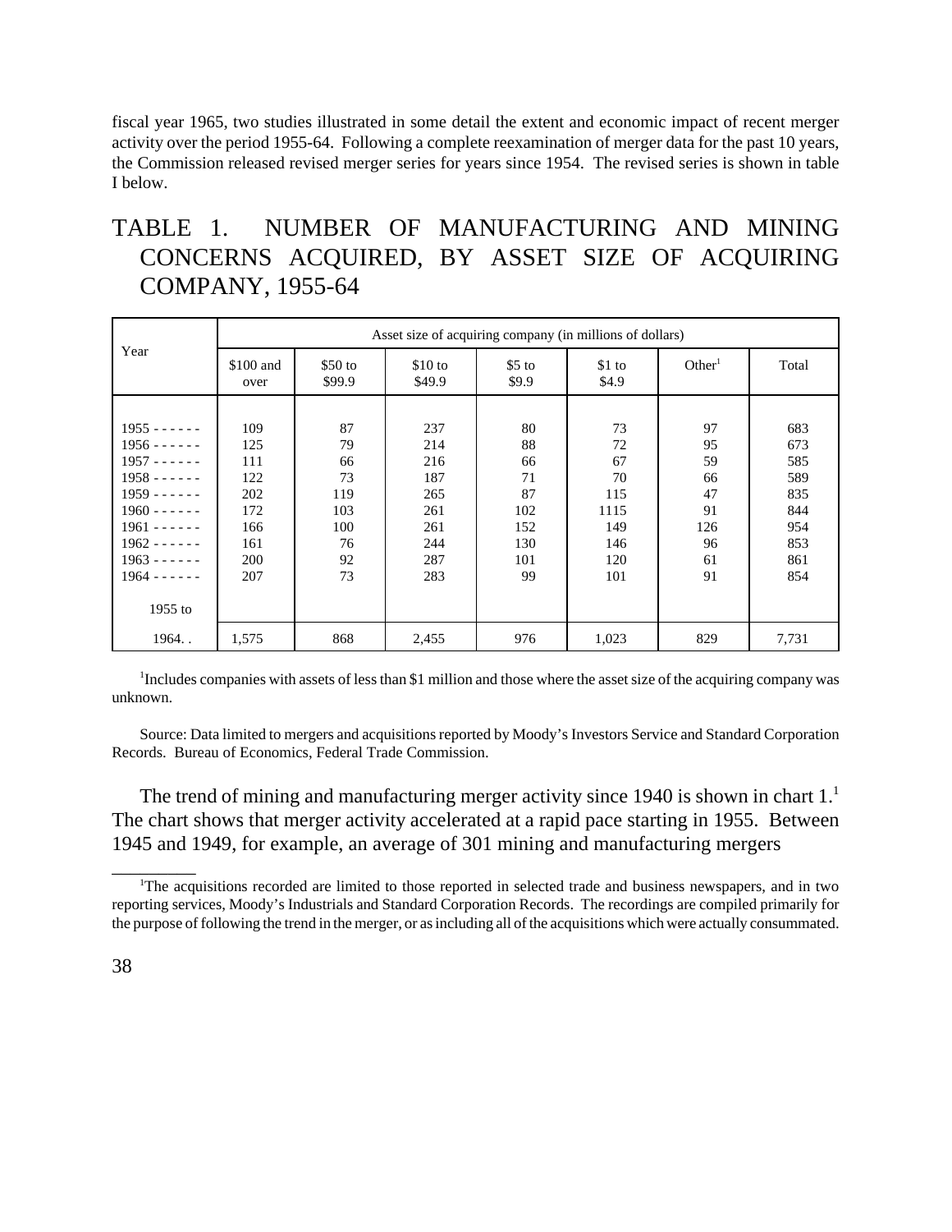fiscal year 1965, two studies illustrated in some detail the extent and economic impact of recent merger activity over the period 1955-64. Following a complete reexamination of merger data for the past 10 years, the Commission released revised merger series for years since 1954. The revised series is shown in table I below.

## TABLE 1. NUMBER OF MANUFACTURING AND MINING CONCERNS ACQUIRED, BY ASSET SIZE OF ACQUIRING COMPANY, 1955-64

| Year | Asset size of acquiring company (in millions of dollars) | | | | | | |
|---|---|---|---|---|---|---|---|
| | $100 and over | $50 to $99.9 | $10 to $49.9 | $5 to $9.9 | $1 to $4.9 | Other[1] | Total |
| 1955 - - - - - - | 109 | 87 | 237 | 80 | 73 | 97 | 683 |
| 1956 - - - - - - | 125 | 79 | 214 | 88 | 72 | 95 | 673 |
| 1957 - - - - - - | 111 | 66 | 216 | 66 | 67 | 59 | 585 |
| 1958 - - - - - - | 122 | 73 | 187 | 71 | 70 | 66 | 589 |
| 1959 - - - - - - | 202 | 119 | 265 | 87 | 115 | 47 | 835 |
| 1960 - - - - - - | 172 | 103 | 261 | 102 | 1115 | 91 | 844 |
| 1961 - - - - - - | 166 | 100 | 261 | 152 | 149 | 126 | 954 |
| 1962 - - - - - - | 161 | 76 | 244 | 130 | 146 | 96 | 853 |
| 1963 - - - - - - | 200 | 92 | 287 | 101 | 120 | 61 | 861 |
| 1964 - - - - - - | 207 | 73 | 283 | 99 | 101 | 91 | 854 |
| 1955 to 1964. . | 1,575 | 868 | 2,455 | 976 | 1,023 | 829 | 7,731 |

[1]Includes companies with assets of less than $1 million and those where the asset size of the acquiring company was unknown.

Source: Data limited to mergers and acquisitions reported by Moody's Investors Service and Standard Corporation Records. Bureau of Economics, Federal Trade Commission.

The trend of mining and manufacturing merger activity since 1940 is shown in chart 1.[1] The chart shows that merger activity accelerated at a rapid pace starting in 1955. Between 1945 and 1949, for example, an average of 301 mining and manufacturing mergers

[1]The acquisitions recorded are limited to those reported in selected trade and business newspapers, and in two reporting services, Moody's Industrials and Standard Corporation Records. The recordings are compiled primarily for the purpose of following the trend in the merger, or as including all of the acquisitions which were actually consummated.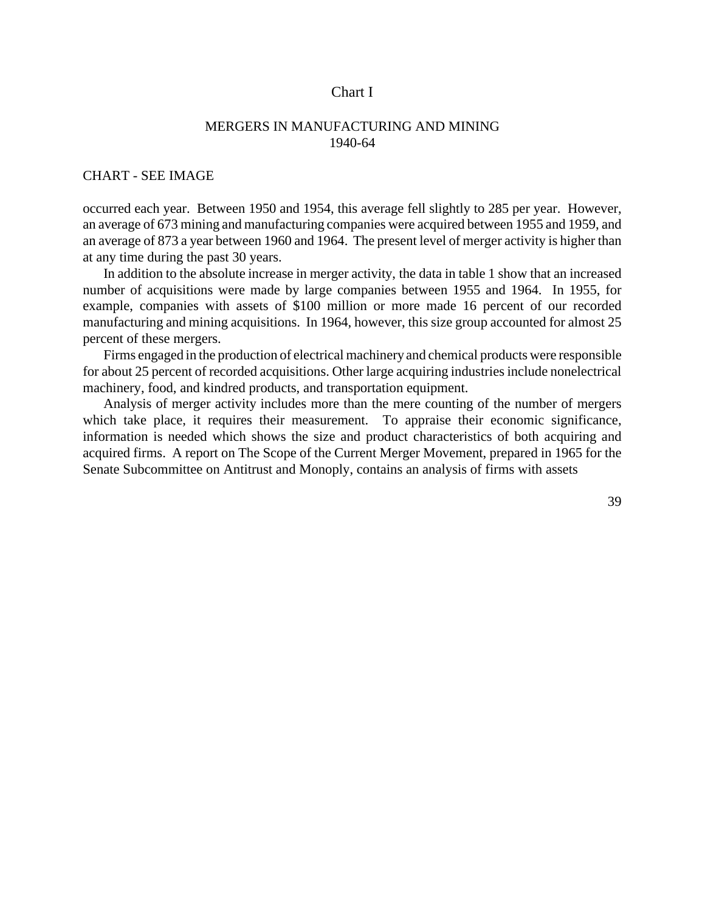Chart I

MERGERS IN MANUFACTURING AND MINING
1940-64

CHART - SEE IMAGE

occurred each year. Between 1950 and 1954, this average fell slightly to 285 per year. However, an average of 673 mining and manufacturing companies were acquired between 1955 and 1959, and an average of 873 a year between 1960 and 1964. The present level of merger activity is higher than at any time during the past 30 years.

In addition to the absolute increase in merger activity, the data in table 1 show that an increased number of acquisitions were made by large companies between 1955 and 1964. In 1955, for example, companies with assets of $100 million or more made 16 percent of our recorded manufacturing and mining acquisitions. In 1964, however, this size group accounted for almost 25 percent of these mergers.

Firms engaged in the production of electrical machinery and chemical products were responsible for about 25 percent of recorded acquisitions. Other large acquiring industries include nonelectrical machinery, food, and kindred products, and transportation equipment.

Analysis of merger activity includes more than the mere counting of the number of mergers which take place, it requires their measurement. To appraise their economic significance, information is needed which shows the size and product characteristics of both acquiring and acquired firms. A report on The Scope of the Current Merger Movement, prepared in 1965 for the Senate Subcommittee on Antitrust and Monoply, contains an analysis of firms with assets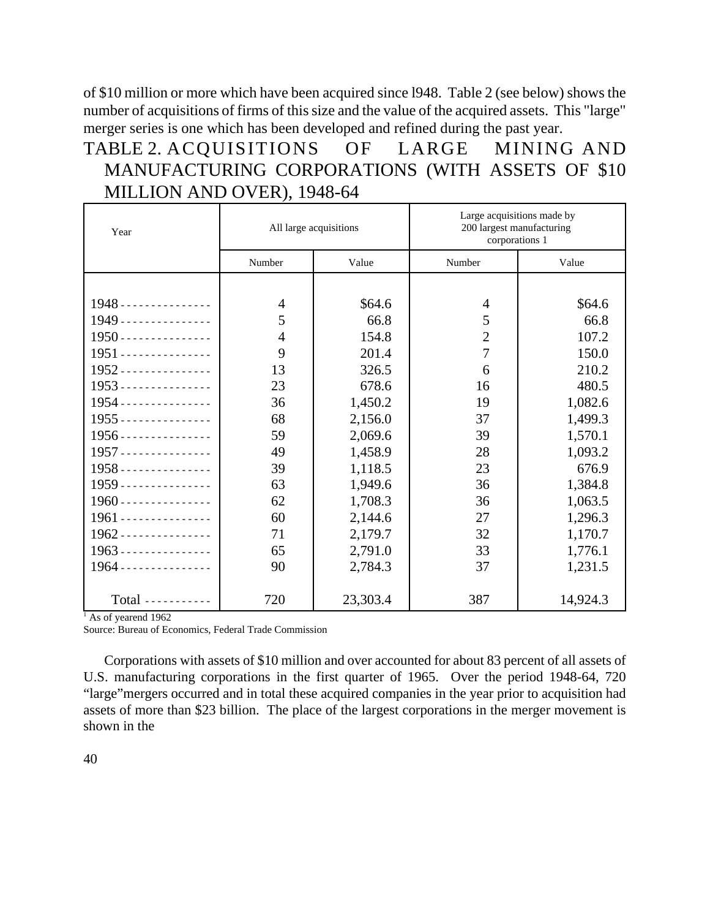of $10 million or more which have been acquired since l948. Table 2 (see below) shows the number of acquisitions of firms of this size and the value of the acquired assets. This "large" merger series is one which has been developed and refined during the past year.

## TABLE 2. ACQUISITIONS OF LARGE MINING AND MANUFACTURING CORPORATIONS (WITH ASSETS OF $10 MILLION AND OVER), 1948-64

| Year | All large acquisitions | | Large acquisitions made by 200 largest manufacturing corporations [1] | |
|---|---|---|---|---|
| | Number | Value | Number | Value |
| 1948 | 4 | $64.6 | 4 | $64.6 |
| 1949 | 5 | 66.8 | 5 | 66.8 |
| 1950 | 4 | 154.8 | 2 | 107.2 |
| 1951 | 9 | 201.4 | 7 | 150.0 |
| 1952 | 13 | 326.5 | 6 | 210.2 |
| 1953 | 23 | 678.6 | 16 | 480.5 |
| 1954 | 36 | 1,450.2 | 19 | 1,082.6 |
| 1955 | 68 | 2,156.0 | 37 | 1,499.3 |
| 1956 | 59 | 2,069.6 | 39 | 1,570.1 |
| 1957 | 49 | 1,458.9 | 28 | 1,093.2 |
| 1958 | 39 | 1,118.5 | 23 | 676.9 |
| 1959 | 63 | 1,949.6 | 36 | 1,384.8 |
| 1960 | 62 | 1,708.3 | 36 | 1,063.5 |
| 1961 | 60 | 2,144.6 | 27 | 1,296.3 |
| 1962 | 71 | 2,179.7 | 32 | 1,170.7 |
| 1963 | 65 | 2,791.0 | 33 | 1,776.1 |
| 1964 | 90 | 2,784.3 | 37 | 1,231.5 |
| Total | 720 | 23,303.4 | 387 | 14,924.3 |

[1] As of yearend 1962

Source: Bureau of Economics, Federal Trade Commission

Corporations with assets of $10 million and over accounted for about 83 percent of all assets of U.S. manufacturing corporations in the first quarter of 1965. Over the period 1948-64, 720 "large" mergers occurred and in total these acquired companies in the year prior to acquisition had assets of more than $23 billion. The place of the largest corporations in the merger movement is shown in the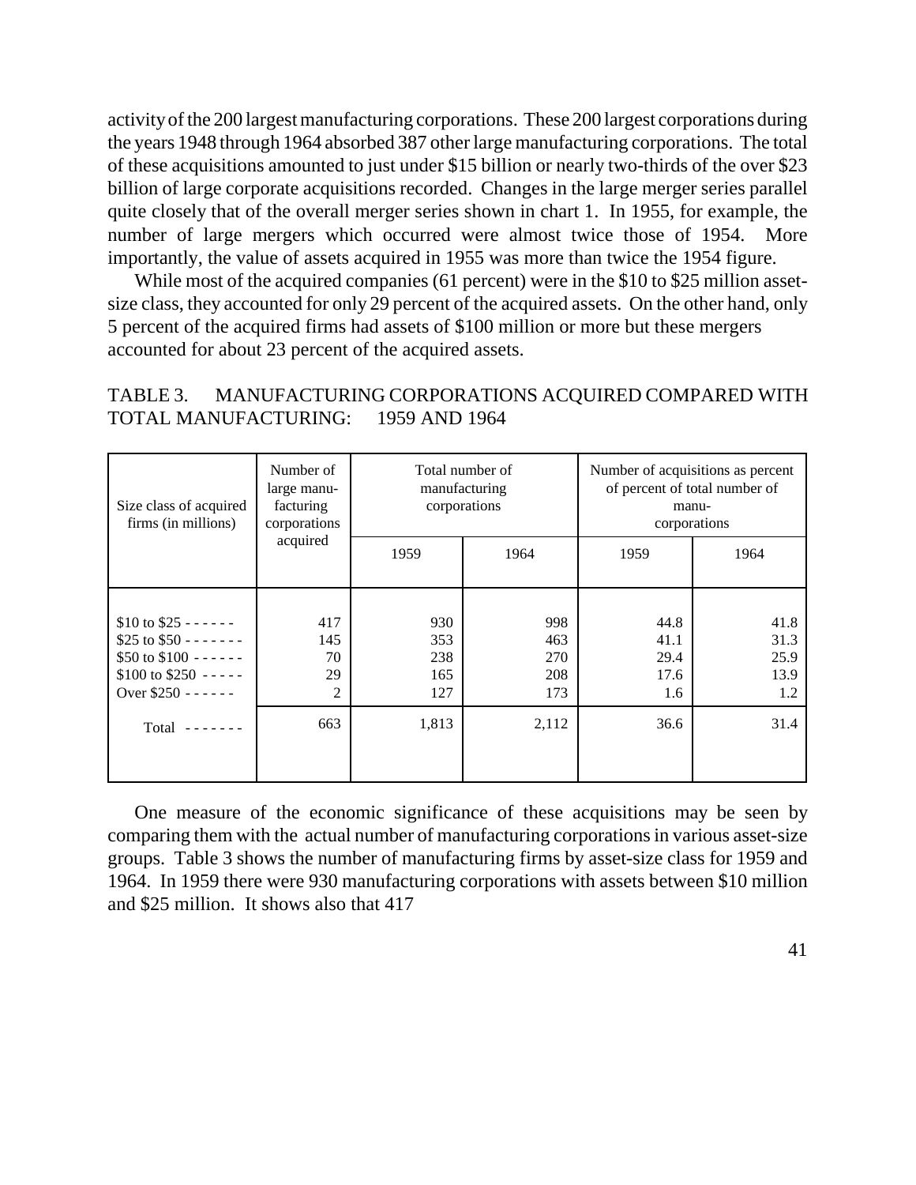activity of the 200 largest manufacturing corporations. These 200 largest corporations during the years 1948 through 1964 absorbed 387 other large manufacturing corporations. The total of these acquisitions amounted to just under $15 billion or nearly two-thirds of the over $23 billion of large corporate acquisitions recorded. Changes in the large merger series parallel quite closely that of the overall merger series shown in chart 1. In 1955, for example, the number of large mergers which occurred were almost twice those of 1954. More importantly, the value of assets acquired in 1955 was more than twice the 1954 figure.

While most of the acquired companies (61 percent) were in the $10 to $25 million asset-size class, they accounted for only 29 percent of the acquired assets. On the other hand, only 5 percent of the acquired firms had assets of $100 million or more but these mergers accounted for about 23 percent of the acquired assets.

TABLE 3. MANUFACTURING CORPORATIONS ACQUIRED COMPARED WITH TOTAL MANUFACTURING: 1959 AND 1964

| Size class of acquired firms (in millions) | Number of large manufacturing corporations acquired | Total number of manufacturing corporations | | Number of acquisitions as percent of percent of total number of manu- corporations | |
|---|---|---|---|---|---|
| | | 1959 | 1964 | 1959 | 1964 |
| $10 to $25 - - - - - - | 417 | 930 | 998 | 44.8 | 41.8 |
| $25 to $50 - - - - - - - | 145 | 353 | 463 | 41.1 | 31.3 |
| $50 to $100 - - - - - - | 70 | 238 | 270 | 29.4 | 25.9 |
| $100 to $250 - - - - - | 29 | 165 | 208 | 17.6 | 13.9 |
| Over $250 - - - - - - | 2 | 127 | 173 | 1.6 | 1.2 |
| Total - - - - - - - | 663 | 1,813 | 2,112 | 36.6 | 31.4 |

One measure of the economic significance of these acquisitions may be seen by comparing them with the actual number of manufacturing corporations in various asset-size groups. Table 3 shows the number of manufacturing firms by asset-size class for 1959 and 1964. In 1959 there were 930 manufacturing corporations with assets between $10 million and $25 million. It shows also that 417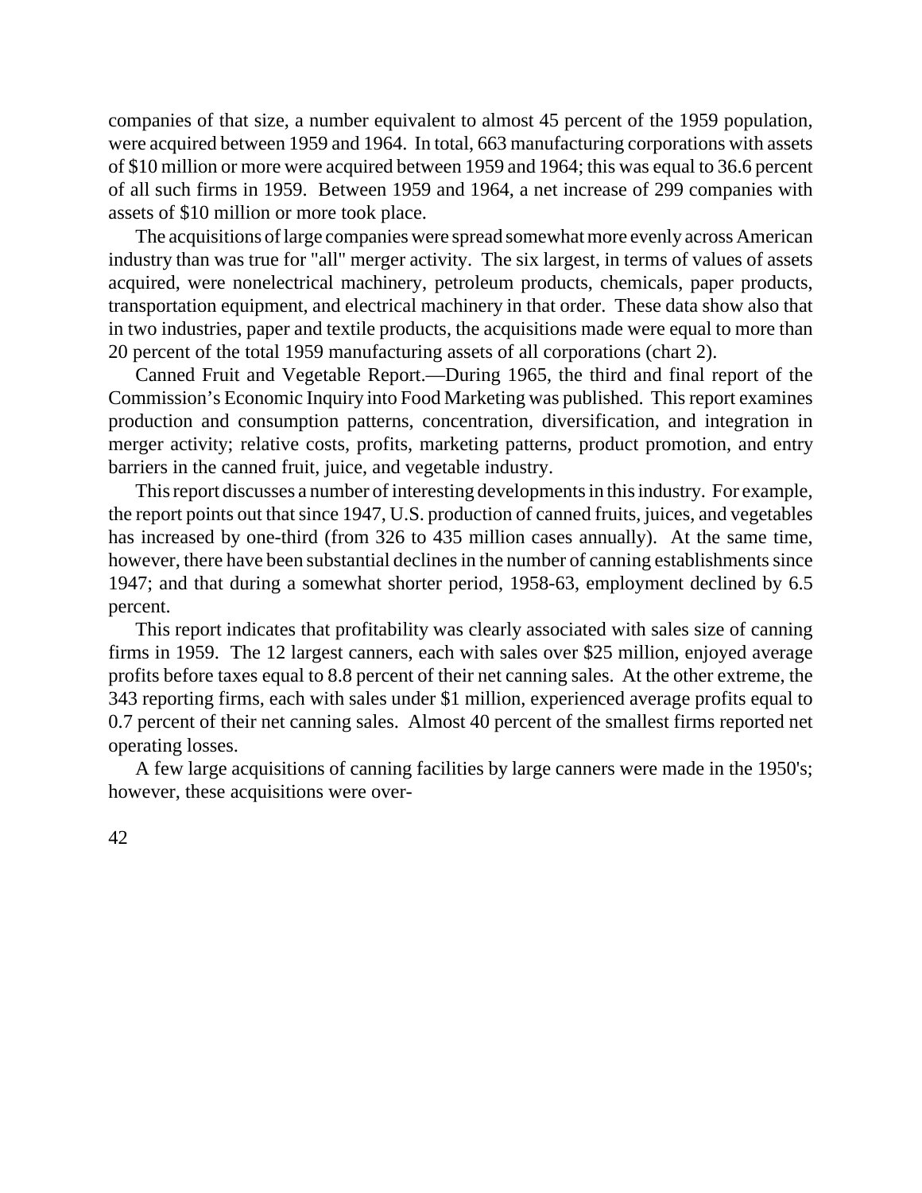companies of that size, a number equivalent to almost 45 percent of the 1959 population, were acquired between 1959 and 1964. In total, 663 manufacturing corporations with assets of $10 million or more were acquired between 1959 and 1964; this was equal to 36.6 percent of all such firms in 1959. Between 1959 and 1964, a net increase of 299 companies with assets of $10 million or more took place.

The acquisitions of large companies were spread somewhat more evenly across American industry than was true for "all" merger activity. The six largest, in terms of values of assets acquired, were nonelectrical machinery, petroleum products, chemicals, paper products, transportation equipment, and electrical machinery in that order. These data show also that in two industries, paper and textile products, the acquisitions made were equal to more than 20 percent of the total 1959 manufacturing assets of all corporations (chart 2).

Canned Fruit and Vegetable Report.—During 1965, the third and final report of the Commission's Economic Inquiry into Food Marketing was published. This report examines production and consumption patterns, concentration, diversification, and integration in merger activity; relative costs, profits, marketing patterns, product promotion, and entry barriers in the canned fruit, juice, and vegetable industry.

This report discusses a number of interesting developments in this industry. For example, the report points out that since 1947, U.S. production of canned fruits, juices, and vegetables has increased by one-third (from 326 to 435 million cases annually). At the same time, however, there have been substantial declines in the number of canning establishments since 1947; and that during a somewhat shorter period, 1958-63, employment declined by 6.5 percent.

This report indicates that profitability was clearly associated with sales size of canning firms in 1959. The 12 largest canners, each with sales over $25 million, enjoyed average profits before taxes equal to 8.8 percent of their net canning sales. At the other extreme, the 343 reporting firms, each with sales under $1 million, experienced average profits equal to 0.7 percent of their net canning sales. Almost 40 percent of the smallest firms reported net operating losses.

A few large acquisitions of canning facilities by large canners were made in the 1950's; however, these acquisitions were over-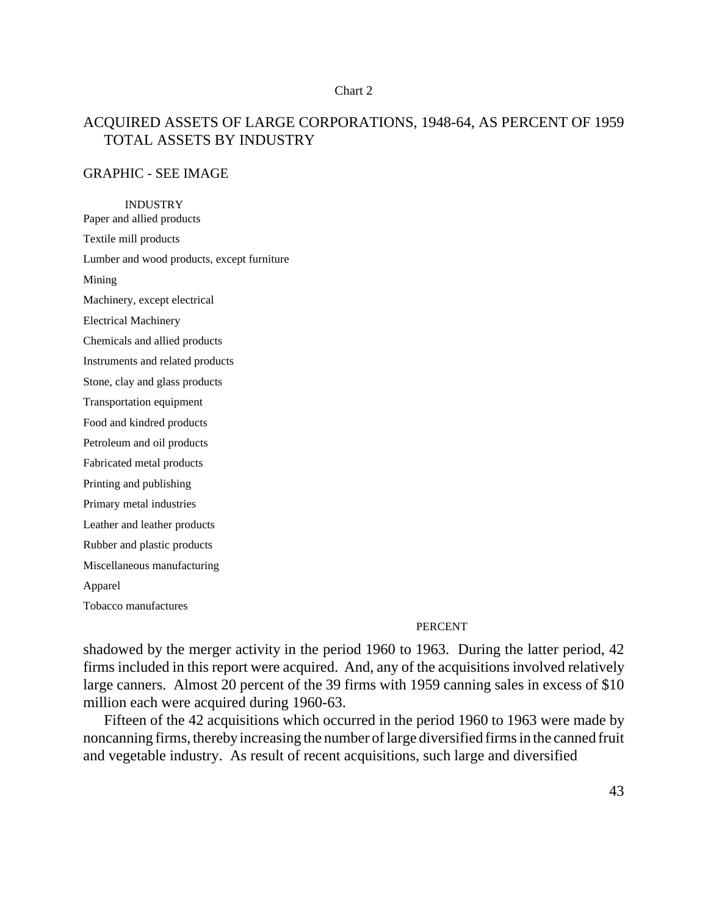Chart 2

ACQUIRED ASSETS OF LARGE CORPORATIONS, 1948-64, AS PERCENT OF 1959 TOTAL ASSETS BY INDUSTRY

GRAPHIC - SEE IMAGE

INDUSTRY

Paper and allied products

Textile mill products

Lumber and wood products, except furniture

Mining

Machinery, except electrical

Electrical Machinery

Chemicals and allied products

Instruments and related products

Stone, clay and glass products

Transportation equipment

Food and kindred products

Petroleum and oil products

Fabricated metal products

Printing and publishing

Primary metal industries

Leather and leather products

Rubber and plastic products

Miscellaneous manufacturing

Apparel

Tobacco manufactures

PERCENT

shadowed by the merger activity in the period 1960 to 1963. During the latter period, 42 firms included in this report were acquired. And, any of the acquisitions involved relatively large canners. Almost 20 percent of the 39 firms with 1959 canning sales in excess of $10 million each were acquired during 1960-63.

Fifteen of the 42 acquisitions which occurred in the period 1960 to 1963 were made by noncanning firms, thereby increasing the number of large diversified firms in the canned fruit and vegetable industry. As result of recent acquisitions, such large and diversified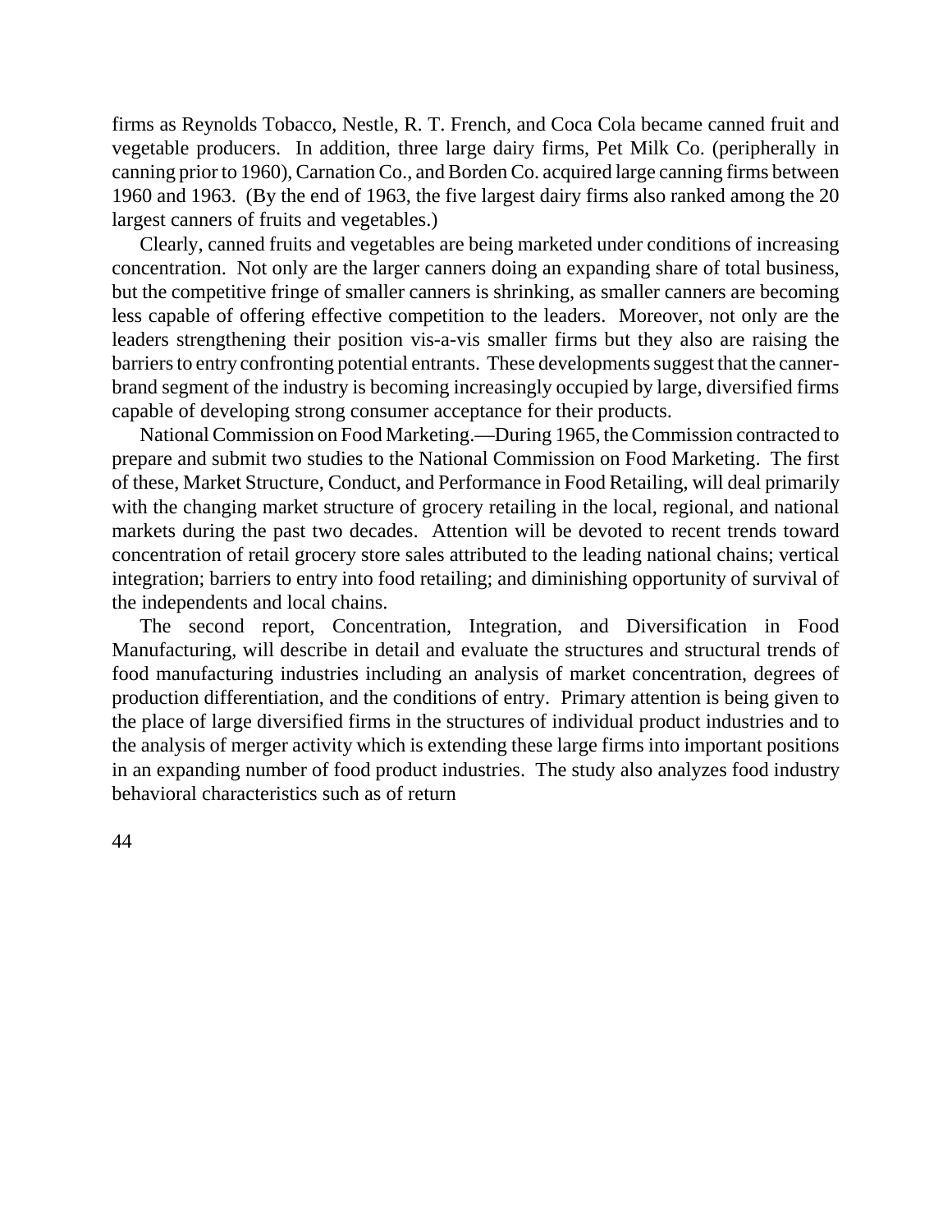firms as Reynolds Tobacco, Nestle, R. T. French, and Coca Cola became canned fruit and vegetable producers. In addition, three large dairy firms, Pet Milk Co. (peripherally in canning prior to 1960), Carnation Co., and Borden Co. acquired large canning firms between 1960 and 1963. (By the end of 1963, the five largest dairy firms also ranked among the 20 largest canners of fruits and vegetables.)

Clearly, canned fruits and vegetables are being marketed under conditions of increasing concentration. Not only are the larger canners doing an expanding share of total business, but the competitive fringe of smaller canners is shrinking, as smaller canners are becoming less capable of offering effective competition to the leaders. Moreover, not only are the leaders strengthening their position vis-a-vis smaller firms but they also are raising the barriers to entry confronting potential entrants. These developments suggest that the canner-brand segment of the industry is becoming increasingly occupied by large, diversified firms capable of developing strong consumer acceptance for their products.

National Commission on Food Marketing.—During 1965, the Commission contracted to prepare and submit two studies to the National Commission on Food Marketing. The first of these, Market Structure, Conduct, and Performance in Food Retailing, will deal primarily with the changing market structure of grocery retailing in the local, regional, and national markets during the past two decades. Attention will be devoted to recent trends toward concentration of retail grocery store sales attributed to the leading national chains; vertical integration; barriers to entry into food retailing; and diminishing opportunity of survival of the independents and local chains.

The second report, Concentration, Integration, and Diversification in Food Manufacturing, will describe in detail and evaluate the structures and structural trends of food manufacturing industries including an analysis of market concentration, degrees of production differentiation, and the conditions of entry. Primary attention is being given to the place of large diversified firms in the structures of individual product industries and to the analysis of merger activity which is extending these large firms into important positions in an expanding number of food product industries. The study also analyzes food industry behavioral characteristics such as of return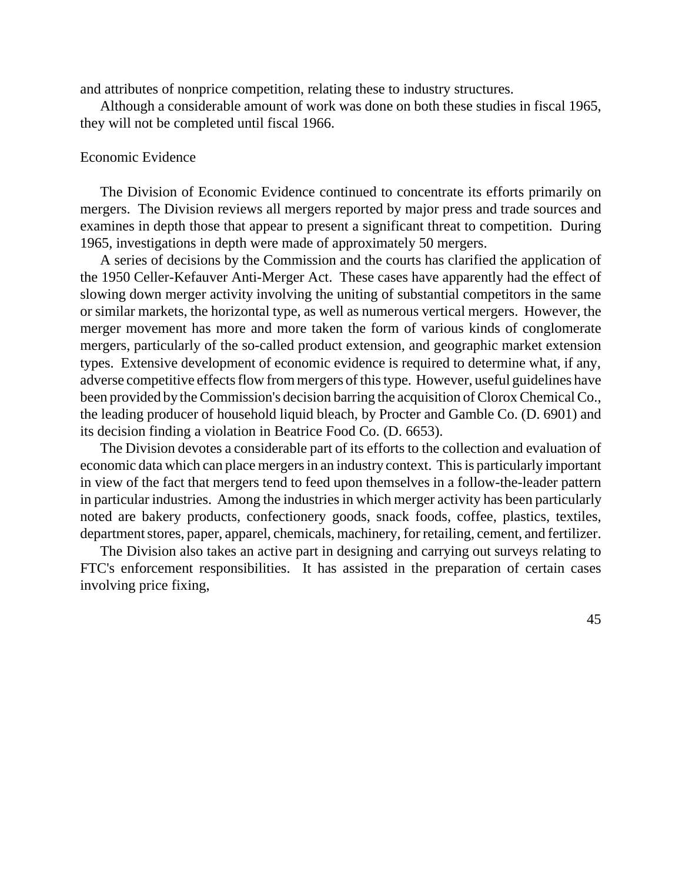and attributes of nonprice competition, relating these to industry structures.

Although a considerable amount of work was done on both these studies in fiscal 1965, they will not be completed until fiscal 1966.

## Economic Evidence

The Division of Economic Evidence continued to concentrate its efforts primarily on mergers. The Division reviews all mergers reported by major press and trade sources and examines in depth those that appear to present a significant threat to competition. During 1965, investigations in depth were made of approximately 50 mergers.

A series of decisions by the Commission and the courts has clarified the application of the 1950 Celler-Kefauver Anti-Merger Act. These cases have apparently had the effect of slowing down merger activity involving the uniting of substantial competitors in the same or similar markets, the horizontal type, as well as numerous vertical mergers. However, the merger movement has more and more taken the form of various kinds of conglomerate mergers, particularly of the so-called product extension, and geographic market extension types. Extensive development of economic evidence is required to determine what, if any, adverse competitive effects flow from mergers of this type. However, useful guidelines have been provided by the Commission's decision barring the acquisition of Clorox Chemical Co., the leading producer of household liquid bleach, by Procter and Gamble Co. (D. 6901) and its decision finding a violation in Beatrice Food Co. (D. 6653).

The Division devotes a considerable part of its efforts to the collection and evaluation of economic data which can place mergers in an industry context. This is particularly important in view of the fact that mergers tend to feed upon themselves in a follow-the-leader pattern in particular industries. Among the industries in which merger activity has been particularly noted are bakery products, confectionery goods, snack foods, coffee, plastics, textiles, department stores, paper, apparel, chemicals, machinery, for retailing, cement, and fertilizer.

The Division also takes an active part in designing and carrying out surveys relating to FTC's enforcement responsibilities. It has assisted in the preparation of certain cases involving price fixing,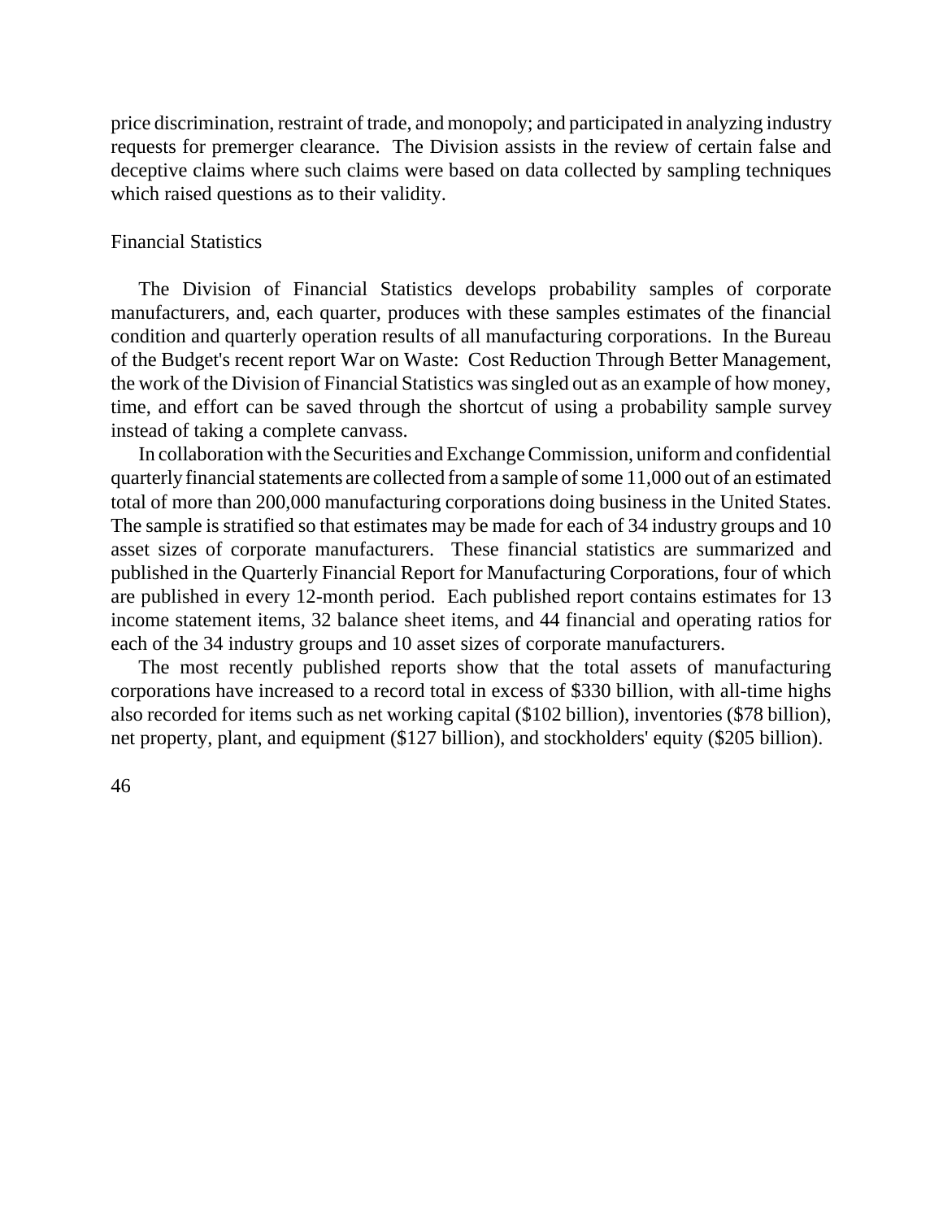price discrimination, restraint of trade, and monopoly; and participated in analyzing industry requests for premerger clearance. The Division assists in the review of certain false and deceptive claims where such claims were based on data collected by sampling techniques which raised questions as to their validity.

## Financial Statistics

The Division of Financial Statistics develops probability samples of corporate manufacturers, and, each quarter, produces with these samples estimates of the financial condition and quarterly operation results of all manufacturing corporations. In the Bureau of the Budget's recent report War on Waste: Cost Reduction Through Better Management, the work of the Division of Financial Statistics was singled out as an example of how money, time, and effort can be saved through the shortcut of using a probability sample survey instead of taking a complete canvass.

In collaboration with the Securities and Exchange Commission, uniform and confidential quarterly financial statements are collected from a sample of some 11,000 out of an estimated total of more than 200,000 manufacturing corporations doing business in the United States. The sample is stratified so that estimates may be made for each of 34 industry groups and 10 asset sizes of corporate manufacturers. These financial statistics are summarized and published in the Quarterly Financial Report for Manufacturing Corporations, four of which are published in every 12-month period. Each published report contains estimates for 13 income statement items, 32 balance sheet items, and 44 financial and operating ratios for each of the 34 industry groups and 10 asset sizes of corporate manufacturers.

The most recently published reports show that the total assets of manufacturing corporations have increased to a record total in excess of $330 billion, with all-time highs also recorded for items such as net working capital ($102 billion), inventories ($78 billion), net property, plant, and equipment ($127 billion), and stockholders' equity ($205 billion).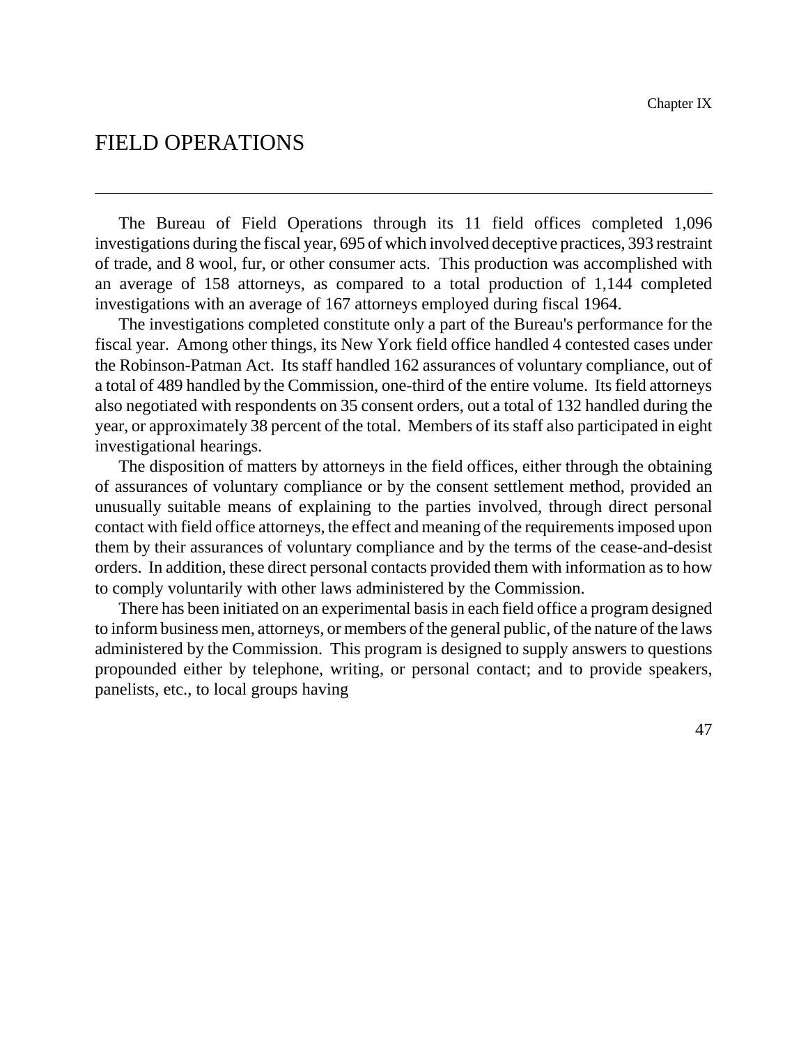Chapter IX

# FIELD OPERATIONS

The Bureau of Field Operations through its 11 field offices completed 1,096 investigations during the fiscal year, 695 of which involved deceptive practices, 393 restraint of trade, and 8 wool, fur, or other consumer acts. This production was accomplished with an average of 158 attorneys, as compared to a total production of 1,144 completed investigations with an average of 167 attorneys employed during fiscal 1964.

The investigations completed constitute only a part of the Bureau's performance for the fiscal year. Among other things, its New York field office handled 4 contested cases under the Robinson-Patman Act. Its staff handled 162 assurances of voluntary compliance, out of a total of 489 handled by the Commission, one-third of the entire volume. Its field attorneys also negotiated with respondents on 35 consent orders, out a total of 132 handled during the year, or approximately 38 percent of the total. Members of its staff also participated in eight investigational hearings.

The disposition of matters by attorneys in the field offices, either through the obtaining of assurances of voluntary compliance or by the consent settlement method, provided an unusually suitable means of explaining to the parties involved, through direct personal contact with field office attorneys, the effect and meaning of the requirements imposed upon them by their assurances of voluntary compliance and by the terms of the cease-and-desist orders. In addition, these direct personal contacts provided them with information as to how to comply voluntarily with other laws administered by the Commission.

There has been initiated on an experimental basis in each field office a program designed to inform business men, attorneys, or members of the general public, of the nature of the laws administered by the Commission. This program is designed to supply answers to questions propounded either by telephone, writing, or personal contact; and to provide speakers, panelists, etc., to local groups having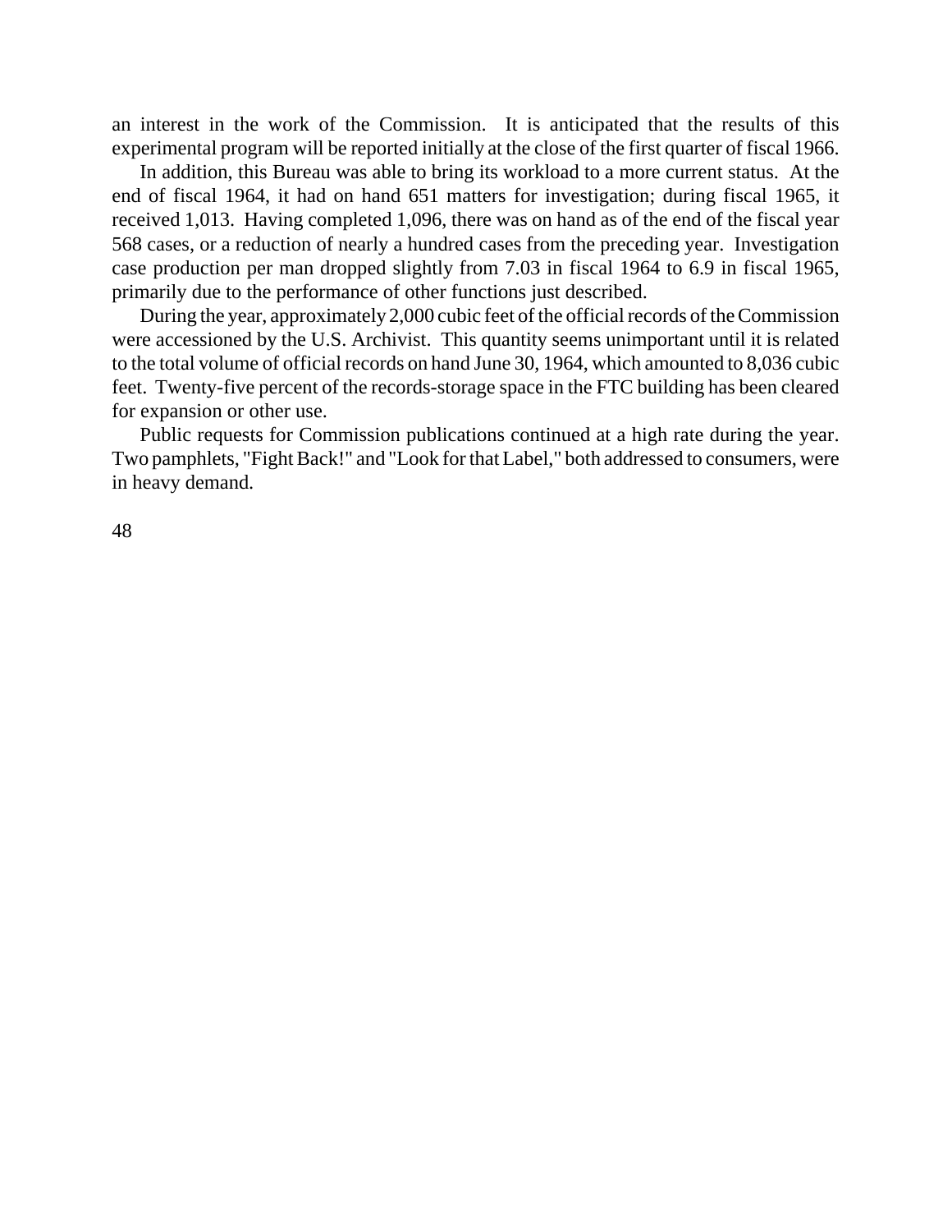an interest in the work of the Commission. It is anticipated that the results of this experimental program will be reported initially at the close of the first quarter of fiscal 1966.

In addition, this Bureau was able to bring its workload to a more current status. At the end of fiscal 1964, it had on hand 651 matters for investigation; during fiscal 1965, it received 1,013. Having completed 1,096, there was on hand as of the end of the fiscal year 568 cases, or a reduction of nearly a hundred cases from the preceding year. Investigation case production per man dropped slightly from 7.03 in fiscal 1964 to 6.9 in fiscal 1965, primarily due to the performance of other functions just described.

During the year, approximately 2,000 cubic feet of the official records of the Commission were accessioned by the U.S. Archivist. This quantity seems unimportant until it is related to the total volume of official records on hand June 30, 1964, which amounted to 8,036 cubic feet. Twenty-five percent of the records-storage space in the FTC building has been cleared for expansion or other use.

Public requests for Commission publications continued at a high rate during the year. Two pamphlets, "Fight Back!" and "Look for that Label," both addressed to consumers, were in heavy demand.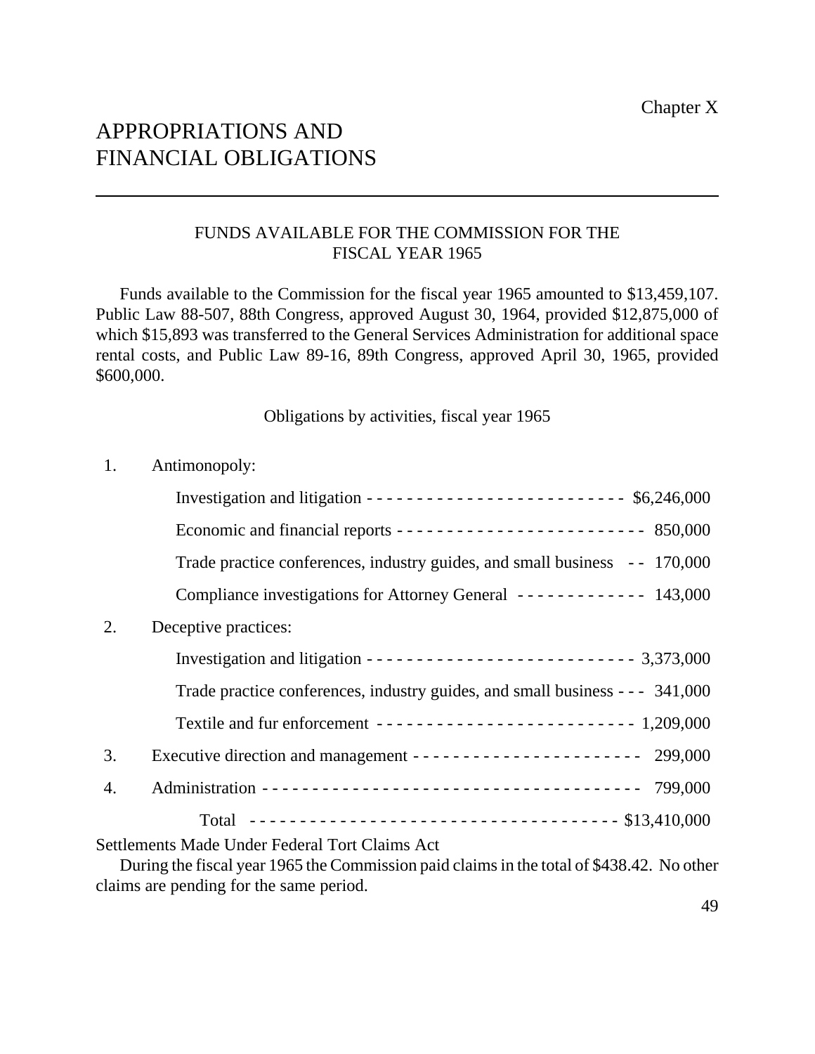Chapter X

# APPROPRIATIONS AND FINANCIAL OBLIGATIONS

## FUNDS AVAILABLE FOR THE COMMISSION FOR THE FISCAL YEAR 1965

Funds available to the Commission for the fiscal year 1965 amounted to $13,459,107. Public Law 88-507, 88th Congress, approved August 30, 1964, provided $12,875,000 of which $15,893 was transferred to the General Services Administration for additional space rental costs, and Public Law 89-16, 89th Congress, approved April 30, 1965, provided $600,000.

Obligations by activities, fiscal year 1965

| | | |
|---|---|---|
| 1. | Antimonopoly: | |
| | Investigation and litigation | $6,246,000 |
| | Economic and financial reports | 850,000 |
| | Trade practice conferences, industry guides, and small business | 170,000 |
| | Compliance investigations for Attorney General | 143,000 |
| 2. | Deceptive practices: | |
| | Investigation and litigation | 3,373,000 |
| | Trade practice conferences, industry guides, and small business | 341,000 |
| | Textile and fur enforcement | 1,209,000 |
| 3. | Executive direction and management | 299,000 |
| 4. | Administration | 799,000 |
| | Total | $13,410,000 |

Settlements Made Under Federal Tort Claims Act

During the fiscal year 1965 the Commission paid claims in the total of $438.42. No other claims are pending for the same period.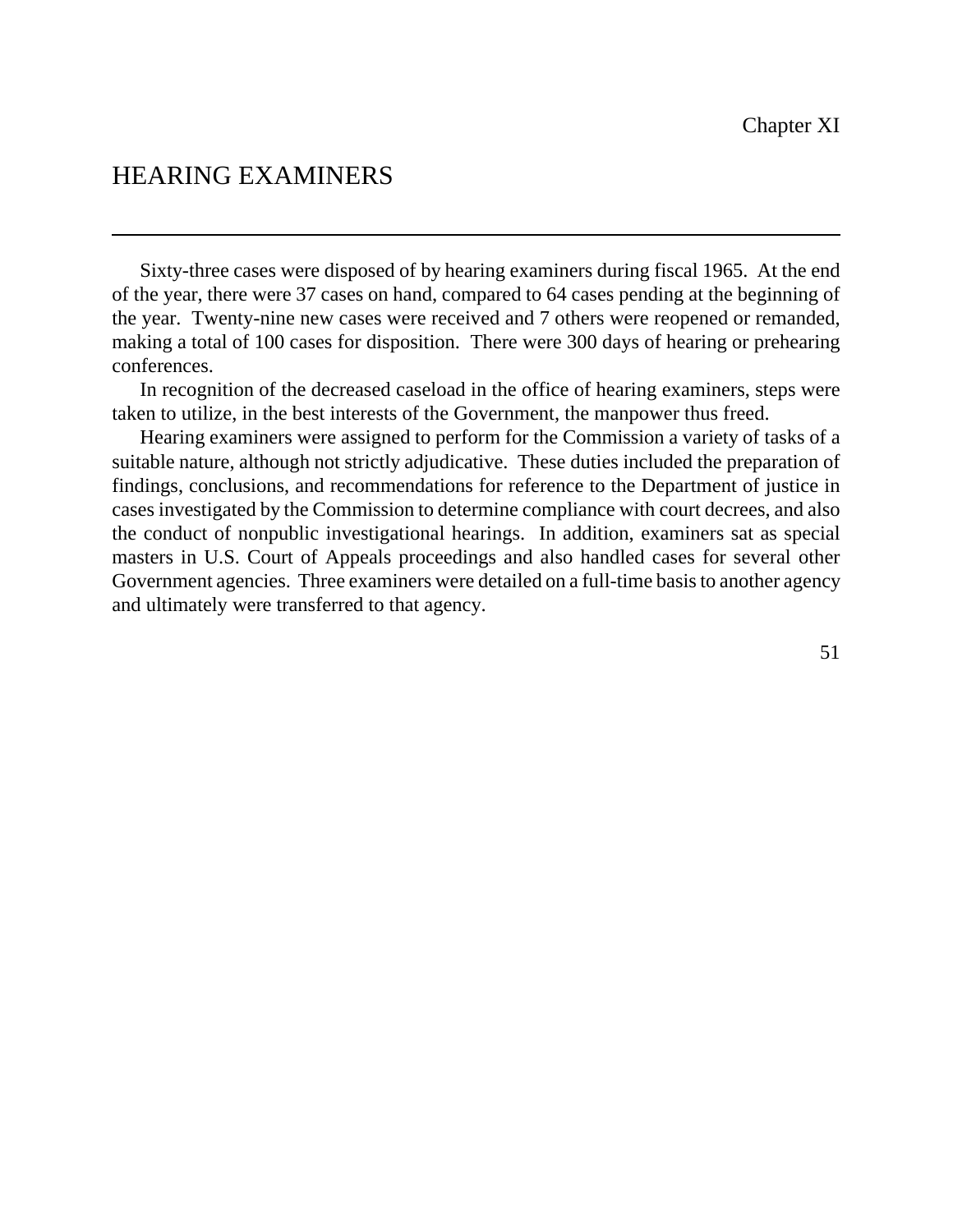Chapter XI

# HEARING EXAMINERS

Sixty-three cases were disposed of by hearing examiners during fiscal 1965. At the end of the year, there were 37 cases on hand, compared to 64 cases pending at the beginning of the year. Twenty-nine new cases were received and 7 others were reopened or remanded, making a total of 100 cases for disposition. There were 300 days of hearing or prehearing conferences.

In recognition of the decreased caseload in the office of hearing examiners, steps were taken to utilize, in the best interests of the Government, the manpower thus freed.

Hearing examiners were assigned to perform for the Commission a variety of tasks of a suitable nature, although not strictly adjudicative. These duties included the preparation of findings, conclusions, and recommendations for reference to the Department of justice in cases investigated by the Commission to determine compliance with court decrees, and also the conduct of nonpublic investigational hearings. In addition, examiners sat as special masters in U.S. Court of Appeals proceedings and also handled cases for several other Government agencies. Three examiners were detailed on a full-time basis to another agency and ultimately were transferred to that agency.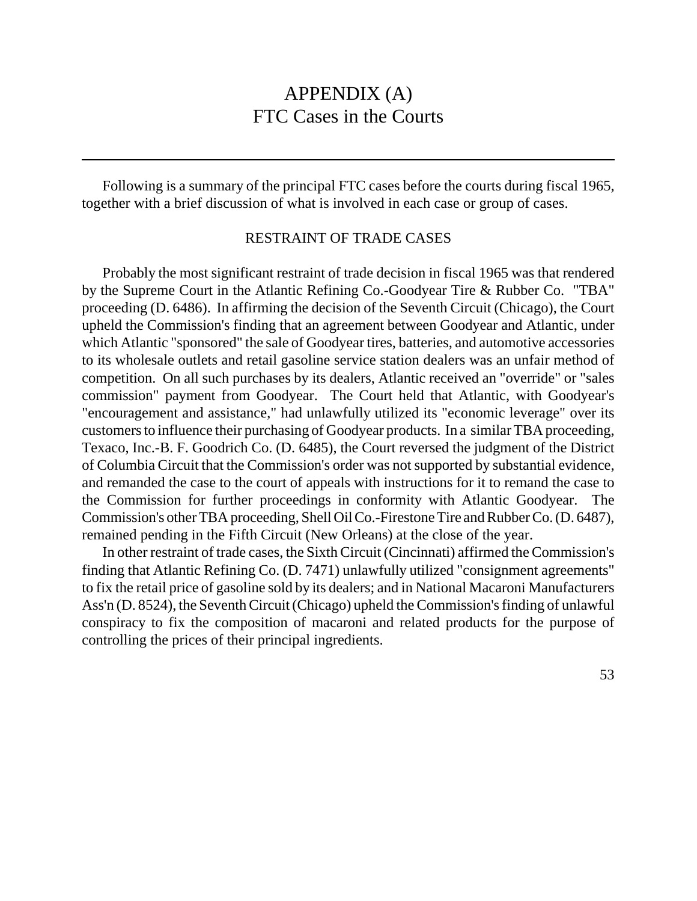# APPENDIX (A)
# FTC Cases in the Courts

Following is a summary of the principal FTC cases before the courts during fiscal 1965, together with a brief discussion of what is involved in each case or group of cases.

## RESTRAINT OF TRADE CASES

Probably the most significant restraint of trade decision in fiscal 1965 was that rendered by the Supreme Court in the Atlantic Refining Co.-Goodyear Tire & Rubber Co. "TBA" proceeding (D. 6486). In affirming the decision of the Seventh Circuit (Chicago), the Court upheld the Commission's finding that an agreement between Goodyear and Atlantic, under which Atlantic "sponsored" the sale of Goodyear tires, batteries, and automotive accessories to its wholesale outlets and retail gasoline service station dealers was an unfair method of competition. On all such purchases by its dealers, Atlantic received an "override" or "sales commission" payment from Goodyear. The Court held that Atlantic, with Goodyear's "encouragement and assistance," had unlawfully utilized its "economic leverage" over its customers to influence their purchasing of Goodyear products. In a similar TBA proceeding, Texaco, Inc.-B. F. Goodrich Co. (D. 6485), the Court reversed the judgment of the District of Columbia Circuit that the Commission's order was not supported by substantial evidence, and remanded the case to the court of appeals with instructions for it to remand the case to the Commission for further proceedings in conformity with Atlantic Goodyear. The Commission's other TBA proceeding, Shell Oil Co.-Firestone Tire and Rubber Co. (D. 6487), remained pending in the Fifth Circuit (New Orleans) at the close of the year.

In other restraint of trade cases, the Sixth Circuit (Cincinnati) affirmed the Commission's finding that Atlantic Refining Co. (D. 7471) unlawfully utilized "consignment agreements" to fix the retail price of gasoline sold by its dealers; and in National Macaroni Manufacturers Ass'n (D. 8524), the Seventh Circuit (Chicago) upheld the Commission's finding of unlawful conspiracy to fix the composition of macaroni and related products for the purpose of controlling the prices of their principal ingredients.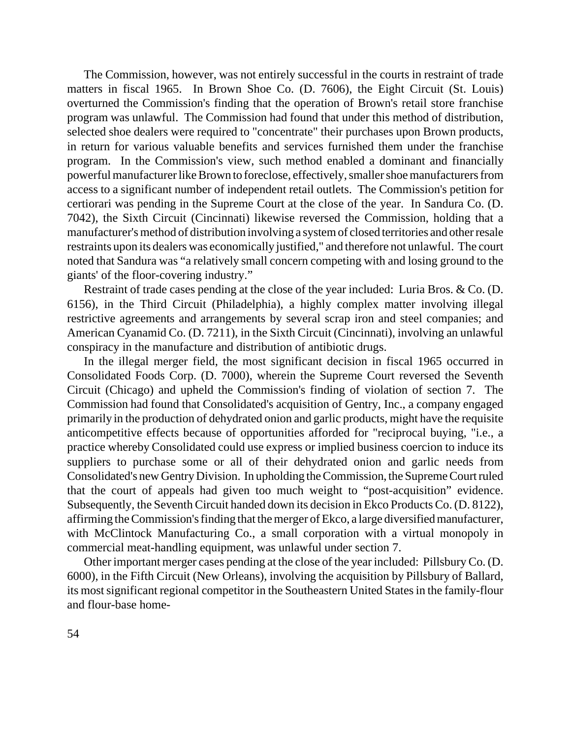The Commission, however, was not entirely successful in the courts in restraint of trade matters in fiscal 1965. In Brown Shoe Co. (D. 7606), the Eight Circuit (St. Louis) overturned the Commission's finding that the operation of Brown's retail store franchise program was unlawful. The Commission had found that under this method of distribution, selected shoe dealers were required to "concentrate" their purchases upon Brown products, in return for various valuable benefits and services furnished them under the franchise program. In the Commission's view, such method enabled a dominant and financially powerful manufacturer like Brown to foreclose, effectively, smaller shoe manufacturers from access to a significant number of independent retail outlets. The Commission's petition for certiorari was pending in the Supreme Court at the close of the year. In Sandura Co. (D. 7042), the Sixth Circuit (Cincinnati) likewise reversed the Commission, holding that a manufacturer's method of distribution involving a system of closed territories and other resale restraints upon its dealers was economically justified," and therefore not unlawful. The court noted that Sandura was "a relatively small concern competing with and losing ground to the giants' of the floor-covering industry."

Restraint of trade cases pending at the close of the year included: Luria Bros. & Co. (D. 6156), in the Third Circuit (Philadelphia), a highly complex matter involving illegal restrictive agreements and arrangements by several scrap iron and steel companies; and American Cyanamid Co. (D. 7211), in the Sixth Circuit (Cincinnati), involving an unlawful conspiracy in the manufacture and distribution of antibiotic drugs.

In the illegal merger field, the most significant decision in fiscal 1965 occurred in Consolidated Foods Corp. (D. 7000), wherein the Supreme Court reversed the Seventh Circuit (Chicago) and upheld the Commission's finding of violation of section 7. The Commission had found that Consolidated's acquisition of Gentry, Inc., a company engaged primarily in the production of dehydrated onion and garlic products, might have the requisite anticompetitive effects because of opportunities afforded for "reciprocal buying, "i.e., a practice whereby Consolidated could use express or implied business coercion to induce its suppliers to purchase some or all of their dehydrated onion and garlic needs from Consolidated's new Gentry Division. In upholding the Commission, the Supreme Court ruled that the court of appeals had given too much weight to "post-acquisition" evidence. Subsequently, the Seventh Circuit handed down its decision in Ekco Products Co. (D. 8122), affirming the Commission's finding that the merger of Ekco, a large diversified manufacturer, with McClintock Manufacturing Co., a small corporation with a virtual monopoly in commercial meat-handling equipment, was unlawful under section 7.

Other important merger cases pending at the close of the year included: Pillsbury Co. (D. 6000), in the Fifth Circuit (New Orleans), involving the acquisition by Pillsbury of Ballard, its most significant regional competitor in the Southeastern United States in the family-flour and flour-base home-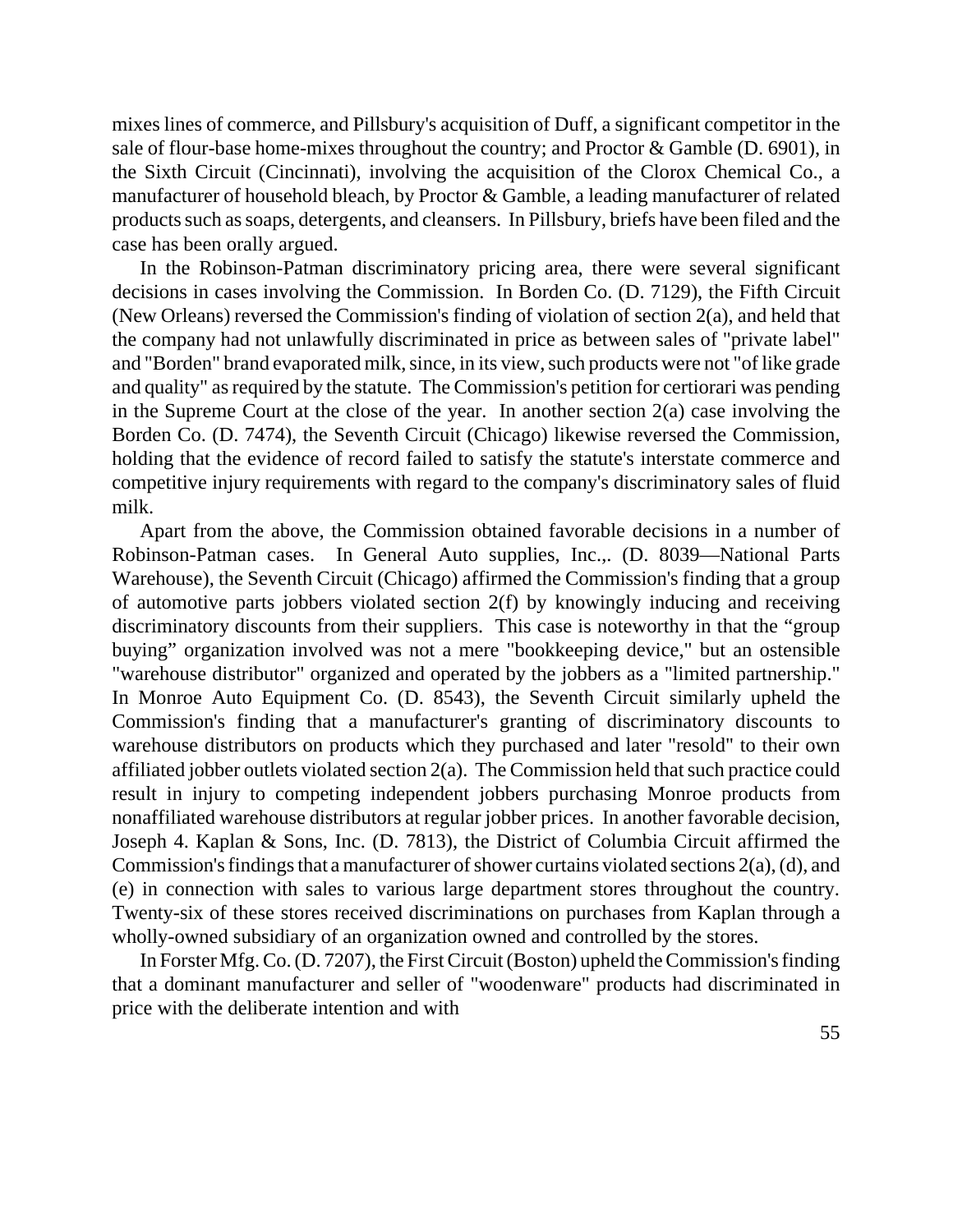mixes lines of commerce, and Pillsbury's acquisition of Duff, a significant competitor in the sale of flour-base home-mixes throughout the country; and Proctor & Gamble (D. 6901), in the Sixth Circuit (Cincinnati), involving the acquisition of the Clorox Chemical Co., a manufacturer of household bleach, by Proctor & Gamble, a leading manufacturer of related products such as soaps, detergents, and cleansers. In Pillsbury, briefs have been filed and the case has been orally argued.

In the Robinson-Patman discriminatory pricing area, there were several significant decisions in cases involving the Commission. In Borden Co. (D. 7129), the Fifth Circuit (New Orleans) reversed the Commission's finding of violation of section 2(a), and held that the company had not unlawfully discriminated in price as between sales of "private label" and "Borden" brand evaporated milk, since, in its view, such products were not "of like grade and quality" as required by the statute. The Commission's petition for certiorari was pending in the Supreme Court at the close of the year. In another section 2(a) case involving the Borden Co. (D. 7474), the Seventh Circuit (Chicago) likewise reversed the Commission, holding that the evidence of record failed to satisfy the statute's interstate commerce and competitive injury requirements with regard to the company's discriminatory sales of fluid milk.

Apart from the above, the Commission obtained favorable decisions in a number of Robinson-Patman cases. In General Auto supplies, Inc.,. (D. 8039—National Parts Warehouse), the Seventh Circuit (Chicago) affirmed the Commission's finding that a group of automotive parts jobbers violated section 2(f) by knowingly inducing and receiving discriminatory discounts from their suppliers. This case is noteworthy in that the "group buying" organization involved was not a mere "bookkeeping device," but an ostensible "warehouse distributor" organized and operated by the jobbers as a "limited partnership." In Monroe Auto Equipment Co. (D. 8543), the Seventh Circuit similarly upheld the Commission's finding that a manufacturer's granting of discriminatory discounts to warehouse distributors on products which they purchased and later "resold" to their own affiliated jobber outlets violated section 2(a). The Commission held that such practice could result in injury to competing independent jobbers purchasing Monroe products from nonaffiliated warehouse distributors at regular jobber prices. In another favorable decision, Joseph 4. Kaplan & Sons, Inc. (D. 7813), the District of Columbia Circuit affirmed the Commission's findings that a manufacturer of shower curtains violated sections 2(a), (d), and (e) in connection with sales to various large department stores throughout the country. Twenty-six of these stores received discriminations on purchases from Kaplan through a wholly-owned subsidiary of an organization owned and controlled by the stores.

In Forster Mfg. Co. (D. 7207), the First Circuit (Boston) upheld the Commission's finding that a dominant manufacturer and seller of "woodenware" products had discriminated in price with the deliberate intention and with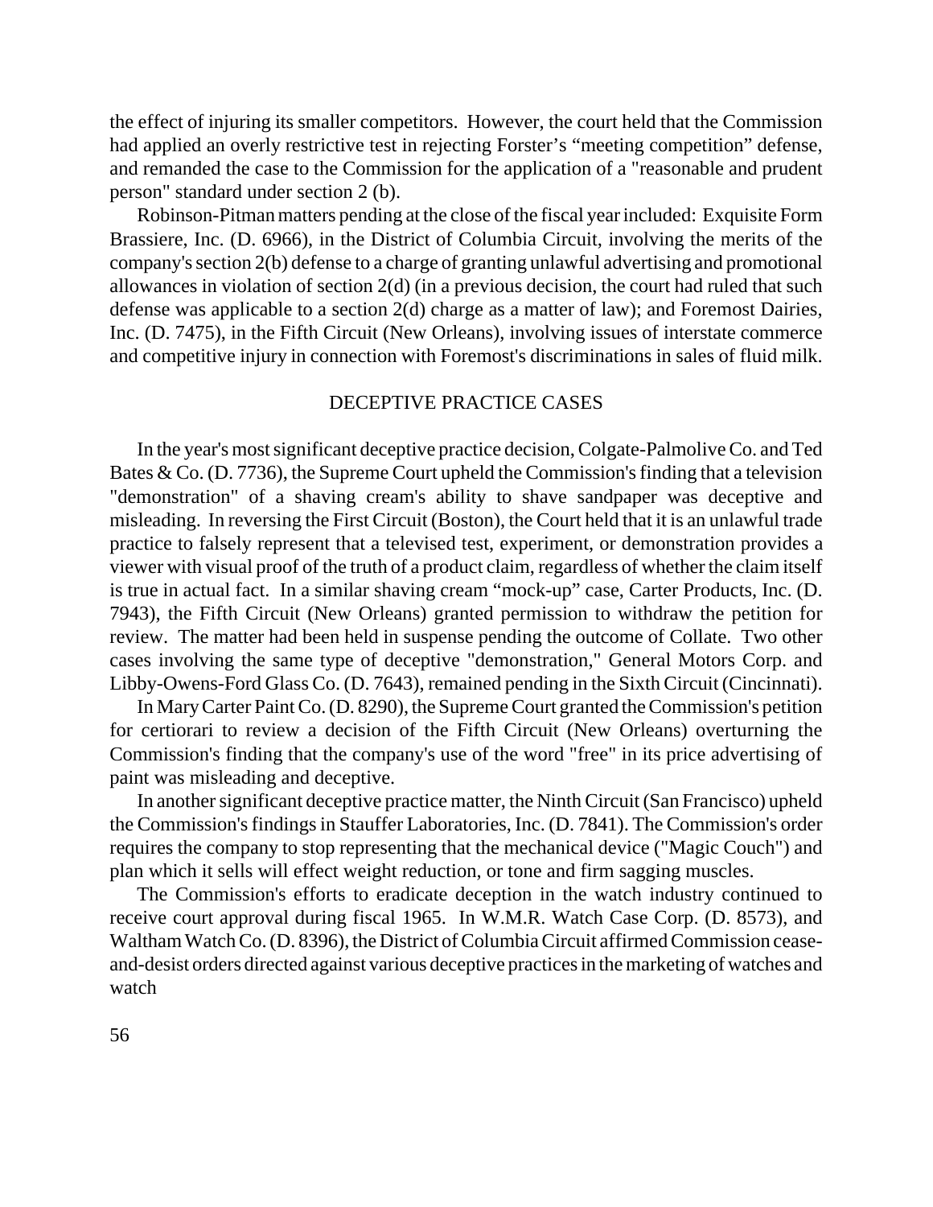the effect of injuring its smaller competitors. However, the court held that the Commission had applied an overly restrictive test in rejecting Forster's "meeting competition" defense, and remanded the case to the Commission for the application of a "reasonable and prudent person" standard under section 2 (b).

Robinson-Pitman matters pending at the close of the fiscal year included: Exquisite Form Brassiere, Inc. (D. 6966), in the District of Columbia Circuit, involving the merits of the company's section 2(b) defense to a charge of granting unlawful advertising and promotional allowances in violation of section 2(d) (in a previous decision, the court had ruled that such defense was applicable to a section 2(d) charge as a matter of law); and Foremost Dairies, Inc. (D. 7475), in the Fifth Circuit (New Orleans), involving issues of interstate commerce and competitive injury in connection with Foremost's discriminations in sales of fluid milk.

## DECEPTIVE PRACTICE CASES

In the year's most significant deceptive practice decision, Colgate-Palmolive Co. and Ted Bates & Co. (D. 7736), the Supreme Court upheld the Commission's finding that a television "demonstration" of a shaving cream's ability to shave sandpaper was deceptive and misleading. In reversing the First Circuit (Boston), the Court held that it is an unlawful trade practice to falsely represent that a televised test, experiment, or demonstration provides a viewer with visual proof of the truth of a product claim, regardless of whether the claim itself is true in actual fact. In a similar shaving cream "mock-up" case, Carter Products, Inc. (D. 7943), the Fifth Circuit (New Orleans) granted permission to withdraw the petition for review. The matter had been held in suspense pending the outcome of Collate. Two other cases involving the same type of deceptive "demonstration," General Motors Corp. and Libby-Owens-Ford Glass Co. (D. 7643), remained pending in the Sixth Circuit (Cincinnati).

In Mary Carter Paint Co. (D. 8290), the Supreme Court granted the Commission's petition for certiorari to review a decision of the Fifth Circuit (New Orleans) overturning the Commission's finding that the company's use of the word "free" in its price advertising of paint was misleading and deceptive.

In another significant deceptive practice matter, the Ninth Circuit (San Francisco) upheld the Commission's findings in Stauffer Laboratories, Inc. (D. 7841). The Commission's order requires the company to stop representing that the mechanical device ("Magic Couch") and plan which it sells will effect weight reduction, or tone and firm sagging muscles.

The Commission's efforts to eradicate deception in the watch industry continued to receive court approval during fiscal 1965. In W.M.R. Watch Case Corp. (D. 8573), and Waltham Watch Co. (D. 8396), the District of Columbia Circuit affirmed Commission cease-and-desist orders directed against various deceptive practices in the marketing of watches and watch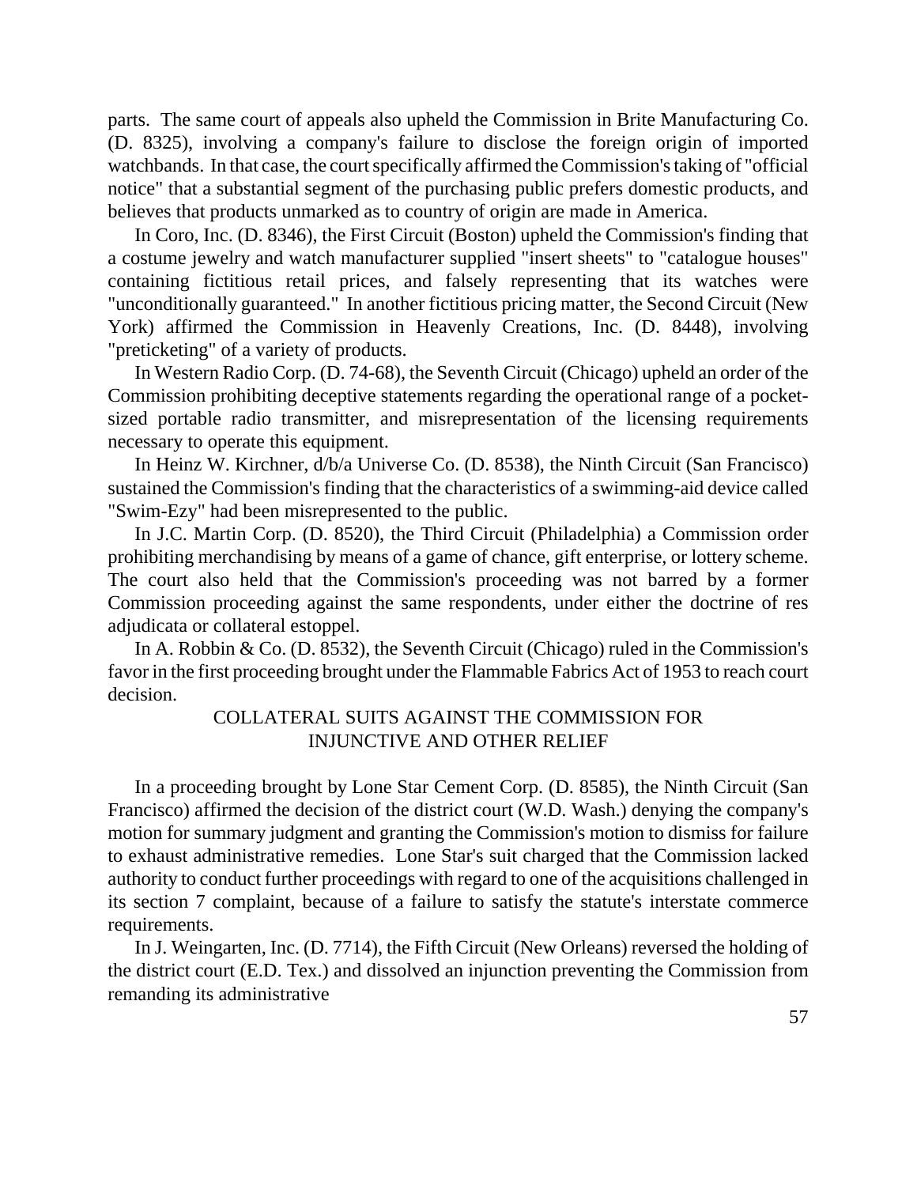parts. The same court of appeals also upheld the Commission in Brite Manufacturing Co. (D. 8325), involving a company's failure to disclose the foreign origin of imported watchbands. In that case, the court specifically affirmed the Commission's taking of "official notice" that a substantial segment of the purchasing public prefers domestic products, and believes that products unmarked as to country of origin are made in America.

In Coro, Inc. (D. 8346), the First Circuit (Boston) upheld the Commission's finding that a costume jewelry and watch manufacturer supplied "insert sheets" to "catalogue houses" containing fictitious retail prices, and falsely representing that its watches were "unconditionally guaranteed." In another fictitious pricing matter, the Second Circuit (New York) affirmed the Commission in Heavenly Creations, Inc. (D. 8448), involving "preticketing" of a variety of products.

In Western Radio Corp. (D. 74-68), the Seventh Circuit (Chicago) upheld an order of the Commission prohibiting deceptive statements regarding the operational range of a pocket-sized portable radio transmitter, and misrepresentation of the licensing requirements necessary to operate this equipment.

In Heinz W. Kirchner, d/b/a Universe Co. (D. 8538), the Ninth Circuit (San Francisco) sustained the Commission's finding that the characteristics of a swimming-aid device called "Swim-Ezy" had been misrepresented to the public.

In J.C. Martin Corp. (D. 8520), the Third Circuit (Philadelphia) a Commission order prohibiting merchandising by means of a game of chance, gift enterprise, or lottery scheme. The court also held that the Commission's proceeding was not barred by a former Commission proceeding against the same respondents, under either the doctrine of res adjudicata or collateral estoppel.

In A. Robbin & Co. (D. 8532), the Seventh Circuit (Chicago) ruled in the Commission's favor in the first proceeding brought under the Flammable Fabrics Act of 1953 to reach court decision.

## COLLATERAL SUITS AGAINST THE COMMISSION FOR INJUNCTIVE AND OTHER RELIEF

In a proceeding brought by Lone Star Cement Corp. (D. 8585), the Ninth Circuit (San Francisco) affirmed the decision of the district court (W.D. Wash.) denying the company's motion for summary judgment and granting the Commission's motion to dismiss for failure to exhaust administrative remedies. Lone Star's suit charged that the Commission lacked authority to conduct further proceedings with regard to one of the acquisitions challenged in its section 7 complaint, because of a failure to satisfy the statute's interstate commerce requirements.

In J. Weingarten, Inc. (D. 7714), the Fifth Circuit (New Orleans) reversed the holding of the district court (E.D. Tex.) and dissolved an injunction preventing the Commission from remanding its administrative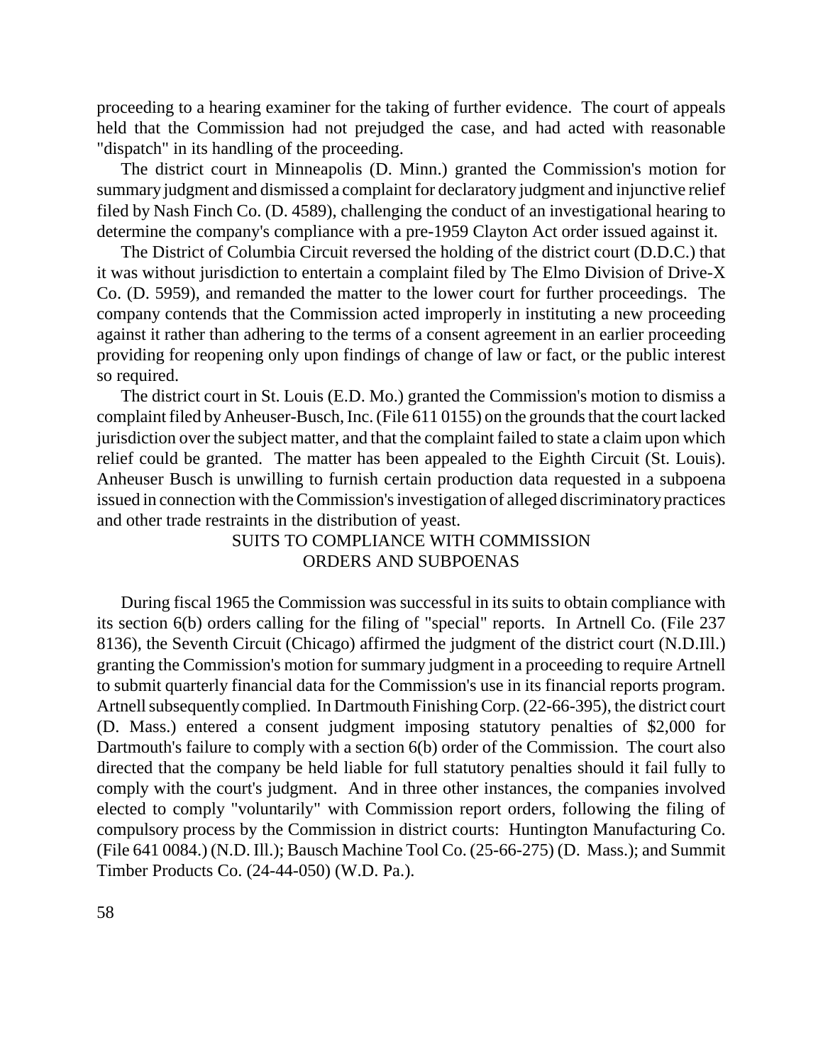proceeding to a hearing examiner for the taking of further evidence. The court of appeals held that the Commission had not prejudged the case, and had acted with reasonable "dispatch" in its handling of the proceeding.

The district court in Minneapolis (D. Minn.) granted the Commission's motion for summary judgment and dismissed a complaint for declaratory judgment and injunctive relief filed by Nash Finch Co. (D. 4589), challenging the conduct of an investigational hearing to determine the company's compliance with a pre-1959 Clayton Act order issued against it.

The District of Columbia Circuit reversed the holding of the district court (D.D.C.) that it was without jurisdiction to entertain a complaint filed by The Elmo Division of Drive-X Co. (D. 5959), and remanded the matter to the lower court for further proceedings. The company contends that the Commission acted improperly in instituting a new proceeding against it rather than adhering to the terms of a consent agreement in an earlier proceeding providing for reopening only upon findings of change of law or fact, or the public interest so required.

The district court in St. Louis (E.D. Mo.) granted the Commission's motion to dismiss a complaint filed by Anheuser-Busch, Inc. (File 611 0155) on the grounds that the court lacked jurisdiction over the subject matter, and that the complaint failed to state a claim upon which relief could be granted. The matter has been appealed to the Eighth Circuit (St. Louis). Anheuser Busch is unwilling to furnish certain production data requested in a subpoena issued in connection with the Commission's investigation of alleged discriminatory practices and other trade restraints in the distribution of yeast.

## SUITS TO COMPLIANCE WITH COMMISSION ORDERS AND SUBPOENAS

During fiscal 1965 the Commission was successful in its suits to obtain compliance with its section 6(b) orders calling for the filing of "special" reports. In Artnell Co. (File 237 8136), the Seventh Circuit (Chicago) affirmed the judgment of the district court (N.D.Ill.) granting the Commission's motion for summary judgment in a proceeding to require Artnell to submit quarterly financial data for the Commission's use in its financial reports program. Artnell subsequently complied. In Dartmouth Finishing Corp. (22-66-395), the district court (D. Mass.) entered a consent judgment imposing statutory penalties of $2,000 for Dartmouth's failure to comply with a section 6(b) order of the Commission. The court also directed that the company be held liable for full statutory penalties should it fail fully to comply with the court's judgment. And in three other instances, the companies involved elected to comply "voluntarily" with Commission report orders, following the filing of compulsory process by the Commission in district courts: Huntington Manufacturing Co. (File 641 0084.) (N.D. Ill.); Bausch Machine Tool Co. (25-66-275) (D. Mass.); and Summit Timber Products Co. (24-44-050) (W.D. Pa.).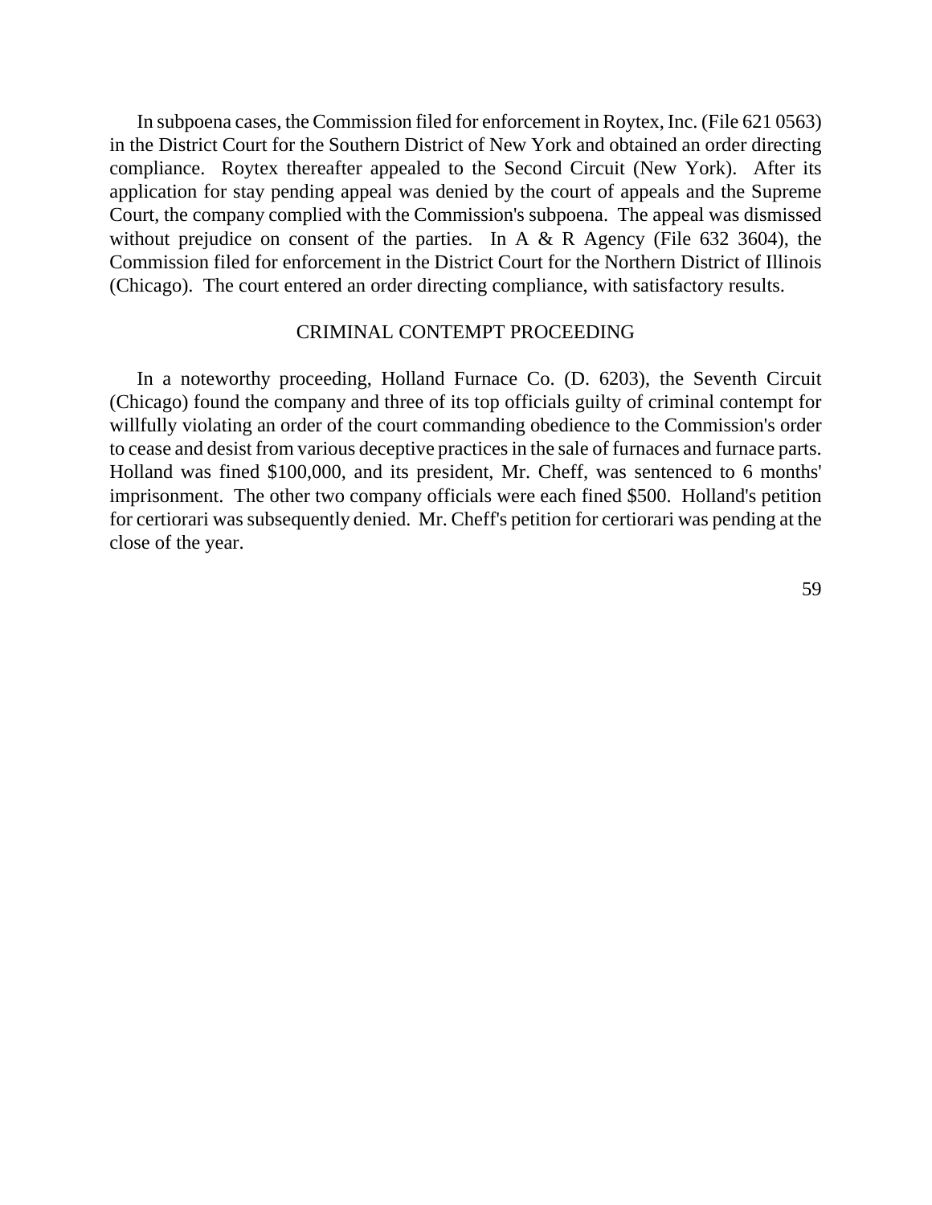In subpoena cases, the Commission filed for enforcement in Roytex, Inc. (File 621 0563) in the District Court for the Southern District of New York and obtained an order directing compliance. Roytex thereafter appealed to the Second Circuit (New York). After its application for stay pending appeal was denied by the court of appeals and the Supreme Court, the company complied with the Commission's subpoena. The appeal was dismissed without prejudice on consent of the parties. In A & R Agency (File 632 3604), the Commission filed for enforcement in the District Court for the Northern District of Illinois (Chicago). The court entered an order directing compliance, with satisfactory results.

## CRIMINAL CONTEMPT PROCEEDING

In a noteworthy proceeding, Holland Furnace Co. (D. 6203), the Seventh Circuit (Chicago) found the company and three of its top officials guilty of criminal contempt for willfully violating an order of the court commanding obedience to the Commission's order to cease and desist from various deceptive practices in the sale of furnaces and furnace parts. Holland was fined $100,000, and its president, Mr. Cheff, was sentenced to 6 months' imprisonment. The other two company officials were each fined $500. Holland's petition for certiorari was subsequently denied. Mr. Cheff's petition for certiorari was pending at the close of the year.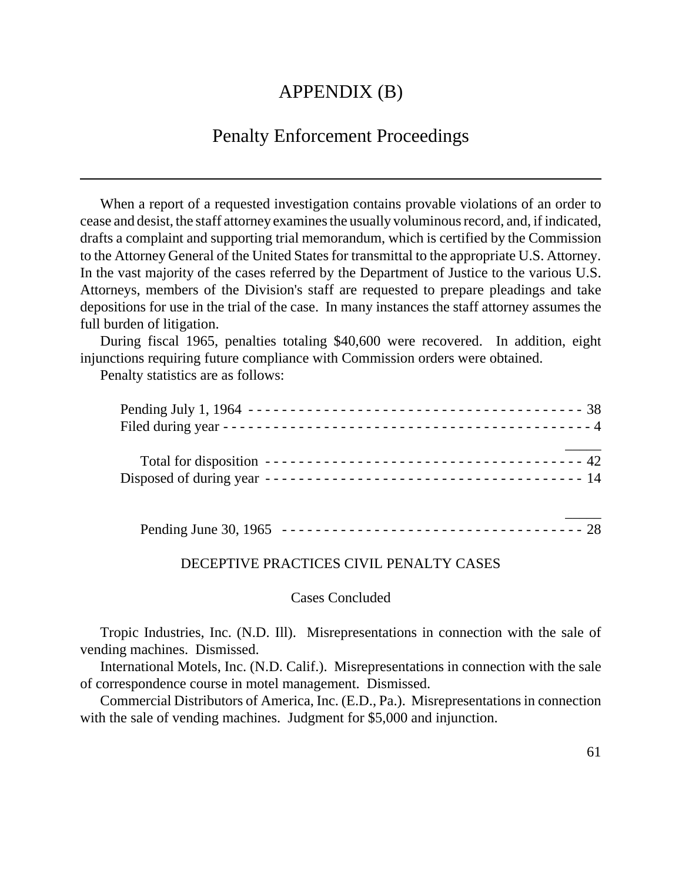# APPENDIX (B)

## Penalty Enforcement Proceedings

When a report of a requested investigation contains provable violations of an order to cease and desist, the staff attorney examines the usually voluminous record, and, if indicated, drafts a complaint and supporting trial memorandum, which is certified by the Commission to the Attorney General of the United States for transmittal to the appropriate U.S. Attorney. In the vast majority of the cases referred by the Department of Justice to the various U.S. Attorneys, members of the Division's staff are requested to prepare pleadings and take depositions for use in the trial of the case. In many instances the staff attorney assumes the full burden of litigation.

During fiscal 1965, penalties totaling $40,600 were recovered. In addition, eight injunctions requiring future compliance with Commission orders were obtained.

Penalty statistics are as follows:

| | |
|---|---|
| Pending July 1, 1964 | 38 |
| Filed during year | 4 |
| Total for disposition | 42 |
| Disposed of during year | 14 |
| Pending June 30, 1965 | 28 |

### DECEPTIVE PRACTICES CIVIL PENALTY CASES

#### Cases Concluded

Tropic Industries, Inc. (N.D. Ill). Misrepresentations in connection with the sale of vending machines. Dismissed.

International Motels, Inc. (N.D. Calif.). Misrepresentations in connection with the sale of correspondence course in motel management. Dismissed.

Commercial Distributors of America, Inc. (E.D., Pa.). Misrepresentations in connection with the sale of vending machines. Judgment for $5,000 and injunction.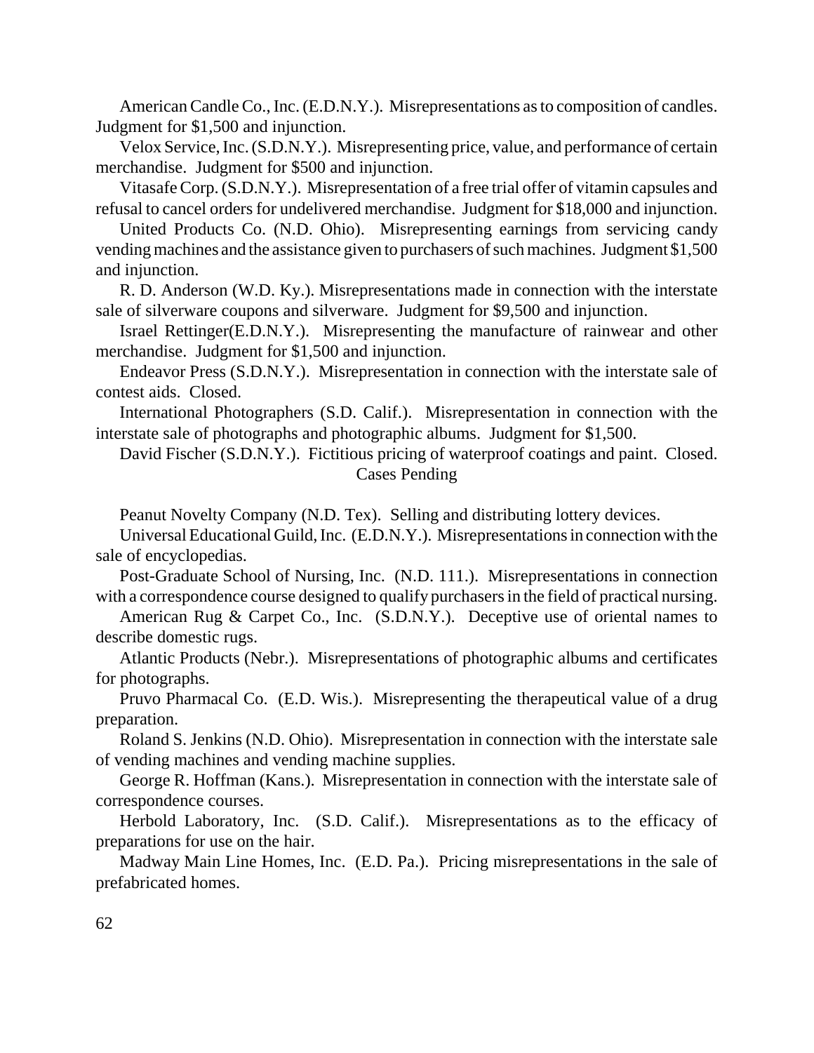American Candle Co., Inc. (E.D.N.Y.). Misrepresentations as to composition of candles. Judgment for $1,500 and injunction.

Velox Service, Inc. (S.D.N.Y.). Misrepresenting price, value, and performance of certain merchandise. Judgment for $500 and injunction.

Vitasafe Corp. (S.D.N.Y.). Misrepresentation of a free trial offer of vitamin capsules and refusal to cancel orders for undelivered merchandise. Judgment for $18,000 and injunction.

United Products Co. (N.D. Ohio). Misrepresenting earnings from servicing candy vending machines and the assistance given to purchasers of such machines. Judgment $1,500 and injunction.

R. D. Anderson (W.D. Ky.). Misrepresentations made in connection with the interstate sale of silverware coupons and silverware. Judgment for $9,500 and injunction.

Israel Rettinger(E.D.N.Y.). Misrepresenting the manufacture of rainwear and other merchandise. Judgment for $1,500 and injunction.

Endeavor Press (S.D.N.Y.). Misrepresentation in connection with the interstate sale of contest aids. Closed.

International Photographers (S.D. Calif.). Misrepresentation in connection with the interstate sale of photographs and photographic albums. Judgment for $1,500.

David Fischer (S.D.N.Y.). Fictitious pricing of waterproof coatings and paint. Closed.

## Cases Pending

Peanut Novelty Company (N.D. Tex). Selling and distributing lottery devices.

Universal Educational Guild, Inc. (E.D.N.Y.). Misrepresentations in connection with the sale of encyclopedias.

Post-Graduate School of Nursing, Inc. (N.D. 111.). Misrepresentations in connection with a correspondence course designed to qualify purchasers in the field of practical nursing.

American Rug & Carpet Co., Inc. (S.D.N.Y.). Deceptive use of oriental names to describe domestic rugs.

Atlantic Products (Nebr.). Misrepresentations of photographic albums and certificates for photographs.

Pruvo Pharmacal Co. (E.D. Wis.). Misrepresenting the therapeutical value of a drug preparation.

Roland S. Jenkins (N.D. Ohio). Misrepresentation in connection with the interstate sale of vending machines and vending machine supplies.

George R. Hoffman (Kans.). Misrepresentation in connection with the interstate sale of correspondence courses.

Herbold Laboratory, Inc. (S.D. Calif.). Misrepresentations as to the efficacy of preparations for use on the hair.

Madway Main Line Homes, Inc. (E.D. Pa.). Pricing misrepresentations in the sale of prefabricated homes.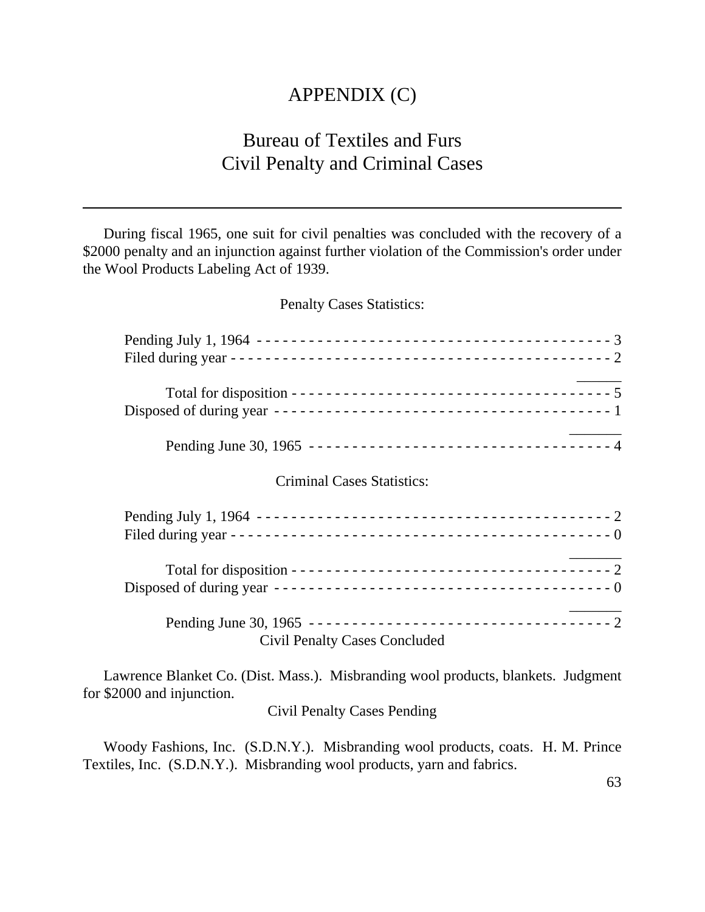# APPENDIX (C)

## Bureau of Textiles and Furs
## Civil Penalty and Criminal Cases

---

During fiscal 1965, one suit for civil penalties was concluded with the recovery of a $2000 penalty and an injunction against further violation of the Commission's order under the Wool Products Labeling Act of 1939.

Penalty Cases Statistics:

| | |
|---|---|
| Pending July 1, 1964 | 3 |
| Filed during year | 2 |
| Total for disposition | 5 |
| Disposed of during year | 1 |
| Pending June 30, 1965 | 4 |

Criminal Cases Statistics:

| | |
|---|---|
| Pending July 1, 1964 | 2 |
| Filed during year | 0 |
| Total for disposition | 2 |
| Disposed of during year | 0 |
| Pending June 30, 1965 | 2 |

Civil Penalty Cases Concluded

Lawrence Blanket Co. (Dist. Mass.). Misbranding wool products, blankets. Judgment for $2000 and injunction.

Civil Penalty Cases Pending

Woody Fashions, Inc. (S.D.N.Y.). Misbranding wool products, coats. H. M. Prince Textiles, Inc. (S.D.N.Y.). Misbranding wool products, yarn and fabrics.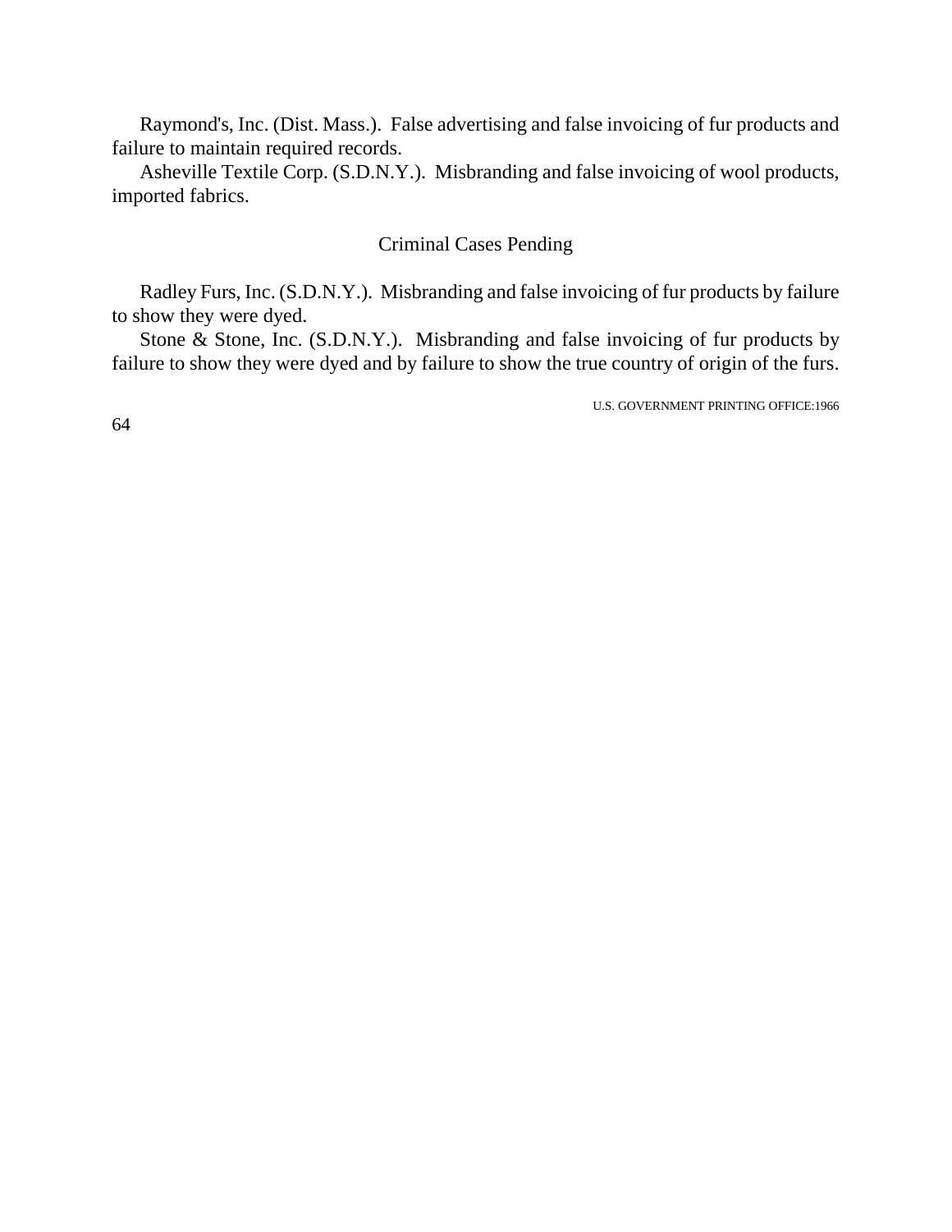Raymond's, Inc. (Dist. Mass.). False advertising and false invoicing of fur products and failure to maintain required records.

Asheville Textile Corp. (S.D.N.Y.). Misbranding and false invoicing of wool products, imported fabrics.

## Criminal Cases Pending

Radley Furs, Inc. (S.D.N.Y.). Misbranding and false invoicing of fur products by failure to show they were dyed.

Stone & Stone, Inc. (S.D.N.Y.). Misbranding and false invoicing of fur products by failure to show they were dyed and by failure to show the true country of origin of the furs.

U.S. GOVERNMENT PRINTING OFFICE:1966